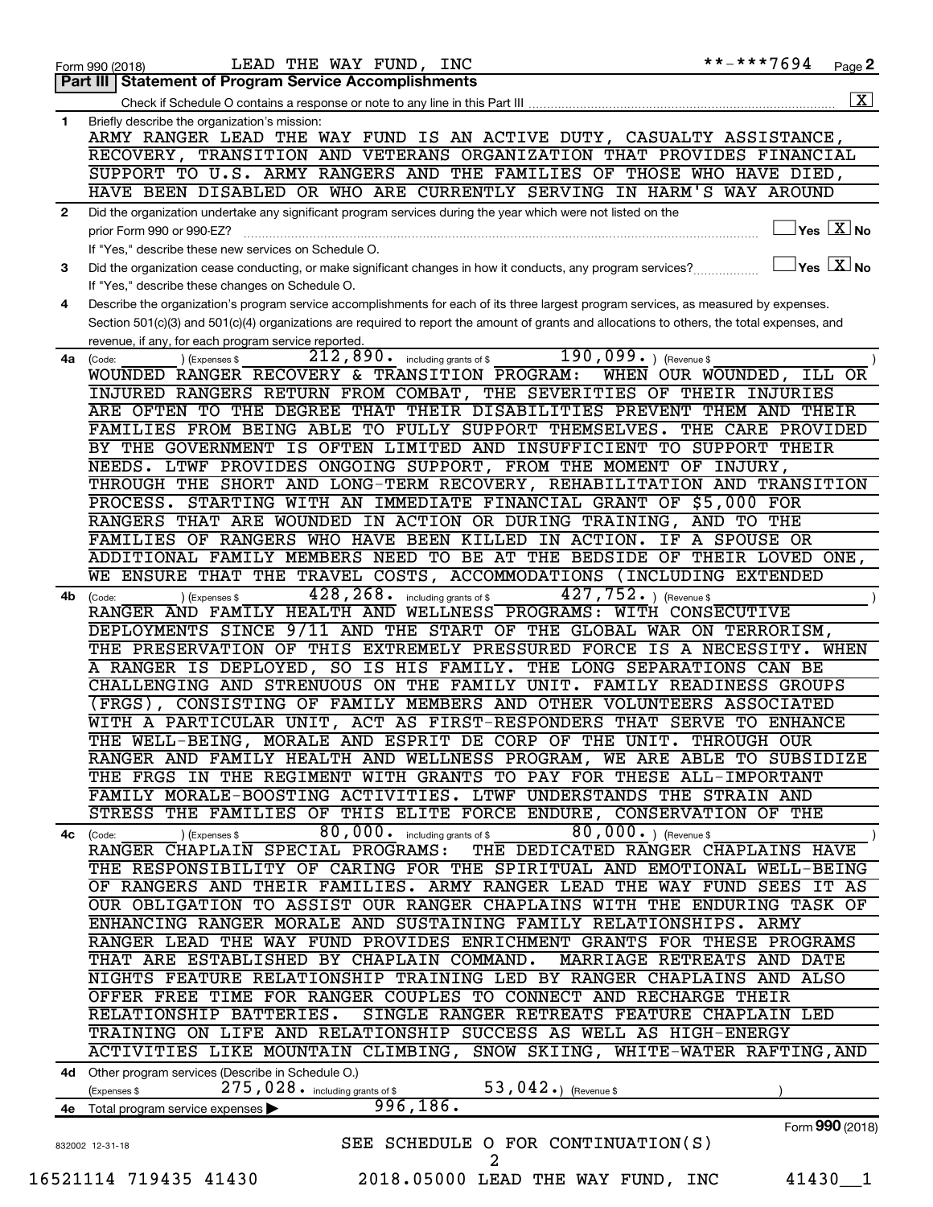Form 990 (2018) LEAD THE WAY FUND, INC **-***7694 Page 2

## Part III Statement of Program Service Accomplishments

Check if Schedule O contains a response or note to any line in this Part III [X]

**1** Briefly describe the organization's mission:

ARMY RANGER LEAD THE WAY FUND IS AN ACTIVE DUTY, CASUALTY ASSISTANCE, RECOVERY, TRANSITION AND VETERANS ORGANIZATION THAT PROVIDES FINANCIAL SUPPORT TO U.S. ARMY RANGERS AND THE FAMILIES OF THOSE WHO HAVE DIED, HAVE BEEN DISABLED OR WHO ARE CURRENTLY SERVING IN HARM'S WAY AROUND

**2** Did the organization undertake any significant program services during the year which were not listed on the prior Form 990 or 990-EZ? Yes [ ] No [X]

If "Yes," describe these new services on Schedule O.

**3** Did the organization cease conducting, or make significant changes in how it conducts, any program services? Yes [ ] No [X]

If "Yes," describe these changes on Schedule O.

**4** Describe the organization's program service accomplishments for each of its three largest program services, as measured by expenses. Section 501(c)(3) and 501(c)(4) organizations are required to report the amount of grants and allocations to others, the total expenses, and revenue, if any, for each program service reported.

**4a** (Code: ) (Expenses $ 212,890. including grants of $ 190,099. ) (Revenue $ )

WOUNDED RANGER RECOVERY & TRANSITION PROGRAM: WHEN OUR WOUNDED, ILL OR INJURED RANGERS RETURN FROM COMBAT, THE SEVERITIES OF THEIR INJURIES ARE OFTEN TO THE DEGREE THAT THEIR DISABILITIES PREVENT THEM AND THEIR FAMILIES FROM BEING ABLE TO FULLY SUPPORT THEMSELVES. THE CARE PROVIDED BY THE GOVERNMENT IS OFTEN LIMITED AND INSUFFICIENT TO SUPPORT THEIR NEEDS. LTWF PROVIDES ONGOING SUPPORT, FROM THE MOMENT OF INJURY, THROUGH THE SHORT AND LONG-TERM RECOVERY, REHABILITATION AND TRANSITION PROCESS. STARTING WITH AN IMMEDIATE FINANCIAL GRANT OF $5,000 FOR RANGERS THAT ARE WOUNDED IN ACTION OR DURING TRAINING, AND TO THE FAMILIES OF RANGERS WHO HAVE BEEN KILLED IN ACTION. IF A SPOUSE OR ADDITIONAL FAMILY MEMBERS NEED TO BE AT THE BEDSIDE OF THEIR LOVED ONE, WE ENSURE THAT THE TRAVEL COSTS, ACCOMMODATIONS (INCLUDING EXTENDED

**4b** (Code: ) (Expenses $ 428,268. including grants of $ 427,752. ) (Revenue $ )

RANGER AND FAMILY HEALTH AND WELLNESS PROGRAMS: WITH CONSECUTIVE DEPLOYMENTS SINCE 9/11 AND THE START OF THE GLOBAL WAR ON TERRORISM, THE PRESERVATION OF THIS EXTREMELY PRESSURED FORCE IS A NECESSITY. WHEN A RANGER IS DEPLOYED, SO IS HIS FAMILY. THE LONG SEPARATIONS CAN BE CHALLENGING AND STRENUOUS ON THE FAMILY UNIT. FAMILY READINESS GROUPS (FRGS), CONSISTING OF FAMILY MEMBERS AND OTHER VOLUNTEERS ASSOCIATED WITH A PARTICULAR UNIT, ACT AS FIRST-RESPONDERS THAT SERVE TO ENHANCE THE WELL-BEING, MORALE AND ESPRIT DE CORP OF THE UNIT. THROUGH OUR RANGER AND FAMILY HEALTH AND WELLNESS PROGRAM, WE ARE ABLE TO SUBSIDIZE THE FRGS IN THE REGIMENT WITH GRANTS TO PAY FOR THESE ALL-IMPORTANT FAMILY MORALE-BOOSTING ACTIVITIES. LTWF UNDERSTANDS THE STRAIN AND STRESS THE FAMILIES OF THIS ELITE FORCE ENDURE, CONSERVATION OF THE

**4c** (Code: ) (Expenses $ 80,000. including grants of $ 80,000. ) (Revenue $ )

RANGER CHAPLAIN SPECIAL PROGRAMS: THE DEDICATED RANGER CHAPLAINS HAVE THE RESPONSIBILITY OF CARING FOR THE SPIRITUAL AND EMOTIONAL WELL-BEING OF RANGERS AND THEIR FAMILIES. ARMY RANGER LEAD THE WAY FUND SEES IT AS OUR OBLIGATION TO ASSIST OUR RANGER CHAPLAINS WITH THE ENDURING TASK OF ENHANCING RANGER MORALE AND SUSTAINING FAMILY RELATIONSHIPS. ARMY RANGER LEAD THE WAY FUND PROVIDES ENRICHMENT GRANTS FOR THESE PROGRAMS THAT ARE ESTABLISHED BY CHAPLAIN COMMAND. MARRIAGE RETREATS AND DATE NIGHTS FEATURE RELATIONSHIP TRAINING LED BY RANGER CHAPLAINS AND ALSO OFFER FREE TIME FOR RANGER COUPLES TO CONNECT AND RECHARGE THEIR RELATIONSHIP BATTERIES. SINGLE RANGER RETREATS FEATURE CHAPLAIN LED TRAINING ON LIFE AND RELATIONSHIP SUCCESS AS WELL AS HIGH-ENERGY ACTIVITIES LIKE MOUNTAIN CLIMBING, SNOW SKIING, WHITE-WATER RAFTING,AND

**4d** Other program services (Describe in Schedule O.)

(Expenses $ 275,028. including grants of $ 53,042.) (Revenue $ )

**4e** Total program service expenses ▶ 996,186.

Form 990 (2018)

832002 12-31-18

SEE SCHEDULE O FOR CONTINUATION(S)

16521114 719435 41430 2018.05000 LEAD THE WAY FUND, INC 41430__1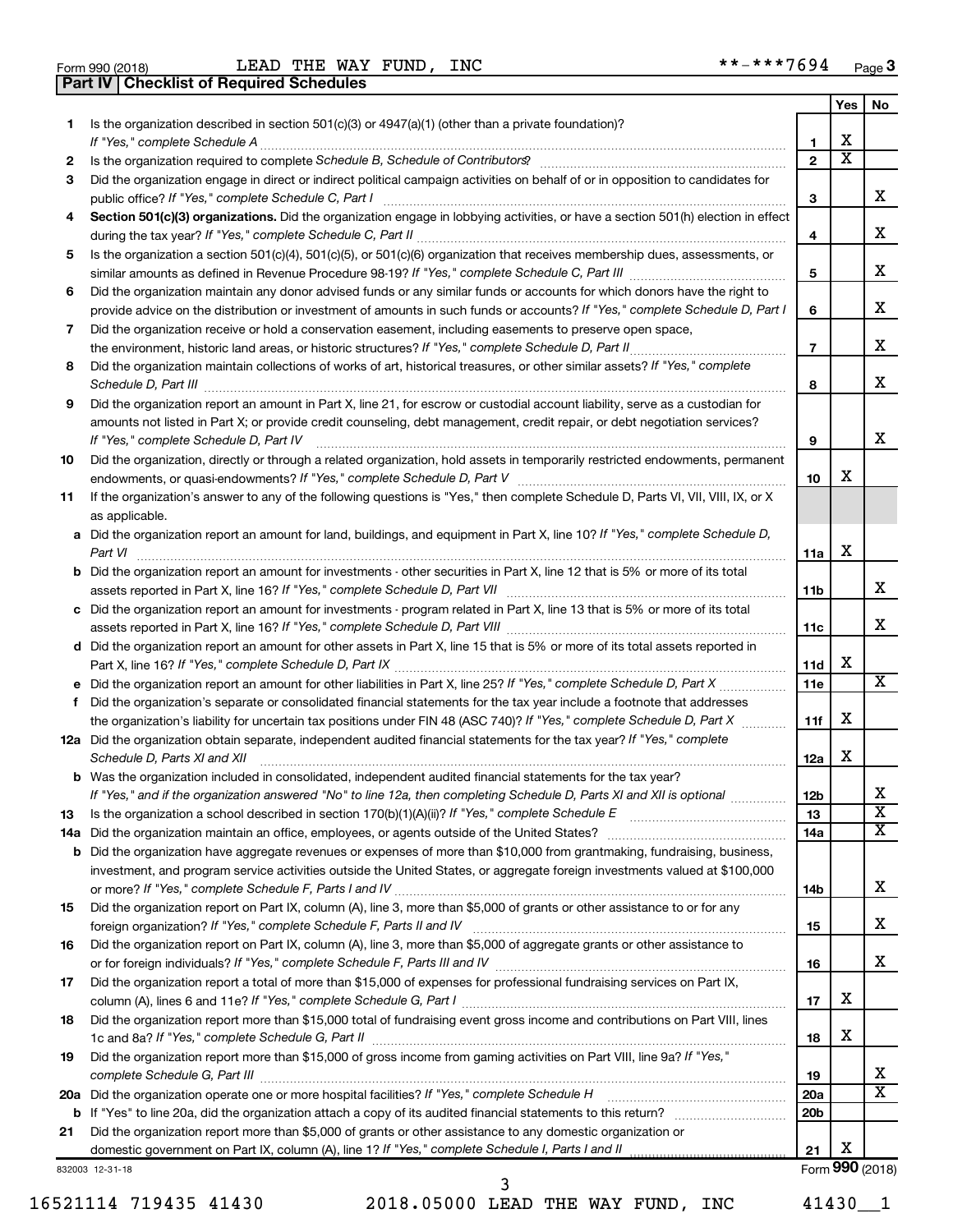Form 990 (2018) LEAD THE WAY FUND, INC **-***7694

**Part IV | Checklist of Required Schedules**

| | | | Yes | No |
|---|---|---|---|---|
| **1** | Is the organization described in section 501(c)(3) or 4947(a)(1) (other than a private foundation)? *If "Yes," complete Schedule A* | **1** | X | |
| **2** | Is the organization required to complete *Schedule B, Schedule of Contributors*? | **2** | X | |
| **3** | Did the organization engage in direct or indirect political campaign activities on behalf of or in opposition to candidates for public office? *If "Yes," complete Schedule C, Part I* | **3** | | X |
| **4** | **Section 501(c)(3) organizations.** Did the organization engage in lobbying activities, or have a section 501(h) election in effect during the tax year? *If "Yes," complete Schedule C, Part II* | **4** | | X |
| **5** | Is the organization a section 501(c)(4), 501(c)(5), or 501(c)(6) organization that receives membership dues, assessments, or similar amounts as defined in Revenue Procedure 98-19? *If "Yes," complete Schedule C, Part III* | **5** | | X |
| **6** | Did the organization maintain any donor advised funds or any similar funds or accounts for which donors have the right to provide advice on the distribution or investment of amounts in such funds or accounts? *If "Yes," complete Schedule D, Part I* | **6** | | X |
| **7** | Did the organization receive or hold a conservation easement, including easements to preserve open space, the environment, historic land areas, or historic structures? *If "Yes," complete Schedule D, Part II* | **7** | | X |
| **8** | Did the organization maintain collections of works of art, historical treasures, or other similar assets? *If "Yes," complete Schedule D, Part III* | **8** | | X |
| **9** | Did the organization report an amount in Part X, line 21, for escrow or custodial account liability, serve as a custodian for amounts not listed in Part X; or provide credit counseling, debt management, credit repair, or debt negotiation services? *If "Yes," complete Schedule D, Part IV* | **9** | | X |
| **10** | Did the organization, directly or through a related organization, hold assets in temporarily restricted endowments, permanent endowments, or quasi-endowments? *If "Yes," complete Schedule D, Part V* | **10** | X | |
| **11** | If the organization's answer to any of the following questions is "Yes," then complete Schedule D, Parts VI, VII, VIII, IX, or X as applicable. | | | |
| **a** | Did the organization report an amount for land, buildings, and equipment in Part X, line 10? *If "Yes," complete Schedule D, Part VI* | **11a** | X | |
| **b** | Did the organization report an amount for investments - other securities in Part X, line 12 that is 5% or more of its total assets reported in Part X, line 16? *If "Yes," complete Schedule D, Part VII* | **11b** | | X |
| **c** | Did the organization report an amount for investments - program related in Part X, line 13 that is 5% or more of its total assets reported in Part X, line 16? *If "Yes," complete Schedule D, Part VIII* | **11c** | | X |
| **d** | Did the organization report an amount for other assets in Part X, line 15 that is 5% or more of its total assets reported in Part X, line 16? *If "Yes," complete Schedule D, Part IX* | **11d** | X | |
| **e** | Did the organization report an amount for other liabilities in Part X, line 25? *If "Yes," complete Schedule D, Part X* | **11e** | | X |
| **f** | Did the organization's separate or consolidated financial statements for the tax year include a footnote that addresses the organization's liability for uncertain tax positions under FIN 48 (ASC 740)? *If "Yes," complete Schedule D, Part X* | **11f** | X | |
| **12a** | Did the organization obtain separate, independent audited financial statements for the tax year? *If "Yes," complete Schedule D, Parts XI and XII* | **12a** | X | |
| **b** | Was the organization included in consolidated, independent audited financial statements for the tax year? *If "Yes," and if the organization answered "No" to line 12a, then completing Schedule D, Parts XI and XII is optional* | **12b** | | X |
| **13** | Is the organization a school described in section 170(b)(1)(A)(ii)? *If "Yes," complete Schedule E* | **13** | | X |
| **14a** | Did the organization maintain an office, employees, or agents outside of the United States? | **14a** | | X |
| **b** | Did the organization have aggregate revenues or expenses of more than $10,000 from grantmaking, fundraising, business, investment, and program service activities outside the United States, or aggregate foreign investments valued at $100,000 or more? *If "Yes," complete Schedule F, Parts I and IV* | **14b** | | X |
| **15** | Did the organization report on Part IX, column (A), line 3, more than $5,000 of grants or other assistance to or for any foreign organization? *If "Yes," complete Schedule F, Parts II and IV* | **15** | | X |
| **16** | Did the organization report on Part IX, column (A), line 3, more than $5,000 of aggregate grants or other assistance to or for foreign individuals? *If "Yes," complete Schedule F, Parts III and IV* | **16** | | X |
| **17** | Did the organization report a total of more than $15,000 of expenses for professional fundraising services on Part IX, column (A), lines 6 and 11e? *If "Yes," complete Schedule G, Part I* | **17** | X | |
| **18** | Did the organization report more than $15,000 total of fundraising event gross income and contributions on Part VIII, lines 1c and 8a? *If "Yes," complete Schedule G, Part II* | **18** | X | |
| **19** | Did the organization report more than $15,000 of gross income from gaming activities on Part VIII, line 9a? *If "Yes," complete Schedule G, Part III* | **19** | | X |
| **20a** | Did the organization operate one or more hospital facilities? *If "Yes," complete Schedule H* | **20a** | | X |
| **b** | If "Yes" to line 20a, did the organization attach a copy of its audited financial statements to this return? | **20b** | | |
| **21** | Did the organization report more than $5,000 of grants or other assistance to any domestic organization or domestic government on Part IX, column (A), line 1? *If "Yes," complete Schedule I, Parts I and II* | **21** | X | |

832003 12-31-18 Form **990** (2018)

16521114 719435 41430 2018.05000 LEAD THE WAY FUND, INC 41430__1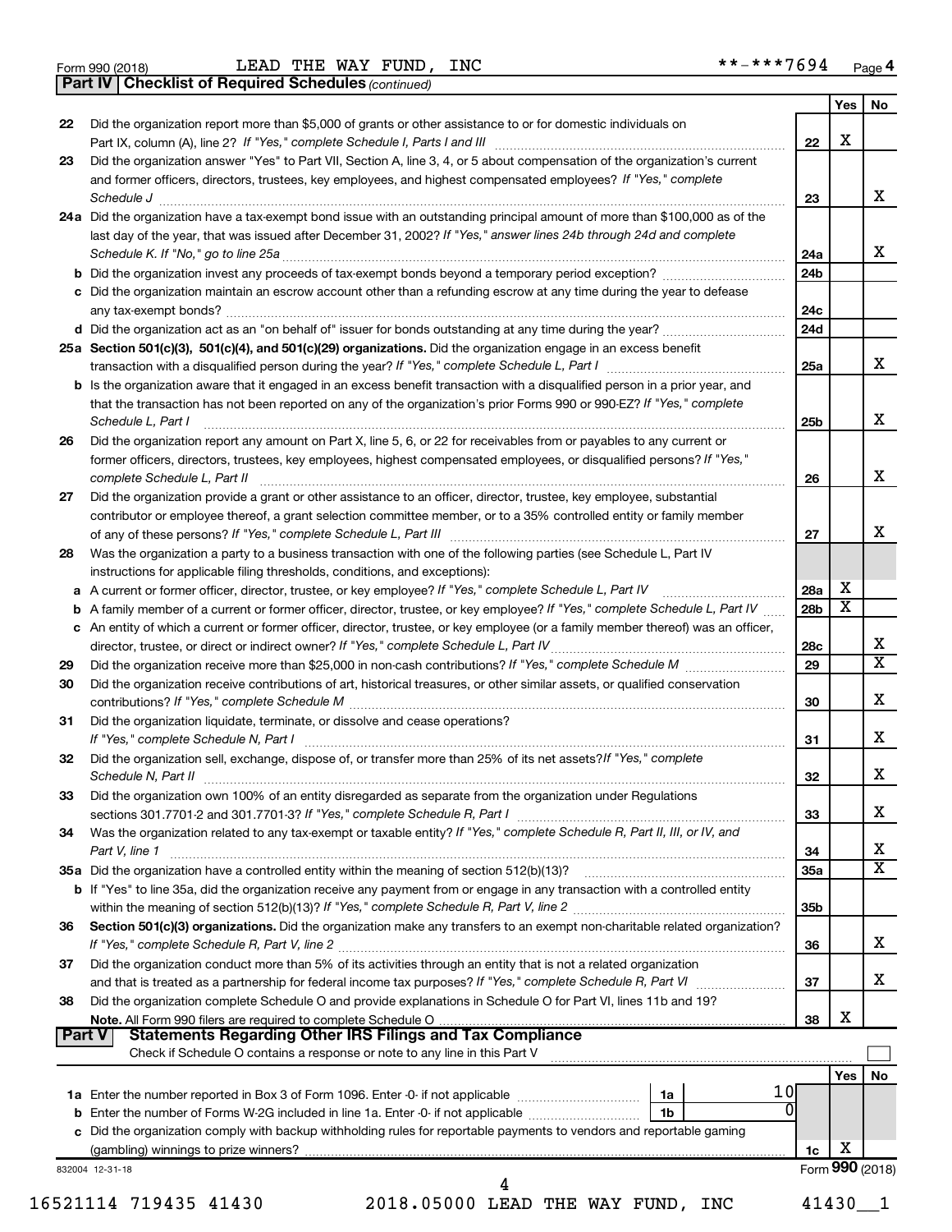Form 990 (2018) LEAD THE WAY FUND, INC **-***7694 Page 4

**Part IV | Checklist of Required Schedules** *(continued)*

| | | | Yes | No |
|---|---|---|---|---|
| 22 | Did the organization report more than $5,000 of grants or other assistance to or for domestic individuals on Part IX, column (A), line 2? *If "Yes," complete Schedule I, Parts I and III* | 22 | X | |
| 23 | Did the organization answer "Yes" to Part VII, Section A, line 3, 4, or 5 about compensation of the organization's current and former officers, directors, trustees, key employees, and highest compensated employees? *If "Yes," complete Schedule J* | 23 | | X |
| 24a | Did the organization have a tax-exempt bond issue with an outstanding principal amount of more than $100,000 as of the last day of the year, that was issued after December 31, 2002? *If "Yes," answer lines 24b through 24d and complete Schedule K. If "No," go to line 25a* | 24a | | X |
| b | Did the organization invest any proceeds of tax-exempt bonds beyond a temporary period exception? | 24b | | |
| c | Did the organization maintain an escrow account other than a refunding escrow at any time during the year to defease any tax-exempt bonds? | 24c | | |
| d | Did the organization act as an "on behalf of" issuer for bonds outstanding at any time during the year? | 24d | | |
| 25a | **Section 501(c)(3), 501(c)(4), and 501(c)(29) organizations.** Did the organization engage in an excess benefit transaction with a disqualified person during the year? *If "Yes," complete Schedule L, Part I* | 25a | | X |
| b | Is the organization aware that it engaged in an excess benefit transaction with a disqualified person in a prior year, and that the transaction has not been reported on any of the organization's prior Forms 990 or 990-EZ? *If "Yes," complete Schedule L, Part I* | 25b | | X |
| 26 | Did the organization report any amount on Part X, line 5, 6, or 22 for receivables from or payables to any current or former officers, directors, trustees, key employees, highest compensated employees, or disqualified persons? *If "Yes," complete Schedule L, Part II* | 26 | | X |
| 27 | Did the organization provide a grant or other assistance to an officer, director, trustee, key employee, substantial contributor or employee thereof, a grant selection committee member, or to a 35% controlled entity or family member of any of these persons? *If "Yes," complete Schedule L, Part III* | 27 | | X |
| 28 | Was the organization a party to a business transaction with one of the following parties (see Schedule L, Part IV instructions for applicable filing thresholds, conditions, and exceptions): | | | |
| a | A current or former officer, director, trustee, or key employee? *If "Yes," complete Schedule L, Part IV* | 28a | X | |
| b | A family member of a current or former officer, director, trustee, or key employee? *If "Yes," complete Schedule L, Part IV* | 28b | X | |
| c | An entity of which a current or former officer, director, trustee, or key employee (or a family member thereof) was an officer, director, trustee, or direct or indirect owner? *If "Yes," complete Schedule L, Part IV* | 28c | | X |
| 29 | Did the organization receive more than $25,000 in non-cash contributions? *If "Yes," complete Schedule M* | 29 | | X |
| 30 | Did the organization receive contributions of art, historical treasures, or other similar assets, or qualified conservation contributions? *If "Yes," complete Schedule M* | 30 | | X |
| 31 | Did the organization liquidate, terminate, or dissolve and cease operations? *If "Yes," complete Schedule N, Part I* | 31 | | X |
| 32 | Did the organization sell, exchange, dispose of, or transfer more than 25% of its net assets? *If "Yes," complete Schedule N, Part II* | 32 | | X |
| 33 | Did the organization own 100% of an entity disregarded as separate from the organization under Regulations sections 301.7701-2 and 301.7701-3? *If "Yes," complete Schedule R, Part I* | 33 | | X |
| 34 | Was the organization related to any tax-exempt or taxable entity? *If "Yes," complete Schedule R, Part II, III, or IV, and Part V, line 1* | 34 | | X |
| 35a | Did the organization have a controlled entity within the meaning of section 512(b)(13)? | 35a | | X |
| b | If "Yes" to line 35a, did the organization receive any payment from or engage in any transaction with a controlled entity within the meaning of section 512(b)(13)? *If "Yes," complete Schedule R, Part V, line 2* | 35b | | |
| 36 | **Section 501(c)(3) organizations.** Did the organization make any transfers to an exempt non-charitable related organization? *If "Yes," complete Schedule R, Part V, line 2* | 36 | | X |
| 37 | Did the organization conduct more than 5% of its activities through an entity that is not a related organization and that is treated as a partnership for federal income tax purposes? *If "Yes," complete Schedule R, Part VI* | 37 | | X |
| 38 | Did the organization complete Schedule O and provide explanations in Schedule O for Part VI, lines 11b and 19? **Note.** All Form 990 filers are required to complete Schedule O | 38 | X | |

**Part V | Statements Regarding Other IRS Filings and Tax Compliance**

Check if Schedule O contains a response or note to any line in this Part V ☐

| | | | | | Yes | No |
|---|---|---|---|---|---|---|
| 1a | Enter the number reported in Box 3 of Form 1096. Enter -0- if not applicable | 1a | 10 | | | |
| b | Enter the number of Forms W-2G included in line 1a. Enter -0- if not applicable | 1b | 0 | | | |
| c | Did the organization comply with backup withholding rules for reportable payments to vendors and reportable gaming (gambling) winnings to prize winners? | | | 1c | X | |

832004 12-31-18 Form **990** (2018)

16521114 719435 41430 2018.05000 LEAD THE WAY FUND, INC 41430__1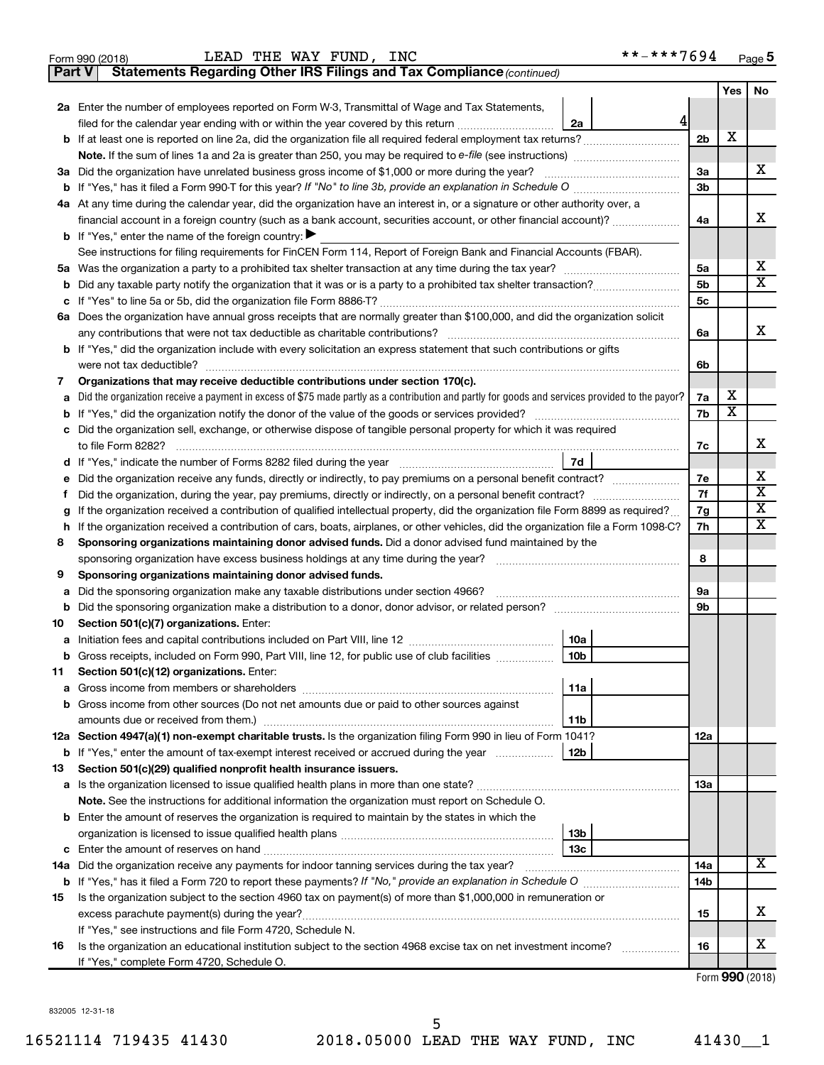Form 990 (2018) LEAD THE WAY FUND, INC **-***7694 Page 5

**Part V Statements Regarding Other IRS Filings and Tax Compliance** *(continued)*

| | | | | Yes | No |
|---|---|---|---|---|---|
| **2a** | Enter the number of employees reported on Form W-3, Transmittal of Wage and Tax Statements, filed for the calendar year ending with or within the year covered by this return | 2a | 4 | | |
| **b** | If at least one is reported on line 2a, did the organization file all required federal employment tax returns? | | 2b | X | |
| | **Note.** If the sum of lines 1a and 2a is greater than 250, you may be required to *e-file* (see instructions) | | | | |
| **3a** | Did the organization have unrelated business gross income of $1,000 or more during the year? | | 3a | | X |
| **b** | If "Yes," has it filed a Form 990-T for this year? *If "No" to line 3b, provide an explanation in Schedule O* | | 3b | | |
| **4a** | At any time during the calendar year, did the organization have an interest in, or a signature or other authority over, a financial account in a foreign country (such as a bank account, securities account, or other financial account)? | | 4a | | X |
| **b** | If "Yes," enter the name of the foreign country: ▶ | | | | |
| | See instructions for filing requirements for FinCEN Form 114, Report of Foreign Bank and Financial Accounts (FBAR). | | | | |
| **5a** | Was the organization a party to a prohibited tax shelter transaction at any time during the tax year? | | 5a | | X |
| **b** | Did any taxable party notify the organization that it was or is a party to a prohibited tax shelter transaction? | | 5b | | X |
| **c** | If "Yes" to line 5a or 5b, did the organization file Form 8886-T? | | 5c | | |
| **6a** | Does the organization have annual gross receipts that are normally greater than $100,000, and did the organization solicit any contributions that were not tax deductible as charitable contributions? | | 6a | | X |
| **b** | If "Yes," did the organization include with every solicitation an express statement that such contributions or gifts were not tax deductible? | | 6b | | |
| **7** | **Organizations that may receive deductible contributions under section 170(c).** | | | | |
| **a** | Did the organization receive a payment in excess of $75 made partly as a contribution and partly for goods and services provided to the payor? | | 7a | X | |
| **b** | If "Yes," did the organization notify the donor of the value of the goods or services provided? | | 7b | X | |
| **c** | Did the organization sell, exchange, or otherwise dispose of tangible personal property for which it was required to file Form 8282? | | 7c | | X |
| **d** | If "Yes," indicate the number of Forms 8282 filed during the year | 7d | | | |
| **e** | Did the organization receive any funds, directly or indirectly, to pay premiums on a personal benefit contract? | | 7e | | X |
| **f** | Did the organization, during the year, pay premiums, directly or indirectly, on a personal benefit contract? | | 7f | | X |
| **g** | If the organization received a contribution of qualified intellectual property, did the organization file Form 8899 as required? | | 7g | | X |
| **h** | If the organization received a contribution of cars, boats, airplanes, or other vehicles, did the organization file a Form 1098-C? | | 7h | | X |
| **8** | **Sponsoring organizations maintaining donor advised funds.** Did a donor advised fund maintained by the sponsoring organization have excess business holdings at any time during the year? | | 8 | | |
| **9** | **Sponsoring organizations maintaining donor advised funds.** | | | | |
| **a** | Did the sponsoring organization make any taxable distributions under section 4966? | | 9a | | |
| **b** | Did the sponsoring organization make a distribution to a donor, donor advisor, or related person? | | 9b | | |
| **10** | **Section 501(c)(7) organizations.** Enter: | | | | |
| **a** | Initiation fees and capital contributions included on Part VIII, line 12 | 10a | | | |
| **b** | Gross receipts, included on Form 990, Part VIII, line 12, for public use of club facilities | 10b | | | |
| **11** | **Section 501(c)(12) organizations.** Enter: | | | | |
| **a** | Gross income from members or shareholders | 11a | | | |
| **b** | Gross income from other sources (Do not net amounts due or paid to other sources against amounts due or received from them.) | 11b | | | |
| **12a** | **Section 4947(a)(1) non-exempt charitable trusts.** Is the organization filing Form 990 in lieu of Form 1041? | | 12a | | |
| **b** | If "Yes," enter the amount of tax-exempt interest received or accrued during the year | 12b | | | |
| **13** | **Section 501(c)(29) qualified nonprofit health insurance issuers.** | | | | |
| **a** | Is the organization licensed to issue qualified health plans in more than one state? | | 13a | | |
| | **Note.** See the instructions for additional information the organization must report on Schedule O. | | | | |
| **b** | Enter the amount of reserves the organization is required to maintain by the states in which the organization is licensed to issue qualified health plans | 13b | | | |
| **c** | Enter the amount of reserves on hand | 13c | | | |
| **14a** | Did the organization receive any payments for indoor tanning services during the tax year? | | 14a | | X |
| **b** | If "Yes," has it filed a Form 720 to report these payments? *If "No," provide an explanation in Schedule O* | | 14b | | |
| **15** | Is the organization subject to the section 4960 tax on payment(s) of more than $1,000,000 in remuneration or excess parachute payment(s) during the year? | | 15 | | X |
| | If "Yes," see instructions and file Form 4720, Schedule N. | | | | |
| **16** | Is the organization an educational institution subject to the section 4968 excise tax on net investment income? | | 16 | | X |
| | If "Yes," complete Form 4720, Schedule O. | | | | |

Form **990** (2018)

832005 12-31-18

16521114 719435 41430 2018.05000 LEAD THE WAY FUND, INC 41430__1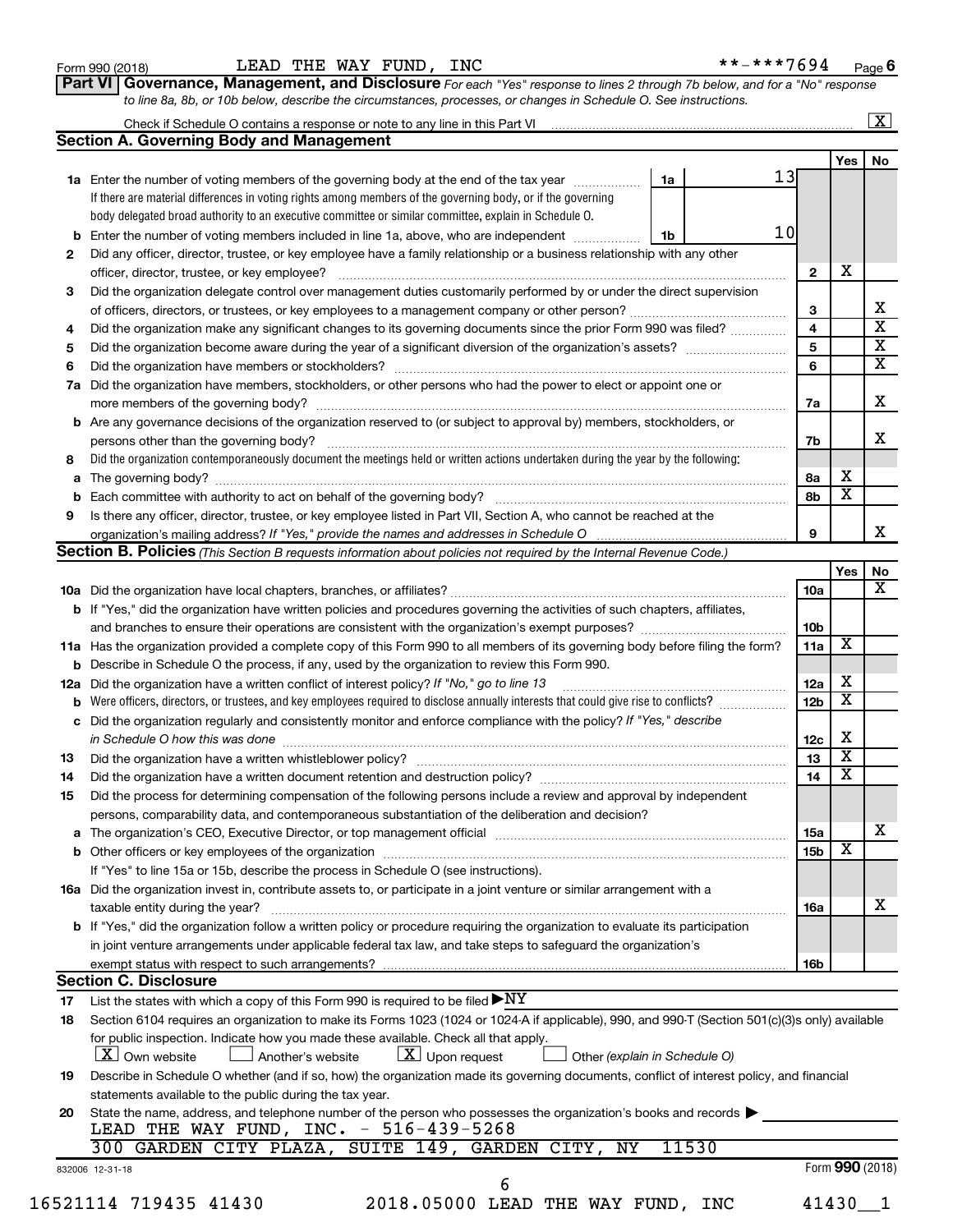Form 990 (2018) LEAD THE WAY FUND, INC **-***7694 Page 6

**Part VI Governance, Management, and Disclosure** *For each "Yes" response to lines 2 through 7b below, and for a "No" response to line 8a, 8b, or 10b below, describe the circumstances, processes, or changes in Schedule O. See instructions.*

Check if Schedule O contains a response or note to any line in this Part VI [X]

## Section A. Governing Body and Management

| | | | Yes | No |
|---|---|---|---|---|
| **1a** | Enter the number of voting members of the governing body at the end of the tax year (1a: 13). If there are material differences in voting rights among members of the governing body, or if the governing body delegated broad authority to an executive committee or similar committee, explain in Schedule O. | | | |
| **b** | Enter the number of voting members included in line 1a, above, who are independent (1b: 10) | | | |
| **2** | Did any officer, director, trustee, or key employee have a family relationship or a business relationship with any other officer, director, trustee, or key employee? | 2 | X | |
| **3** | Did the organization delegate control over management duties customarily performed by or under the direct supervision of officers, directors, or trustees, or key employees to a management company or other person? | 3 | | X |
| **4** | Did the organization make any significant changes to its governing documents since the prior Form 990 was filed? | 4 | | X |
| **5** | Did the organization become aware during the year of a significant diversion of the organization's assets? | 5 | | X |
| **6** | Did the organization have members or stockholders? | 6 | | X |
| **7a** | Did the organization have members, stockholders, or other persons who had the power to elect or appoint one or more members of the governing body? | 7a | | X |
| **b** | Are any governance decisions of the organization reserved to (or subject to approval by) members, stockholders, or persons other than the governing body? | 7b | | X |
| **8** | Did the organization contemporaneously document the meetings held or written actions undertaken during the year by the following: | | | |
| **a** | The governing body? | 8a | X | |
| **b** | Each committee with authority to act on behalf of the governing body? | 8b | X | |
| **9** | Is there any officer, director, trustee, or key employee listed in Part VII, Section A, who cannot be reached at the organization's mailing address? *If "Yes," provide the names and addresses in Schedule O* | 9 | | X |

## Section B. Policies *(This Section B requests information about policies not required by the Internal Revenue Code.)*

| | | | Yes | No |
|---|---|---|---|---|
| **10a** | Did the organization have local chapters, branches, or affiliates? | 10a | | X |
| **b** | If "Yes," did the organization have written policies and procedures governing the activities of such chapters, affiliates, and branches to ensure their operations are consistent with the organization's exempt purposes? | 10b | | |
| **11a** | Has the organization provided a complete copy of this Form 990 to all members of its governing body before filing the form? | 11a | X | |
| **b** | Describe in Schedule O the process, if any, used by the organization to review this Form 990. | | | |
| **12a** | Did the organization have a written conflict of interest policy? *If "No," go to line 13* | 12a | X | |
| **b** | Were officers, directors, or trustees, and key employees required to disclose annually interests that could give rise to conflicts? | 12b | X | |
| **c** | Did the organization regularly and consistently monitor and enforce compliance with the policy? *If "Yes," describe in Schedule O how this was done* | 12c | X | |
| **13** | Did the organization have a written whistleblower policy? | 13 | X | |
| **14** | Did the organization have a written document retention and destruction policy? | 14 | X | |
| **15** | Did the process for determining compensation of the following persons include a review and approval by independent persons, comparability data, and contemporaneous substantiation of the deliberation and decision? | | | |
| **a** | The organization's CEO, Executive Director, or top management official | 15a | | X |
| **b** | Other officers or key employees of the organization | 15b | X | |
| | If "Yes" to line 15a or 15b, describe the process in Schedule O (see instructions). | | | |
| **16a** | Did the organization invest in, contribute assets to, or participate in a joint venture or similar arrangement with a taxable entity during the year? | 16a | | X |
| **b** | If "Yes," did the organization follow a written policy or procedure requiring the organization to evaluate its participation in joint venture arrangements under applicable federal tax law, and take steps to safeguard the organization's exempt status with respect to such arrangements? | 16b | | |

## Section C. Disclosure

**17** List the states with which a copy of this Form 990 is required to be filed ▶ NY

**18** Section 6104 requires an organization to make its Forms 1023 (1024 or 1024-A if applicable), 990, and 990-T (Section 501(c)(3)s only) available for public inspection. Indicate how you made these available. Check all that apply.

[X] Own website  [ ] Another's website  [X] Upon request  [ ] Other *(explain in Schedule O)*

**19** Describe in Schedule O whether (and if so, how) the organization made its governing documents, conflict of interest policy, and financial statements available to the public during the tax year.

**20** State the name, address, and telephone number of the person who possesses the organization's books and records ▶

LEAD THE WAY FUND, INC. - 516-439-5268
300 GARDEN CITY PLAZA, SUITE 149, GARDEN CITY, NY 11530

832006 12-31-18 Form **990** (2018)

16521114 719435 41430 2018.05000 LEAD THE WAY FUND, INC 41430__1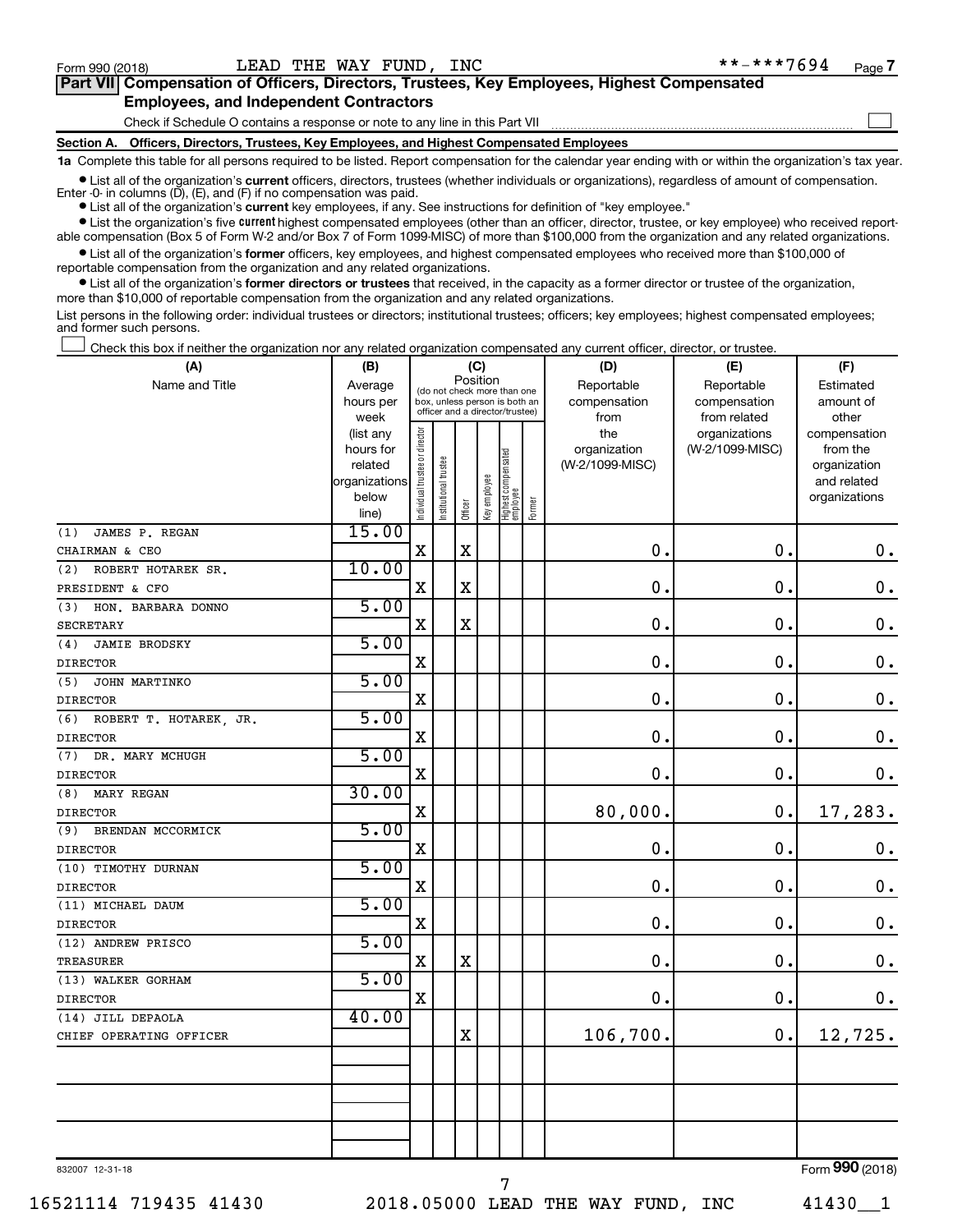Form 990 (2018) LEAD THE WAY FUND, INC **-***7694 Page 7

## Part VII Compensation of Officers, Directors, Trustees, Key Employees, Highest Compensated Employees, and Independent Contractors

Check if Schedule O contains a response or note to any line in this Part VII ☐

### Section A. Officers, Directors, Trustees, Key Employees, and Highest Compensated Employees

**1a** Complete this table for all persons required to be listed. Report compensation for the calendar year ending with or within the organization's tax year.

- List all of the organization's **current** officers, directors, trustees (whether individuals or organizations), regardless of amount of compensation. Enter -0- in columns (D), (E), and (F) if no compensation was paid.
- List all of the organization's **current** key employees, if any. See instructions for definition of "key employee."
- List the organization's five **current** highest compensated employees (other than an officer, director, trustee, or key employee) who received reportable compensation (Box 5 of Form W-2 and/or Box 7 of Form 1099-MISC) of more than $100,000 from the organization and any related organizations.
- List all of the organization's **former** officers, key employees, and highest compensated employees who received more than $100,000 of reportable compensation from the organization and any related organizations.
- List all of the organization's **former directors or trustees** that received, in the capacity as a former director or trustee of the organization, more than $10,000 of reportable compensation from the organization and any related organizations.

List persons in the following order: individual trustees or directors; institutional trustees; officers; key employees; highest compensated employees; and former such persons.

☐ Check this box if neither the organization nor any related organization compensated any current officer, director, or trustee.

| (A) Name and Title | (B) Average hours per week (list any hours for related organizations below line) | (C) Position: Individual trustee or director | Institutional trustee | Officer | Key employee | Highest compensated employee | Former | (D) Reportable compensation from the organization (W-2/1099-MISC) | (E) Reportable compensation from related organizations (W-2/1099-MISC) | (F) Estimated amount of other compensation from the organization and related organizations |
|---|---|---|---|---|---|---|---|---|---|---|
| (1) JAMES P. REGAN<br>CHAIRMAN & CEO | 15.00 | X | | X | | | | 0. | 0. | 0. |
| (2) ROBERT HOTAREK SR.<br>PRESIDENT & CFO | 10.00 | X | | X | | | | 0. | 0. | 0. |
| (3) HON. BARBARA DONNO<br>SECRETARY | 5.00 | X | | X | | | | 0. | 0. | 0. |
| (4) JAMIE BRODSKY<br>DIRECTOR | 5.00 | X | | | | | | 0. | 0. | 0. |
| (5) JOHN MARTINKO<br>DIRECTOR | 5.00 | X | | | | | | 0. | 0. | 0. |
| (6) ROBERT T. HOTAREK, JR.<br>DIRECTOR | 5.00 | X | | | | | | 0. | 0. | 0. |
| (7) DR. MARY MCHUGH<br>DIRECTOR | 5.00 | X | | | | | | 0. | 0. | 0. |
| (8) MARY REGAN<br>DIRECTOR | 30.00 | X | | | | | | 80,000. | 0. | 17,283. |
| (9) BRENDAN MCCORMICK<br>DIRECTOR | 5.00 | X | | | | | | 0. | 0. | 0. |
| (10) TIMOTHY DURNAN<br>DIRECTOR | 5.00 | X | | | | | | 0. | 0. | 0. |
| (11) MICHAEL DAUM<br>DIRECTOR | 5.00 | X | | | | | | 0. | 0. | 0. |
| (12) ANDREW PRISCO<br>TREASURER | 5.00 | X | | X | | | | 0. | 0. | 0. |
| (13) WALKER GORHAM<br>DIRECTOR | 5.00 | X | | | | | | 0. | 0. | 0. |
| (14) JILL DEPAOLA<br>CHIEF OPERATING OFFICER | 40.00 | | | X | | | | 106,700. | 0. | 12,725. |
| | | | | | | | | | | |
| | | | | | | | | | | |
| | | | | | | | | | | |

832007 12-31-18 Form 990 (2018)

16521114 719435 41430 2018.05000 LEAD THE WAY FUND, INC 41430__1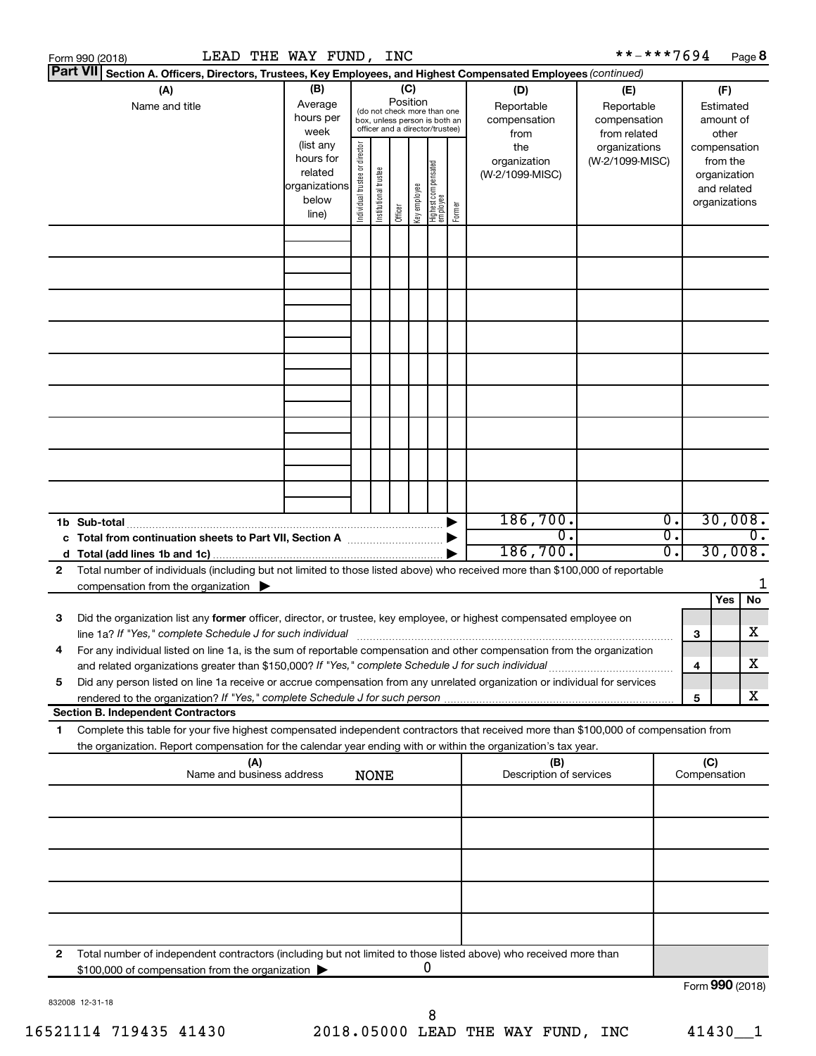Form 990 (2018) LEAD THE WAY FUND, INC **-***7694 Page 8

**Part VII** **Section A. Officers, Directors, Trustees, Key Employees, and Highest Compensated Employees** *(continued)*

| (A) Name and title | (B) Average hours per week (list any hours for related organizations below line) | (C) Position (do not check more than one box, unless person is both an officer and a director/trustee): Individual trustee or director | Institutional trustee | Officer | Key employee | Highest compensated employee | Former | (D) Reportable compensation from the organization (W-2/1099-MISC) | (E) Reportable compensation from related organizations (W-2/1099-MISC) | (F) Estimated amount of other compensation from the organization and related organizations |
|---|---|---|---|---|---|---|---|---|---|---|
| | | | | | | | | | | |
| | | | | | | | | | | |
| | | | | | | | | | | |
| | | | | | | | | | | |
| | | | | | | | | | | |
| | | | | | | | | | | |
| | | | | | | | | | | |
| | | | | | | | | | | |
| | | | | | | | | | | |
| **1b Sub-total** | | | | | | | ▶ | 186,700. | 0. | 30,008. |
| **c Total from continuation sheets to Part VII, Section A** | | | | | | | ▶ | 0. | 0. | 0. |
| **d Total (add lines 1b and 1c)** | | | | | | | ▶ | 186,700. | 0. | 30,008. |

**2** Total number of individuals (including but not limited to those listed above) who received more than $100,000 of reportable compensation from the organization ▶ 1

| | | | Yes | No |
|---|---|---|---|---|
| **3** | Did the organization list any **former** officer, director, or trustee, key employee, or highest compensated employee on line 1a? *If "Yes," complete Schedule J for such individual* | 3 | | X |
| **4** | For any individual listed on line 1a, is the sum of reportable compensation and other compensation from the organization and related organizations greater than $150,000? *If "Yes," complete Schedule J for such individual* | 4 | | X |
| **5** | Did any person listed on line 1a receive or accrue compensation from any unrelated organization or individual for services rendered to the organization? *If "Yes," complete Schedule J for such person* | 5 | | X |

**Section B. Independent Contractors**

**1** Complete this table for your five highest compensated independent contractors that received more than $100,000 of compensation from the organization. Report compensation for the calendar year ending with or within the organization's tax year.

| (A) Name and business address NONE | (B) Description of services | (C) Compensation |
|---|---|---|
| | | |
| | | |
| | | |
| | | |
| | | |

**2** Total number of independent contractors (including but not limited to those listed above) who received more than $100,000 of compensation from the organization ▶ 0

Form **990** (2018)

832008 12-31-18

16521114 719435 41430 2018.05000 LEAD THE WAY FUND, INC 41430__1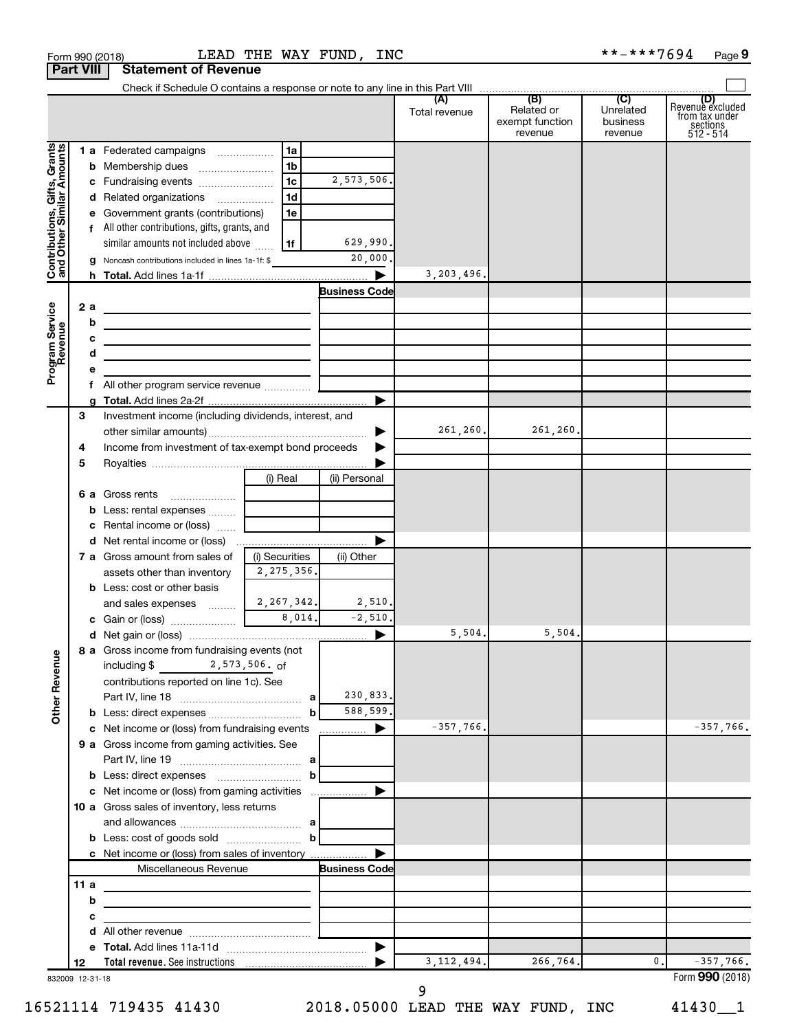Form 990 (2018) LEAD THE WAY FUND, INC **-***7694 Page 9

**Part VIII Statement of Revenue**

Check if Schedule O contains a response or note to any line in this Part VIII

| | | | (A) Total revenue | (B) Related or exempt function revenue | (C) Unrelated business revenue | (D) Revenue excluded from tax under sections 512 - 514 |
|---|---|---|---|---|---|---|
| **Contributions, Gifts, Grants and Other Similar Amounts** | | | | | | |
| 1 a Federated campaigns | 1a | | | | | |
| b Membership dues | 1b | | | | | |
| c Fundraising events | 1c | 2,573,506. | | | | |
| d Related organizations | 1d | | | | | |
| e Government grants (contributions) | 1e | | | | | |
| f All other contributions, gifts, grants, and similar amounts not included above | 1f | 629,990. | | | | |
| g Noncash contributions included in lines 1a-1f: $ | | 20,000. | | | | |
| h **Total.** Add lines 1a-1f | | ▶ | 3,203,496. | | | |
| **Program Service Revenue** | | Business Code | | | | |
| 2 a | | | | | | |
| b | | | | | | |
| c | | | | | | |
| d | | | | | | |
| e | | | | | | |
| f All other program service revenue | | | | | | |
| g **Total.** Add lines 2a-2f | | ▶ | | | | |
| **Other Revenue** | | | | | | |
| 3 Investment income (including dividends, interest, and other similar amounts) | | ▶ | 261,260. | 261,260. | | |
| 4 Income from investment of tax-exempt bond proceeds | | ▶ | | | | |
| 5 Royalties | | ▶ | | | | |
| | (i) Real | (ii) Personal | | | | |
| 6 a Gross rents | | | | | | |
| b Less: rental expenses | | | | | | |
| c Rental income or (loss) | | | | | | |
| d Net rental income or (loss) | | ▶ | | | | |
| | (i) Securities | (ii) Other | | | | |
| 7 a Gross amount from sales of assets other than inventory | 2,275,356. | | | | | |
| b Less: cost or other basis and sales expenses | 2,267,342. | 2,510. | | | | |
| c Gain or (loss) | 8,014. | -2,510. | | | | |
| d Net gain or (loss) | | ▶ | 5,504. | 5,504. | | |
| 8 a Gross income from fundraising events (not including $ 2,573,506. of contributions reported on line 1c). See Part IV, line 18 | a | 230,833. | | | | |
| b Less: direct expenses | b | 588,599. | | | | |
| c Net income or (loss) from fundraising events | | ▶ | -357,766. | | | -357,766. |
| 9 a Gross income from gaming activities. See Part IV, line 19 | a | | | | | |
| b Less: direct expenses | b | | | | | |
| c Net income or (loss) from gaming activities | | ▶ | | | | |
| 10 a Gross sales of inventory, less returns and allowances | a | | | | | |
| b Less: cost of goods sold | b | | | | | |
| c Net income or (loss) from sales of inventory | | ▶ | | | | |
| Miscellaneous Revenue | | Business Code | | | | |
| 11 a | | | | | | |
| b | | | | | | |
| c | | | | | | |
| d All other revenue | | | | | | |
| e **Total.** Add lines 11a-11d | | ▶ | | | | |
| 12 **Total revenue.** See instructions | | ▶ | 3,112,494. | 266,764. | 0. | -357,766. |

832009 12-31-18 Form **990** (2018)

16521114 719435 41430 2018.05000 LEAD THE WAY FUND, INC 41430__1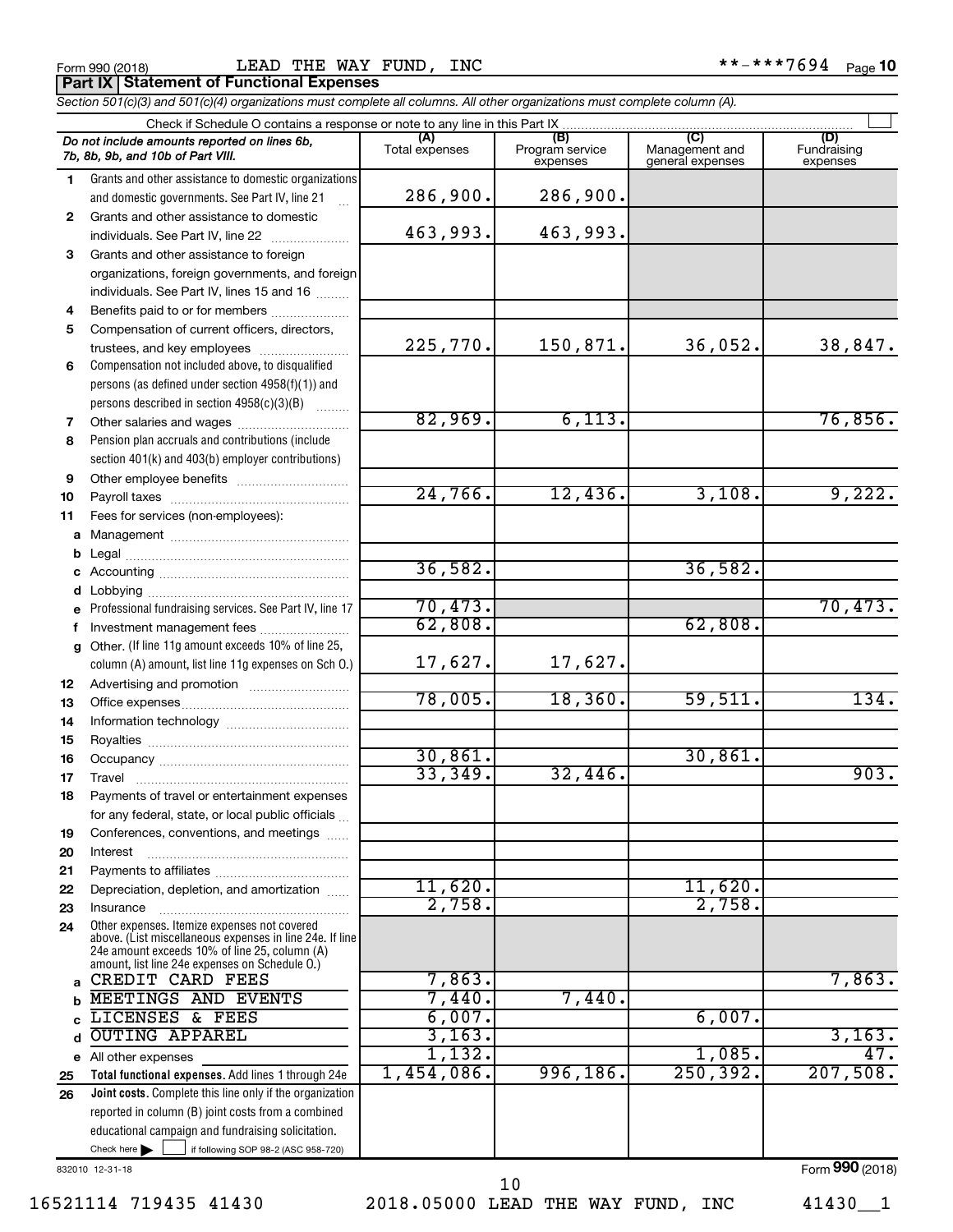Form 990 (2018) LEAD THE WAY FUND, INC **-***7694 Page 10

## Part IX Statement of Functional Expenses

*Section 501(c)(3) and 501(c)(4) organizations must complete all columns. All other organizations must complete column (A).*

Check if Schedule O contains a response or note to any line in this Part IX

| *Do not include amounts reported on lines 6b, 7b, 8b, 9b, and 10b of Part VIII.* | (A) Total expenses | (B) Program service expenses | (C) Management and general expenses | (D) Fundraising expenses |
|---|---|---|---|---|
| **1** Grants and other assistance to domestic organizations and domestic governments. See Part IV, line 21 | 286,900. | 286,900. | | |
| **2** Grants and other assistance to domestic individuals. See Part IV, line 22 | 463,993. | 463,993. | | |
| **3** Grants and other assistance to foreign organizations, foreign governments, and foreign individuals. See Part IV, lines 15 and 16 | | | | |
| **4** Benefits paid to or for members | | | | |
| **5** Compensation of current officers, directors, trustees, and key employees | 225,770. | 150,871. | 36,052. | 38,847. |
| **6** Compensation not included above, to disqualified persons (as defined under section 4958(f)(1)) and persons described in section 4958(c)(3)(B) | | | | |
| **7** Other salaries and wages | 82,969. | 6,113. | | 76,856. |
| **8** Pension plan accruals and contributions (include section 401(k) and 403(b) employer contributions) | | | | |
| **9** Other employee benefits | | | | |
| **10** Payroll taxes | 24,766. | 12,436. | 3,108. | 9,222. |
| **11** Fees for services (non-employees): | | | | |
| **a** Management | | | | |
| **b** Legal | | | | |
| **c** Accounting | 36,582. | | 36,582. | |
| **d** Lobbying | | | | |
| **e** Professional fundraising services. See Part IV, line 17 | 70,473. | | | 70,473. |
| **f** Investment management fees | 62,808. | | 62,808. | |
| **g** Other. (If line 11g amount exceeds 10% of line 25, column (A) amount, list line 11g expenses on Sch O.) | 17,627. | 17,627. | | |
| **12** Advertising and promotion | | | | |
| **13** Office expenses | 78,005. | 18,360. | 59,511. | 134. |
| **14** Information technology | | | | |
| **15** Royalties | | | | |
| **16** Occupancy | 30,861. | | 30,861. | |
| **17** Travel | 33,349. | 32,446. | | 903. |
| **18** Payments of travel or entertainment expenses for any federal, state, or local public officials | | | | |
| **19** Conferences, conventions, and meetings | | | | |
| **20** Interest | | | | |
| **21** Payments to affiliates | | | | |
| **22** Depreciation, depletion, and amortization | 11,620. | | 11,620. | |
| **23** Insurance | 2,758. | | 2,758. | |
| **24** Other expenses. Itemize expenses not covered above. (List miscellaneous expenses in line 24e. If line 24e amount exceeds 10% of line 25, column (A) amount, list line 24e expenses on Schedule O.) | | | | |
| **a** CREDIT CARD FEES | 7,863. | | | 7,863. |
| **b** MEETINGS AND EVENTS | 7,440. | 7,440. | | |
| **c** LICENSES & FEES | 6,007. | | 6,007. | |
| **d** OUTING APPAREL | 3,163. | | | 3,163. |
| **e** All other expenses | 1,132. | | 1,085. | 47. |
| **25 Total functional expenses.** Add lines 1 through 24e | 1,454,086. | 996,186. | 250,392. | 207,508. |
| **26 Joint costs.** Complete this line only if the organization reported in column (B) joint costs from a combined educational campaign and fundraising solicitation. Check here ☐ if following SOP 98-2 (ASC 958-720) | | | | |

832010 12-31-18 Form **990** (2018)

16521114 719435 41430 2018.05000 LEAD THE WAY FUND, INC 41430__1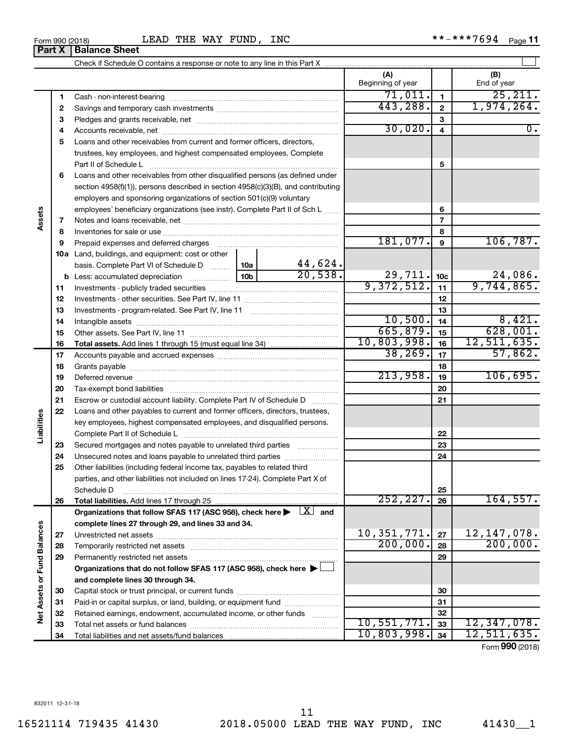Form 990 (2018) LEAD THE WAY FUND, INC **-***7694

## Part X Balance Sheet

Check if Schedule O contains a response or note to any line in this Part X

| | | | (A) Beginning of year | | (B) End of year |
|---|---|---|---|---|---|
| **Assets** | 1 | Cash - non-interest-bearing | 71,011. | 1 | 25,211. |
| | 2 | Savings and temporary cash investments | 443,288. | 2 | 1,974,264. |
| | 3 | Pledges and grants receivable, net | | 3 | |
| | 4 | Accounts receivable, net | 30,020. | 4 | 0. |
| | 5 | Loans and other receivables from current and former officers, directors, trustees, key employees, and highest compensated employees. Complete Part II of Schedule L | | 5 | |
| | 6 | Loans and other receivables from other disqualified persons (as defined under section 4958(f)(1)), persons described in section 4958(c)(3)(B), and contributing employers and sponsoring organizations of section 501(c)(9) voluntary employees' beneficiary organizations (see instr). Complete Part II of Sch L | | 6 | |
| | 7 | Notes and loans receivable, net | | 7 | |
| | 8 | Inventories for sale or use | | 8 | |
| | 9 | Prepaid expenses and deferred charges | 181,077. | 9 | 106,787. |
| | 10a | Land, buildings, and equipment: cost or other basis. Complete Part VI of Schedule D — 10a: 44,624. | | | |
| | b | Less: accumulated depreciation — 10b: 20,538. | 29,711. | 10c | 24,086. |
| | 11 | Investments - publicly traded securities | 9,372,512. | 11 | 9,744,865. |
| | 12 | Investments - other securities. See Part IV, line 11 | | 12 | |
| | 13 | Investments - program-related. See Part IV, line 11 | | 13 | |
| | 14 | Intangible assets | 10,500. | 14 | 8,421. |
| | 15 | Other assets. See Part IV, line 11 | 665,879. | 15 | 628,001. |
| | 16 | **Total assets.** Add lines 1 through 15 (must equal line 34) | 10,803,998. | 16 | 12,511,635. |
| **Liabilities** | 17 | Accounts payable and accrued expenses | 38,269. | 17 | 57,862. |
| | 18 | Grants payable | | 18 | |
| | 19 | Deferred revenue | 213,958. | 19 | 106,695. |
| | 20 | Tax-exempt bond liabilities | | 20 | |
| | 21 | Escrow or custodial account liability. Complete Part IV of Schedule D | | 21 | |
| | 22 | Loans and other payables to current and former officers, directors, trustees, key employees, highest compensated employees, and disqualified persons. Complete Part II of Schedule L | | 22 | |
| | 23 | Secured mortgages and notes payable to unrelated third parties | | 23 | |
| | 24 | Unsecured notes and loans payable to unrelated third parties | | 24 | |
| | 25 | Other liabilities (including federal income tax, payables to related third parties, and other liabilities not included on lines 17-24). Complete Part X of Schedule D | | 25 | |
| | 26 | **Total liabilities.** Add lines 17 through 25 | 252,227. | 26 | 164,557. |
| **Net Assets or Fund Balances** | | **Organizations that follow SFAS 117 (ASC 958), check here ▶ [X] and complete lines 27 through 29, and lines 33 and 34.** | | | |
| | 27 | Unrestricted net assets | 10,351,771. | 27 | 12,147,078. |
| | 28 | Temporarily restricted net assets | 200,000. | 28 | 200,000. |
| | 29 | Permanently restricted net assets | | 29 | |
| | | **Organizations that do not follow SFAS 117 (ASC 958), check here ▶ [ ] and complete lines 30 through 34.** | | | |
| | 30 | Capital stock or trust principal, or current funds | | 30 | |
| | 31 | Paid-in or capital surplus, or land, building, or equipment fund | | 31 | |
| | 32 | Retained earnings, endowment, accumulated income, or other funds | | 32 | |
| | 33 | Total net assets or fund balances | 10,551,771. | 33 | 12,347,078. |
| | 34 | Total liabilities and net assets/fund balances | 10,803,998. | 34 | 12,511,635. |

Form **990** (2018)

832011 12-31-18

16521114 719435 41430 2018.05000 LEAD THE WAY FUND, INC 41430__1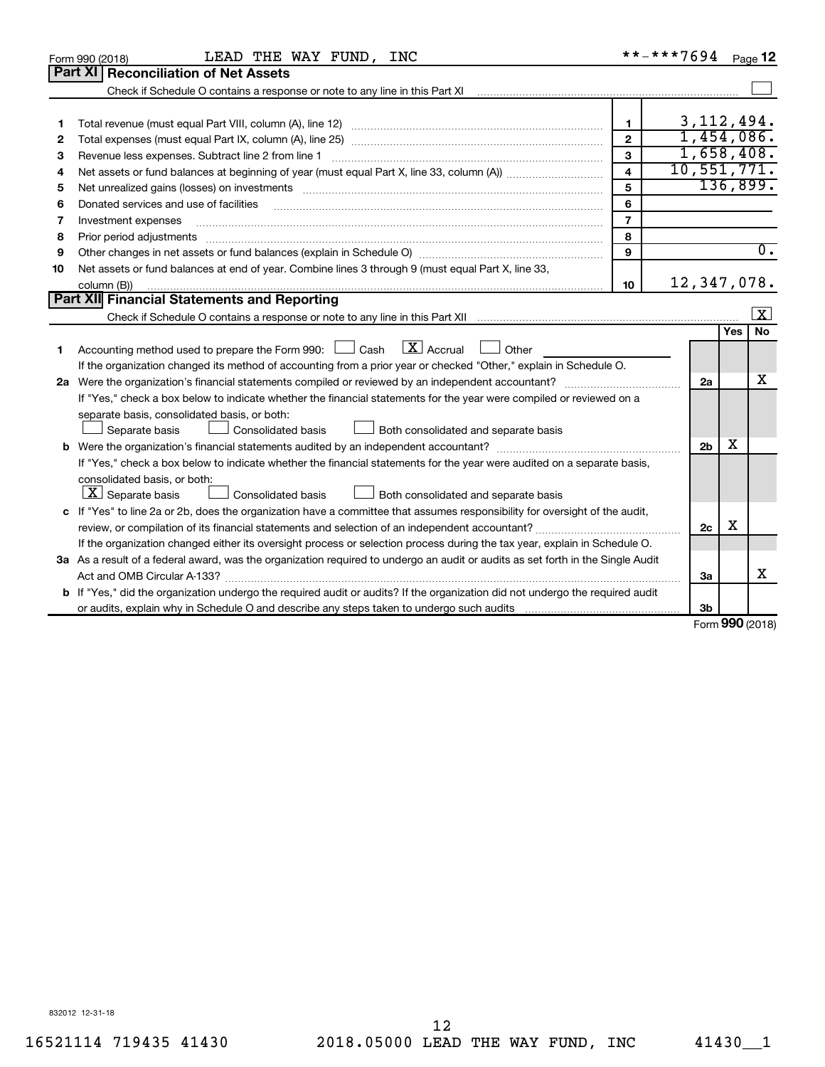Form 990 (2018) LEAD THE WAY FUND, INC **-***7694

## Part XI Reconciliation of Net Assets

Check if Schedule O contains a response or note to any line in this Part XI

| | | | |
|---|---|---|---|
| 1 | Total revenue (must equal Part VIII, column (A), line 12) | 1 | 3,112,494. |
| 2 | Total expenses (must equal Part IX, column (A), line 25) | 2 | 1,454,086. |
| 3 | Revenue less expenses. Subtract line 2 from line 1 | 3 | 1,658,408. |
| 4 | Net assets or fund balances at beginning of year (must equal Part X, line 33, column (A)) | 4 | 10,551,771. |
| 5 | Net unrealized gains (losses) on investments | 5 | 136,899. |
| 6 | Donated services and use of facilities | 6 | |
| 7 | Investment expenses | 7 | |
| 8 | Prior period adjustments | 8 | |
| 9 | Other changes in net assets or fund balances (explain in Schedule O) | 9 | 0. |
| 10 | Net assets or fund balances at end of year. Combine lines 3 through 9 (must equal Part X, line 33, column (B)) | 10 | 12,347,078. |

## Part XII Financial Statements and Reporting

Check if Schedule O contains a response or note to any line in this Part XII [X]

| | | | Yes | No |
|---|---|---|---|---|
| 1 | Accounting method used to prepare the Form 990: [ ] Cash [X] Accrual [ ] Other<br>If the organization changed its method of accounting from a prior year or checked "Other," explain in Schedule O. | | | |
| 2a | Were the organization's financial statements compiled or reviewed by an independent accountant?<br>If "Yes," check a box below to indicate whether the financial statements for the year were compiled or reviewed on a separate basis, consolidated basis, or both:<br>[ ] Separate basis [ ] Consolidated basis [ ] Both consolidated and separate basis | 2a | | X |
| b | Were the organization's financial statements audited by an independent accountant?<br>If "Yes," check a box below to indicate whether the financial statements for the year were audited on a separate basis, consolidated basis, or both:<br>[X] Separate basis [ ] Consolidated basis [ ] Both consolidated and separate basis | 2b | X | |
| c | If "Yes" to line 2a or 2b, does the organization have a committee that assumes responsibility for oversight of the audit, review, or compilation of its financial statements and selection of an independent accountant?<br>If the organization changed either its oversight process or selection process during the tax year, explain in Schedule O. | 2c | X | |
| 3a | As a result of a federal award, was the organization required to undergo an audit or audits as set forth in the Single Audit Act and OMB Circular A-133? | 3a | | X |
| b | If "Yes," did the organization undergo the required audit or audits? If the organization did not undergo the required audit or audits, explain why in Schedule O and describe any steps taken to undergo such audits | 3b | | |

Form 990 (2018)

832012 12-31-18

16521114 719435 41430 2018.05000 LEAD THE WAY FUND, INC 41430__1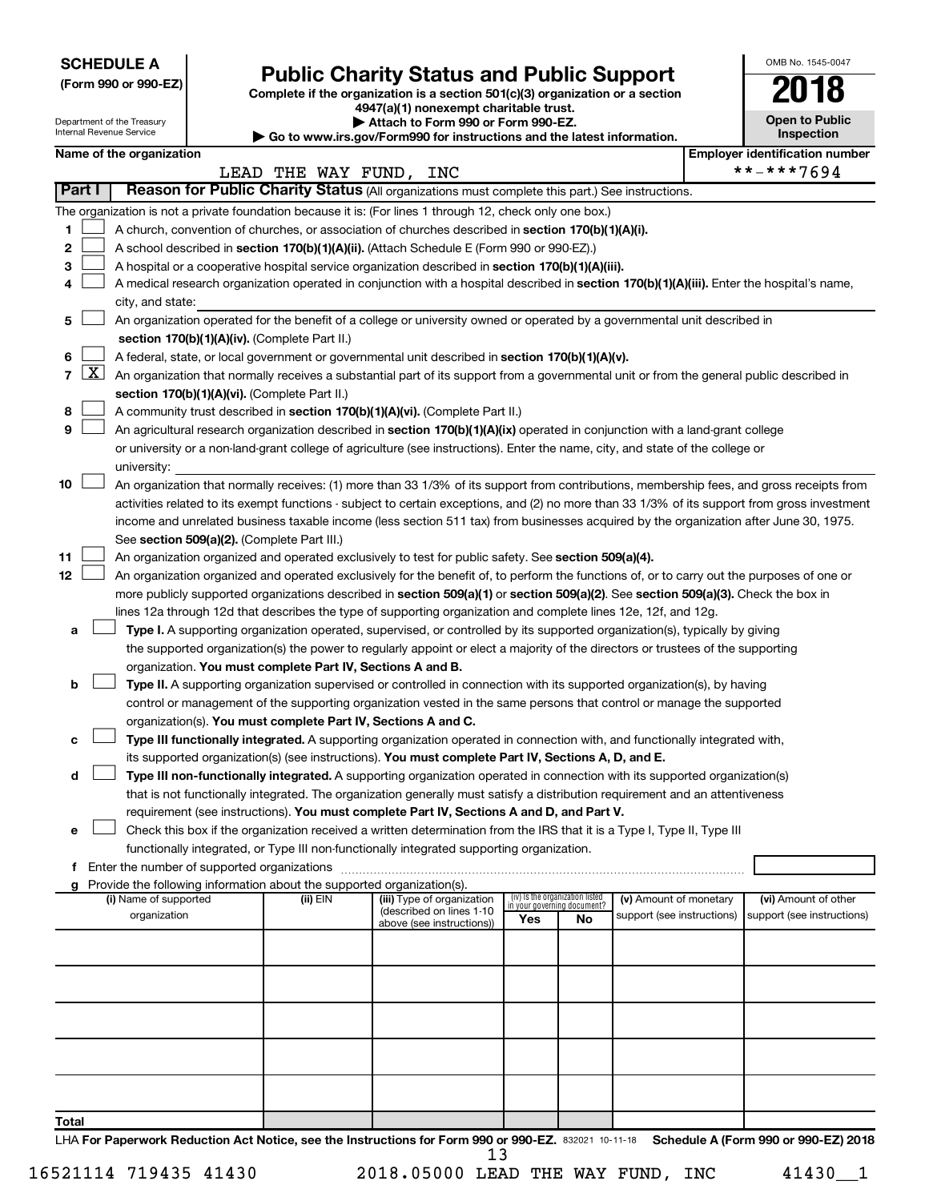**SCHEDULE A**
**(Form 990 or 990-EZ)**

Department of the Treasury
Internal Revenue Service

# Public Charity Status and Public Support

**Complete if the organization is a section 501(c)(3) organization or a section 4947(a)(1) nonexempt charitable trust.**
**▶ Attach to Form 990 or Form 990-EZ.**
**▶ Go to www.irs.gov/Form990 for instructions and the latest information.**

OMB No. 1545-0047

**2018**

**Open to Public Inspection**

**Name of the organization:** LEAD THE WAY FUND, INC

**Employer identification number:** **-***7694

## Part I Reason for Public Charity Status (All organizations must complete this part.) See instructions.

The organization is not a private foundation because it is: (For lines 1 through 12, check only one box.)

1. ☐ A church, convention of churches, or association of churches described in **section 170(b)(1)(A)(i).**
2. ☐ A school described in **section 170(b)(1)(A)(ii).** (Attach Schedule E (Form 990 or 990-EZ).)
3. ☐ A hospital or a cooperative hospital service organization described in **section 170(b)(1)(A)(iii).**
4. ☐ A medical research organization operated in conjunction with a hospital described in **section 170(b)(1)(A)(iii).** Enter the hospital's name, city, and state:
5. ☐ An organization operated for the benefit of a college or university owned or operated by a governmental unit described in **section 170(b)(1)(A)(iv).** (Complete Part II.)
6. ☐ A federal, state, or local government or governmental unit described in **section 170(b)(1)(A)(v).**
7. ☒ An organization that normally receives a substantial part of its support from a governmental unit or from the general public described in **section 170(b)(1)(A)(vi).** (Complete Part II.)
8. ☐ A community trust described in **section 170(b)(1)(A)(vi).** (Complete Part II.)
9. ☐ An agricultural research organization described in **section 170(b)(1)(A)(ix)** operated in conjunction with a land-grant college or university or a non-land-grant college of agriculture (see instructions). Enter the name, city, and state of the college or university:
10. ☐ An organization that normally receives: (1) more than 33 1/3% of its support from contributions, membership fees, and gross receipts from activities related to its exempt functions - subject to certain exceptions, and (2) no more than 33 1/3% of its support from gross investment income and unrelated business taxable income (less section 511 tax) from businesses acquired by the organization after June 30, 1975. See **section 509(a)(2).** (Complete Part III.)
11. ☐ An organization organized and operated exclusively to test for public safety. See **section 509(a)(4).**
12. ☐ An organization organized and operated exclusively for the benefit of, to perform the functions of, or to carry out the purposes of one or more publicly supported organizations described in **section 509(a)(1)** or **section 509(a)(2).** See **section 509(a)(3).** Check the box in lines 12a through 12d that describes the type of supporting organization and complete lines 12e, 12f, and 12g.
   - **a** ☐ **Type I.** A supporting organization operated, supervised, or controlled by its supported organization(s), typically by giving the supported organization(s) the power to regularly appoint or elect a majority of the directors or trustees of the supporting organization. **You must complete Part IV, Sections A and B.**
   - **b** ☐ **Type II.** A supporting organization supervised or controlled in connection with its supported organization(s), by having control or management of the supporting organization vested in the same persons that control or manage the supported organization(s). **You must complete Part IV, Sections A and C.**
   - **c** ☐ **Type III functionally integrated.** A supporting organization operated in connection with, and functionally integrated with, its supported organization(s) (see instructions). **You must complete Part IV, Sections A, D, and E.**
   - **d** ☐ **Type III non-functionally integrated.** A supporting organization operated in connection with its supported organization(s) that is not functionally integrated. The organization generally must satisfy a distribution requirement and an attentiveness requirement (see instructions). **You must complete Part IV, Sections A and D, and Part V.**
   - **e** ☐ Check this box if the organization received a written determination from the IRS that it is a Type I, Type II, Type III functionally integrated, or Type III non-functionally integrated supporting organization.
   - **f** Enter the number of supported organizations
   - **g** Provide the following information about the supported organization(s).

| (i) Name of supported organization | (ii) EIN | (iii) Type of organization (described on lines 1-10 above (see instructions)) | (iv) Is the organization listed in your governing document? Yes | No | (v) Amount of monetary support (see instructions) | (vi) Amount of other support (see instructions) |
|---|---|---|---|---|---|---|
| | | | | | | |
| | | | | | | |
| | | | | | | |
| | | | | | | |
| | | | | | | |
| **Total** | | | | | | |

LHA **For Paperwork Reduction Act Notice, see the Instructions for Form 990 or 990-EZ.** 832021 10-11-18 **Schedule A (Form 990 or 990-EZ) 2018**

16521114 719435 41430 2018.05000 LEAD THE WAY FUND, INC 41430__1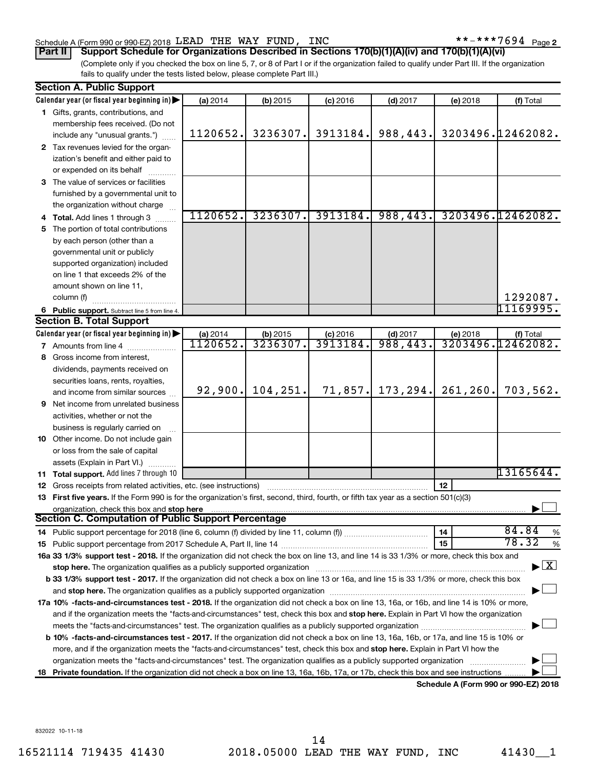Schedule A (Form 990 or 990-EZ) 2018 LEAD THE WAY FUND, INC **-***7694 Page 2

**Part II | Support Schedule for Organizations Described in Sections 170(b)(1)(A)(iv) and 170(b)(1)(A)(vi)**

(Complete only if you checked the box on line 5, 7, or 8 of Part I or if the organization failed to qualify under Part III. If the organization fails to qualify under the tests listed below, please complete Part III.)

## Section A. Public Support

| Calendar year (or fiscal year beginning in) ▶ | (a) 2014 | (b) 2015 | (c) 2016 | (d) 2017 | (e) 2018 | (f) Total |
|---|---|---|---|---|---|---|
| **1** Gifts, grants, contributions, and membership fees received. (Do not include any "unusual grants.") | 1120652. | 3236307. | 3913184. | 988,443. | 3203496. | 12462082. |
| **2** Tax revenues levied for the organization's benefit and either paid to or expended on its behalf | | | | | | |
| **3** The value of services or facilities furnished by a governmental unit to the organization without charge | | | | | | |
| **4 Total.** Add lines 1 through 3 | 1120652. | 3236307. | 3913184. | 988,443. | 3203496. | 12462082. |
| **5** The portion of total contributions by each person (other than a governmental unit or publicly supported organization) included on line 1 that exceeds 2% of the amount shown on line 11, column (f) | | | | | | 1292087. |
| **6 Public support.** Subtract line 5 from line 4. | | | | | | 11169995. |

## Section B. Total Support

| Calendar year (or fiscal year beginning in) ▶ | (a) 2014 | (b) 2015 | (c) 2016 | (d) 2017 | (e) 2018 | (f) Total |
|---|---|---|---|---|---|---|
| **7** Amounts from line 4 | 1120652. | 3236307. | 3913184. | 988,443. | 3203496. | 12462082. |
| **8** Gross income from interest, dividends, payments received on securities loans, rents, royalties, and income from similar sources | 92,900. | 104,251. | 71,857. | 173,294. | 261,260. | 703,562. |
| **9** Net income from unrelated business activities, whether or not the business is regularly carried on | | | | | | |
| **10** Other income. Do not include gain or loss from the sale of capital assets (Explain in Part VI.) | | | | | | |
| **11 Total support.** Add lines 7 through 10 | | | | | | 13165644. |

**12** Gross receipts from related activities, etc. (see instructions) | **12** |

**13 First five years.** If the Form 990 is for the organization's first, second, third, fourth, or fifth tax year as a section 501(c)(3) organization, check this box and **stop here** ▶ ☐

## Section C. Computation of Public Support Percentage

**14** Public support percentage for 2018 (line 6, column (f) divided by line 11, column (f)) | **14** | 84.84 %

**15** Public support percentage from 2017 Schedule A, Part II, line 14 | **15** | 78.32 %

**16a 33 1/3% support test - 2018.** If the organization did not check the box on line 13, and line 14 is 33 1/3% or more, check this box and **stop here.** The organization qualifies as a publicly supported organization ▶ ☒

**b 33 1/3% support test - 2017.** If the organization did not check a box on line 13 or 16a, and line 15 is 33 1/3% or more, check this box and **stop here.** The organization qualifies as a publicly supported organization ▶ ☐

**17a 10% -facts-and-circumstances test - 2018.** If the organization did not check a box on line 13, 16a, or 16b, and line 14 is 10% or more, and if the organization meets the "facts-and-circumstances" test, check this box and **stop here.** Explain in Part VI how the organization meets the "facts-and-circumstances" test. The organization qualifies as a publicly supported organization ▶ ☐

**b 10% -facts-and-circumstances test - 2017.** If the organization did not check a box on line 13, 16a, 16b, or 17a, and line 15 is 10% or more, and if the organization meets the "facts-and-circumstances" test, check this box and **stop here.** Explain in Part VI how the organization meets the "facts-and-circumstances" test. The organization qualifies as a publicly supported organization ▶ ☐

**18 Private foundation.** If the organization did not check a box on line 13, 16a, 16b, 17a, or 17b, check this box and see instructions ▶ ☐

**Schedule A (Form 990 or 990-EZ) 2018**

832022 10-11-18

16521114 719435 41430 2018.05000 LEAD THE WAY FUND, INC 41430__1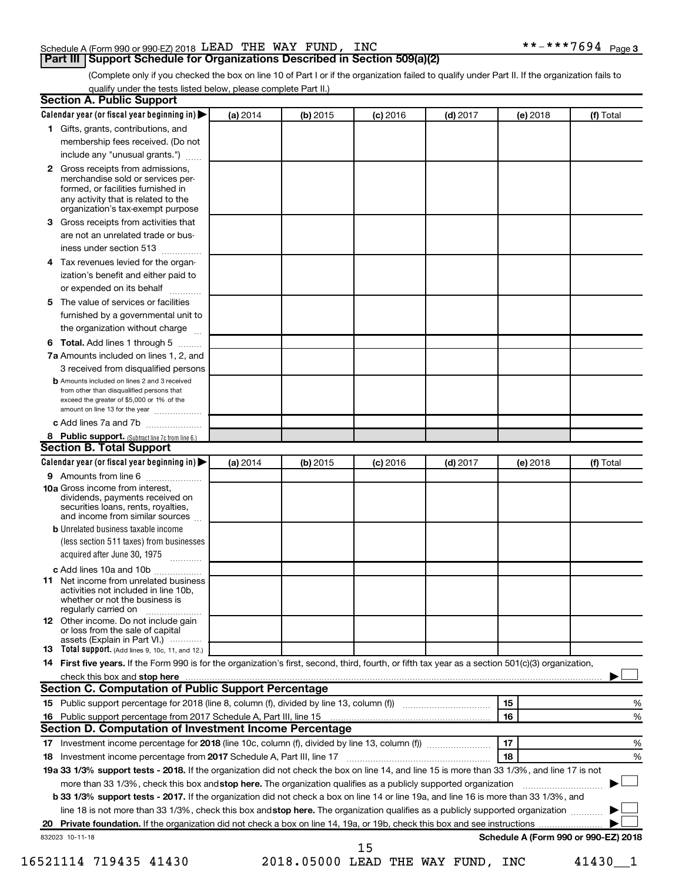Schedule A (Form 990 or 990-EZ) 2018 LEAD THE WAY FUND, INC **-***7694 Page 3

## Part III Support Schedule for Organizations Described in Section 509(a)(2)

(Complete only if you checked the box on line 10 of Part I or if the organization failed to qualify under Part II. If the organization fails to qualify under the tests listed below, please complete Part II.)

### Section A. Public Support

| Calendar year (or fiscal year beginning in) ▶ | (a) 2014 | (b) 2015 | (c) 2016 | (d) 2017 | (e) 2018 | (f) Total |
|---|---|---|---|---|---|---|
| 1 Gifts, grants, contributions, and membership fees received. (Do not include any "unusual grants.") | | | | | | |
| 2 Gross receipts from admissions, merchandise sold or services performed, or facilities furnished in any activity that is related to the organization's tax-exempt purpose | | | | | | |
| 3 Gross receipts from activities that are not an unrelated trade or business under section 513 | | | | | | |
| 4 Tax revenues levied for the organization's benefit and either paid to or expended on its behalf | | | | | | |
| 5 The value of services or facilities furnished by a governmental unit to the organization without charge | | | | | | |
| 6 Total. Add lines 1 through 5 | | | | | | |
| 7a Amounts included on lines 1, 2, and 3 received from disqualified persons | | | | | | |
| b Amounts included on lines 2 and 3 received from other than disqualified persons that exceed the greater of $5,000 or 1% of the amount on line 13 for the year | | | | | | |
| c Add lines 7a and 7b | | | | | | |
| 8 Public support. (Subtract line 7c from line 6.) | | | | | | |

### Section B. Total Support

| Calendar year (or fiscal year beginning in) ▶ | (a) 2014 | (b) 2015 | (c) 2016 | (d) 2017 | (e) 2018 | (f) Total |
|---|---|---|---|---|---|---|
| 9 Amounts from line 6 | | | | | | |
| 10a Gross income from interest, dividends, payments received on securities loans, rents, royalties, and income from similar sources | | | | | | |
| b Unrelated business taxable income (less section 511 taxes) from businesses acquired after June 30, 1975 | | | | | | |
| c Add lines 10a and 10b | | | | | | |
| 11 Net income from unrelated business activities not included in line 10b, whether or not the business is regularly carried on | | | | | | |
| 12 Other income. Do not include gain or loss from the sale of capital assets (Explain in Part VI.) | | | | | | |
| 13 Total support. (Add lines 9, 10c, 11, and 12.) | | | | | | |

**14 First five years.** If the Form 990 is for the organization's first, second, third, fourth, or fifth tax year as a section 501(c)(3) organization, check this box and **stop here** ▶ ☐

### Section C. Computation of Public Support Percentage

| | | | |
|---|---|---|---|
| 15 | Public support percentage for 2018 (line 8, column (f), divided by line 13, column (f)) | 15 | % |
| 16 | Public support percentage from 2017 Schedule A, Part III, line 15 | 16 | % |

### Section D. Computation of Investment Income Percentage

| | | | |
|---|---|---|---|
| 17 | Investment income percentage for **2018** (line 10c, column (f), divided by line 13, column (f)) | 17 | % |
| 18 | Investment income percentage from **2017** Schedule A, Part III, line 17 | 18 | % |

**19a 33 1/3% support tests - 2018.** If the organization did not check the box on line 14, and line 15 is more than 33 1/3%, and line 17 is not more than 33 1/3%, check this box and **stop here.** The organization qualifies as a publicly supported organization ▶ ☐

**b 33 1/3% support tests - 2017.** If the organization did not check a box on line 14 or line 19a, and line 16 is more than 33 1/3%, and line 18 is not more than 33 1/3%, check this box and **stop here.** The organization qualifies as a publicly supported organization ▶ ☐

**20 Private foundation.** If the organization did not check a box on line 14, 19a, or 19b, check this box and see instructions ▶ ☐

832023 10-11-18 **Schedule A (Form 990 or 990-EZ) 2018**

16521114 719435 41430 2018.05000 LEAD THE WAY FUND, INC 41430__1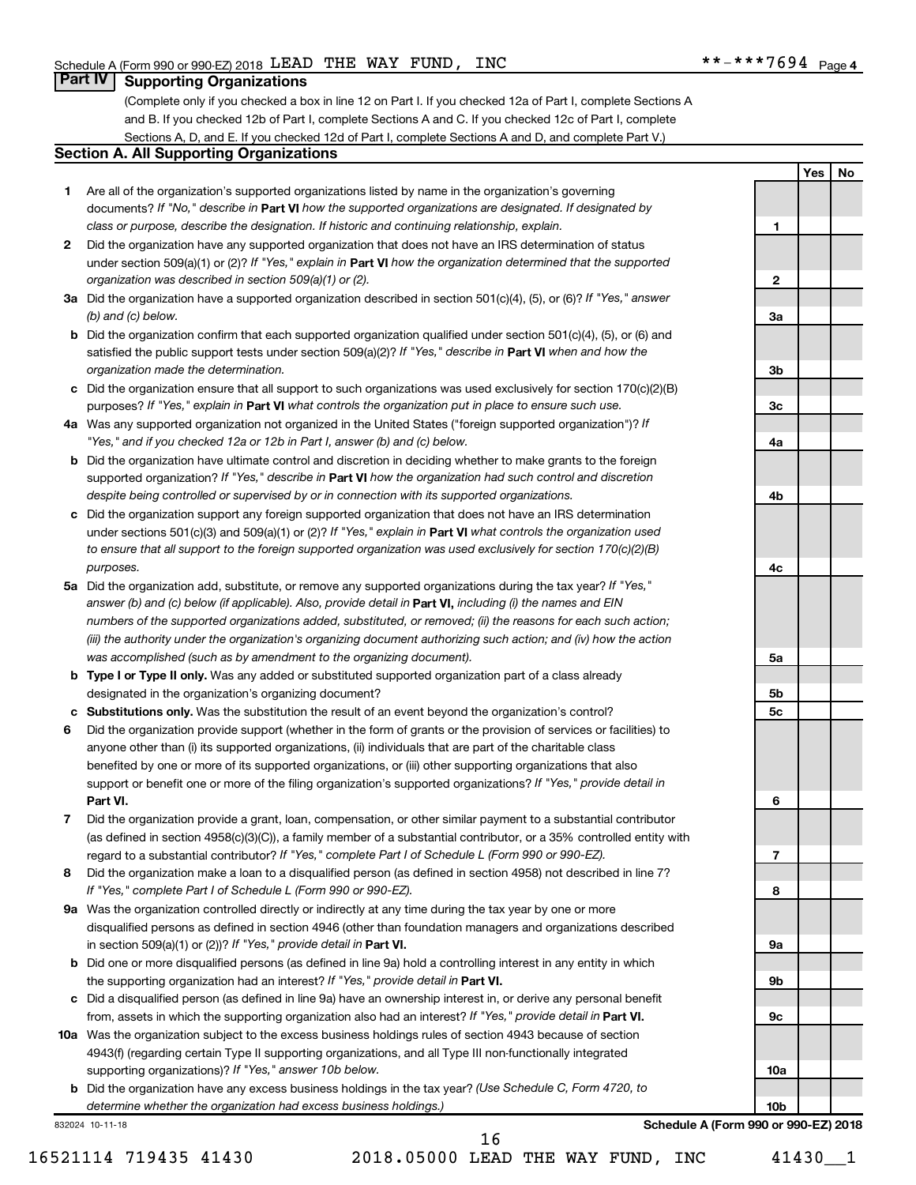## Part IV Supporting Organizations

(Complete only if you checked a box in line 12 on Part I. If you checked 12a of Part I, complete Sections A and B. If you checked 12b of Part I, complete Sections A and C. If you checked 12c of Part I, complete Sections A, D, and E. If you checked 12d of Part I, complete Sections A and D, and complete Part V.)

### Section A. All Supporting Organizations

| | | | Yes | No |
|---|---|---|---|---|
| **1** | Are all of the organization's supported organizations listed by name in the organization's governing documents? *If "No," describe in* **Part VI** *how the supported organizations are designated. If designated by class or purpose, describe the designation. If historic and continuing relationship, explain.* | 1 | | |
| **2** | Did the organization have any supported organization that does not have an IRS determination of status under section 509(a)(1) or (2)? *If "Yes," explain in* **Part VI** *how the organization determined that the supported organization was described in section 509(a)(1) or (2).* | 2 | | |
| **3a** | Did the organization have a supported organization described in section 501(c)(4), (5), or (6)? *If "Yes," answer (b) and (c) below.* | 3a | | |
| **b** | Did the organization confirm that each supported organization qualified under section 501(c)(4), (5), or (6) and satisfied the public support tests under section 509(a)(2)? *If "Yes," describe in* **Part VI** *when and how the organization made the determination.* | 3b | | |
| **c** | Did the organization ensure that all support to such organizations was used exclusively for section 170(c)(2)(B) purposes? *If "Yes," explain in* **Part VI** *what controls the organization put in place to ensure such use.* | 3c | | |
| **4a** | Was any supported organization not organized in the United States ("foreign supported organization")? *If "Yes," and if you checked 12a or 12b in Part I, answer (b) and (c) below.* | 4a | | |
| **b** | Did the organization have ultimate control and discretion in deciding whether to make grants to the foreign supported organization? *If "Yes," describe in* **Part VI** *how the organization had such control and discretion despite being controlled or supervised by or in connection with its supported organizations.* | 4b | | |
| **c** | Did the organization support any foreign supported organization that does not have an IRS determination under sections 501(c)(3) and 509(a)(1) or (2)? *If "Yes," explain in* **Part VI** *what controls the organization used to ensure that all support to the foreign supported organization was used exclusively for section 170(c)(2)(B) purposes.* | 4c | | |
| **5a** | Did the organization add, substitute, or remove any supported organizations during the tax year? *If "Yes," answer (b) and (c) below (if applicable). Also, provide detail in* **Part VI,** *including (i) the names and EIN numbers of the supported organizations added, substituted, or removed; (ii) the reasons for each such action; (iii) the authority under the organization's organizing document authorizing such action; and (iv) how the action was accomplished (such as by amendment to the organizing document).* | 5a | | |
| **b** | **Type I or Type II only.** Was any added or substituted supported organization part of a class already designated in the organization's organizing document? | 5b | | |
| **c** | **Substitutions only.** Was the substitution the result of an event beyond the organization's control? | 5c | | |
| **6** | Did the organization provide support (whether in the form of grants or the provision of services or facilities) to anyone other than (i) its supported organizations, (ii) individuals that are part of the charitable class benefited by one or more of its supported organizations, or (iii) other supporting organizations that also support or benefit one or more of the filing organization's supported organizations? *If "Yes," provide detail in* **Part VI.** | 6 | | |
| **7** | Did the organization provide a grant, loan, compensation, or other similar payment to a substantial contributor (as defined in section 4958(c)(3)(C)), a family member of a substantial contributor, or a 35% controlled entity with regard to a substantial contributor? *If "Yes," complete Part I of Schedule L (Form 990 or 990-EZ).* | 7 | | |
| **8** | Did the organization make a loan to a disqualified person (as defined in section 4958) not described in line 7? *If "Yes," complete Part I of Schedule L (Form 990 or 990-EZ).* | 8 | | |
| **9a** | Was the organization controlled directly or indirectly at any time during the tax year by one or more disqualified persons as defined in section 4946 (other than foundation managers and organizations described in section 509(a)(1) or (2))? *If "Yes," provide detail in* **Part VI.** | 9a | | |
| **b** | Did one or more disqualified persons (as defined in line 9a) hold a controlling interest in any entity in which the supporting organization had an interest? *If "Yes," provide detail in* **Part VI.** | 9b | | |
| **c** | Did a disqualified person (as defined in line 9a) have an ownership interest in, or derive any personal benefit from, assets in which the supporting organization also had an interest? *If "Yes," provide detail in* **Part VI.** | 9c | | |
| **10a** | Was the organization subject to the excess business holdings rules of section 4943 because of section 4943(f) (regarding certain Type II supporting organizations, and all Type III non-functionally integrated supporting organizations)? *If "Yes," answer 10b below.* | 10a | | |
| **b** | Did the organization have any excess business holdings in the tax year? *(Use Schedule C, Form 4720, to determine whether the organization had excess business holdings.)* | 10b | | |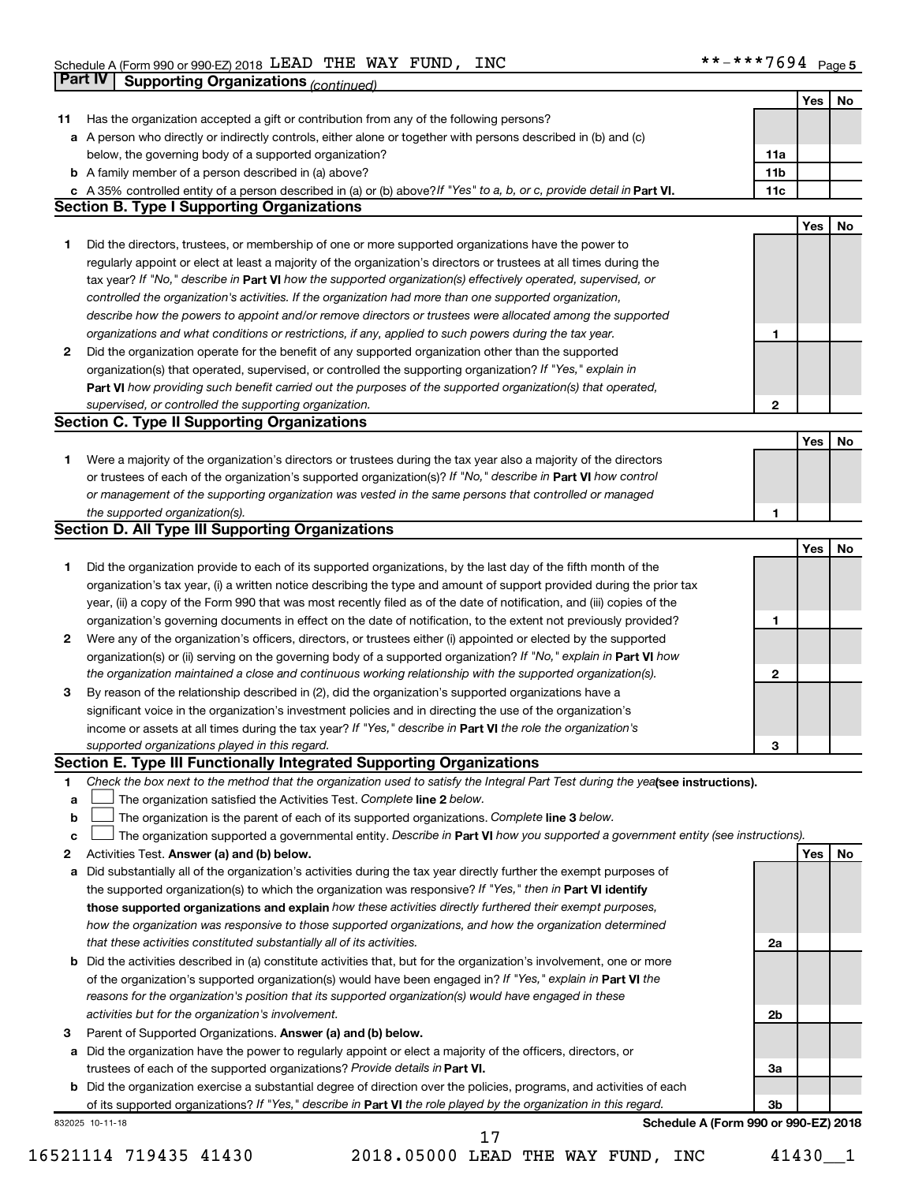Schedule A (Form 990 or 990-EZ) 2018 LEAD THE WAY FUND, INC **-***7694 Page 5

## Part IV Supporting Organizations *(continued)*

| | | | Yes | No |
|---|---|---|---|---|
| 11 | Has the organization accepted a gift or contribution from any of the following persons? | | | |
| a | A person who directly or indirectly controls, either alone or together with persons described in (b) and (c) below, the governing body of a supported organization? | 11a | | |
| b | A family member of a person described in (a) above? | 11b | | |
| c | A 35% controlled entity of a person described in (a) or (b) above? *If "Yes" to a, b, or c, provide detail in* **Part VI.** | 11c | | |

### Section B. Type I Supporting Organizations

| | | | Yes | No |
|---|---|---|---|---|
| 1 | Did the directors, trustees, or membership of one or more supported organizations have the power to regularly appoint or elect at least a majority of the organization's directors or trustees at all times during the tax year? *If "No," describe in* **Part VI** *how the supported organization(s) effectively operated, supervised, or controlled the organization's activities. If the organization had more than one supported organization, describe how the powers to appoint and/or remove directors or trustees were allocated among the supported organizations and what conditions or restrictions, if any, applied to such powers during the tax year.* | 1 | | |
| 2 | Did the organization operate for the benefit of any supported organization other than the supported organization(s) that operated, supervised, or controlled the supporting organization? *If "Yes," explain in* **Part VI** *how providing such benefit carried out the purposes of the supported organization(s) that operated, supervised, or controlled the supporting organization.* | 2 | | |

### Section C. Type II Supporting Organizations

| | | | Yes | No |
|---|---|---|---|---|
| 1 | Were a majority of the organization's directors or trustees during the tax year also a majority of the directors or trustees of each of the organization's supported organization(s)? *If "No," describe in* **Part VI** *how control or management of the supporting organization was vested in the same persons that controlled or managed the supported organization(s).* | 1 | | |

### Section D. All Type III Supporting Organizations

| | | | Yes | No |
|---|---|---|---|---|
| 1 | Did the organization provide to each of its supported organizations, by the last day of the fifth month of the organization's tax year, (i) a written notice describing the type and amount of support provided during the prior tax year, (ii) a copy of the Form 990 that was most recently filed as of the date of notification, and (iii) copies of the organization's governing documents in effect on the date of notification, to the extent not previously provided? | 1 | | |
| 2 | Were any of the organization's officers, directors, or trustees either (i) appointed or elected by the supported organization(s) or (ii) serving on the governing body of a supported organization? *If "No," explain in* **Part VI** *how the organization maintained a close and continuous working relationship with the supported organization(s).* | 2 | | |
| 3 | By reason of the relationship described in (2), did the organization's supported organizations have a significant voice in the organization's investment policies and in directing the use of the organization's income or assets at all times during the tax year? *If "Yes," describe in* **Part VI** *the role the organization's supported organizations played in this regard.* | 3 | | |

### Section E. Type III Functionally Integrated Supporting Organizations

1 *Check the box next to the method that the organization used to satisfy the Integral Part Test during the year* **(see instructions).**

- a ☐ The organization satisfied the Activities Test. *Complete* **line 2** *below.*
- b ☐ The organization is the parent of each of its supported organizations. *Complete* **line 3** *below.*
- c ☐ The organization supported a governmental entity. *Describe in* **Part VI** *how you supported a government entity (see instructions).*

| | | | Yes | No |
|---|---|---|---|---|
| 2 | Activities Test. **Answer (a) and (b) below.** | | | |
| a | Did substantially all of the organization's activities during the tax year directly further the exempt purposes of the supported organization(s) to which the organization was responsive? *If "Yes," then in* **Part VI identify those supported organizations and explain** *how these activities directly furthered their exempt purposes, how the organization was responsive to those supported organizations, and how the organization determined that these activities constituted substantially all of its activities.* | 2a | | |
| b | Did the activities described in (a) constitute activities that, but for the organization's involvement, one or more of the organization's supported organization(s) would have been engaged in? *If "Yes," explain in* **Part VI** *the reasons for the organization's position that its supported organization(s) would have engaged in these activities but for the organization's involvement.* | 2b | | |
| 3 | Parent of Supported Organizations. **Answer (a) and (b) below.** | | | |
| a | Did the organization have the power to regularly appoint or elect a majority of the officers, directors, or trustees of each of the supported organizations? *Provide details in* **Part VI.** | 3a | | |
| b | Did the organization exercise a substantial degree of direction over the policies, programs, and activities of each of its supported organizations? *If "Yes," describe in* **Part VI** *the role played by the organization in this regard.* | 3b | | |

832025 10-11-18 **Schedule A (Form 990 or 990-EZ) 2018**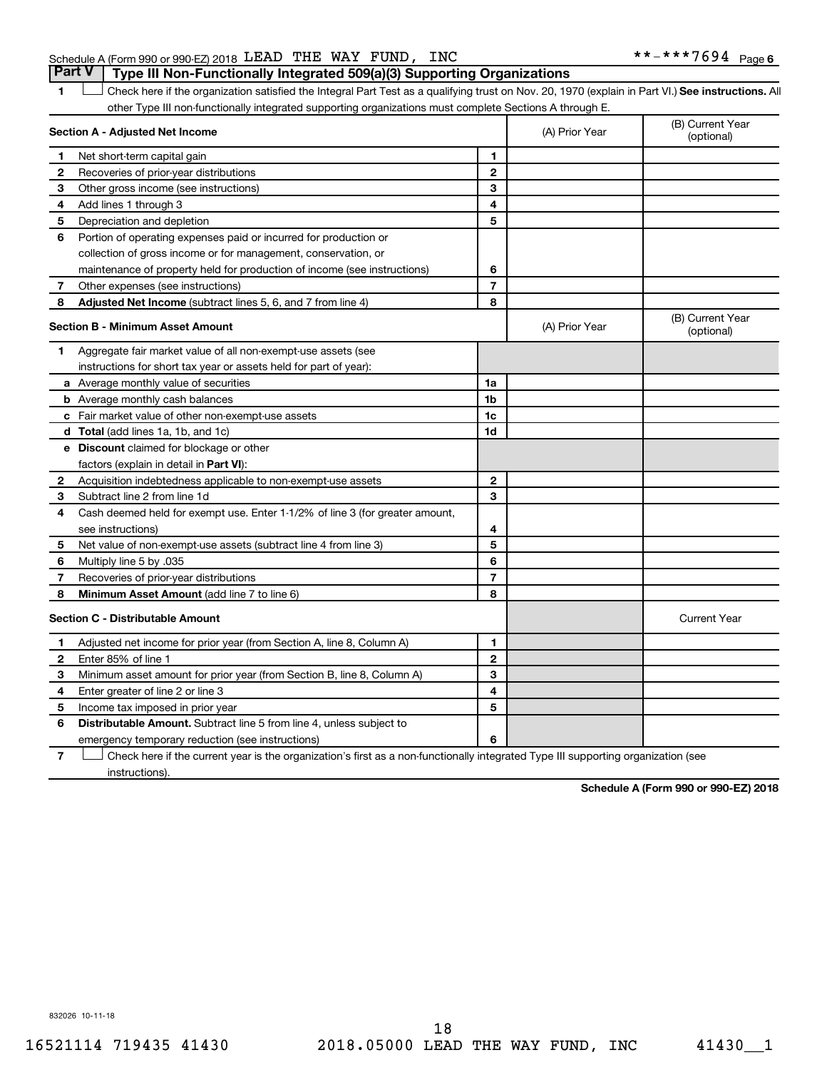Schedule A (Form 990 or 990-EZ) 2018 LEAD THE WAY FUND, INC **-***7694 Page 6

## Part V Type III Non-Functionally Integrated 509(a)(3) Supporting Organizations

1 ☐ Check here if the organization satisfied the Integral Part Test as a qualifying trust on Nov. 20, 1970 (explain in Part VI.) **See instructions.** All other Type III non-functionally integrated supporting organizations must complete Sections A through E.

| **Section A - Adjusted Net Income** | | | (A) Prior Year | (B) Current Year (optional) |
|---|---|---|---|---|
| 1 | Net short-term capital gain | 1 | | |
| 2 | Recoveries of prior-year distributions | 2 | | |
| 3 | Other gross income (see instructions) | 3 | | |
| 4 | Add lines 1 through 3 | 4 | | |
| 5 | Depreciation and depletion | 5 | | |
| 6 | Portion of operating expenses paid or incurred for production or collection of gross income or for management, conservation, or maintenance of property held for production of income (see instructions) | 6 | | |
| 7 | Other expenses (see instructions) | 7 | | |
| 8 | **Adjusted Net Income** (subtract lines 5, 6, and 7 from line 4) | 8 | | |

| **Section B - Minimum Asset Amount** | | | (A) Prior Year | (B) Current Year (optional) |
|---|---|---|---|---|
| 1 | Aggregate fair market value of all non-exempt-use assets (see instructions for short tax year or assets held for part of year): | | | |
| a | Average monthly value of securities | 1a | | |
| b | Average monthly cash balances | 1b | | |
| c | Fair market value of other non-exempt-use assets | 1c | | |
| d | **Total** (add lines 1a, 1b, and 1c) | 1d | | |
| e | **Discount** claimed for blockage or other factors (explain in detail in **Part VI**): | | | |
| 2 | Acquisition indebtedness applicable to non-exempt-use assets | 2 | | |
| 3 | Subtract line 2 from line 1d | 3 | | |
| 4 | Cash deemed held for exempt use. Enter 1-1/2% of line 3 (for greater amount, see instructions) | 4 | | |
| 5 | Net value of non-exempt-use assets (subtract line 4 from line 3) | 5 | | |
| 6 | Multiply line 5 by .035 | 6 | | |
| 7 | Recoveries of prior-year distributions | 7 | | |
| 8 | **Minimum Asset Amount** (add line 7 to line 6) | 8 | | |

| **Section C - Distributable Amount** | | | | Current Year |
|---|---|---|---|---|
| 1 | Adjusted net income for prior year (from Section A, line 8, Column A) | 1 | | |
| 2 | Enter 85% of line 1 | 2 | | |
| 3 | Minimum asset amount for prior year (from Section B, line 8, Column A) | 3 | | |
| 4 | Enter greater of line 2 or line 3 | 4 | | |
| 5 | Income tax imposed in prior year | 5 | | |
| 6 | **Distributable Amount.** Subtract line 5 from line 4, unless subject to emergency temporary reduction (see instructions) | 6 | | |

7 ☐ Check here if the current year is the organization's first as a non-functionally integrated Type III supporting organization (see instructions).

**Schedule A (Form 990 or 990-EZ) 2018**

832026 10-11-18

16521114 719435 41430 2018.05000 LEAD THE WAY FUND, INC 41430__1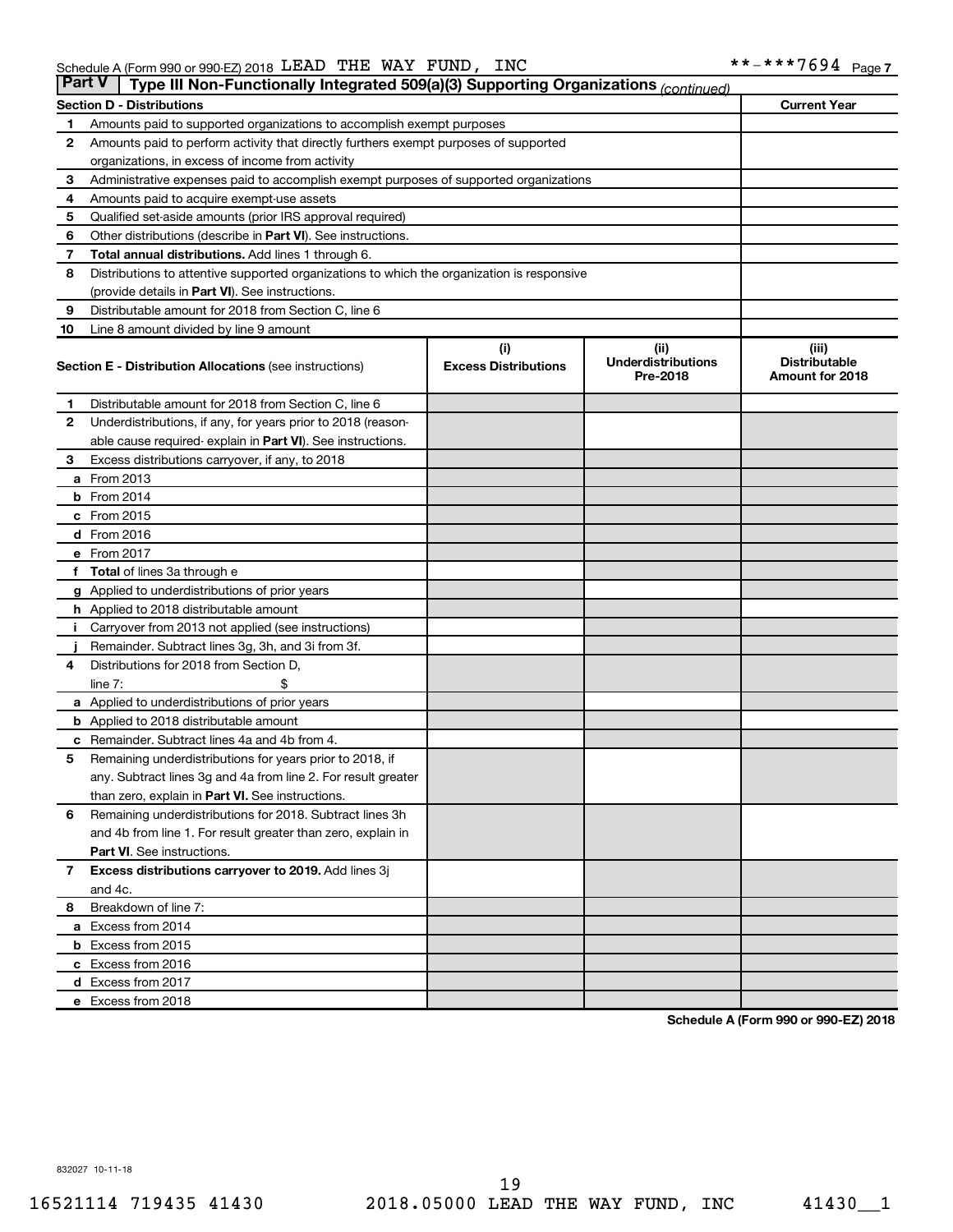Schedule A (Form 990 or 990-EZ) 2018 LEAD THE WAY FUND, INC **-***7694 Page 7

## Part V | Type III Non-Functionally Integrated 509(a)(3) Supporting Organizations *(continued)*

| Section D - Distributions | | Current Year |
|---|---|---|
| 1 | Amounts paid to supported organizations to accomplish exempt purposes | |
| 2 | Amounts paid to perform activity that directly furthers exempt purposes of supported organizations, in excess of income from activity | |
| 3 | Administrative expenses paid to accomplish exempt purposes of supported organizations | |
| 4 | Amounts paid to acquire exempt-use assets | |
| 5 | Qualified set-aside amounts (prior IRS approval required) | |
| 6 | Other distributions (describe in **Part VI**). See instructions. | |
| 7 | **Total annual distributions.** Add lines 1 through 6. | |
| 8 | Distributions to attentive supported organizations to which the organization is responsive (provide details in **Part VI**). See instructions. | |
| 9 | Distributable amount for 2018 from Section C, line 6 | |
| 10 | Line 8 amount divided by line 9 amount | |

| Section E - Distribution Allocations (see instructions) | (i) Excess Distributions | (ii) Underdistributions Pre-2018 | (iii) Distributable Amount for 2018 |
|---|---|---|---|
| **1** Distributable amount for 2018 from Section C, line 6 | | | |
| **2** Underdistributions, if any, for years prior to 2018 (reasonable cause required- explain in **Part VI**). See instructions. | | | |
| **3** Excess distributions carryover, if any, to 2018 | | | |
| **a** From 2013 | | | |
| **b** From 2014 | | | |
| **c** From 2015 | | | |
| **d** From 2016 | | | |
| **e** From 2017 | | | |
| **f** **Total** of lines 3a through e | | | |
| **g** Applied to underdistributions of prior years | | | |
| **h** Applied to 2018 distributable amount | | | |
| **i** Carryover from 2013 not applied (see instructions) | | | |
| **j** Remainder. Subtract lines 3g, 3h, and 3i from 3f. | | | |
| **4** Distributions for 2018 from Section D, line 7: $ | | | |
| **a** Applied to underdistributions of prior years | | | |
| **b** Applied to 2018 distributable amount | | | |
| **c** Remainder. Subtract lines 4a and 4b from 4. | | | |
| **5** Remaining underdistributions for years prior to 2018, if any. Subtract lines 3g and 4a from line 2. For result greater than zero, explain in **Part VI.** See instructions. | | | |
| **6** Remaining underdistributions for 2018. Subtract lines 3h and 4b from line 1. For result greater than zero, explain in **Part VI**. See instructions. | | | |
| **7** **Excess distributions carryover to 2019.** Add lines 3j and 4c. | | | |
| **8** Breakdown of line 7: | | | |
| **a** Excess from 2014 | | | |
| **b** Excess from 2015 | | | |
| **c** Excess from 2016 | | | |
| **d** Excess from 2017 | | | |
| **e** Excess from 2018 | | | |

**Schedule A (Form 990 or 990-EZ) 2018**

832027 10-11-18

16521114 719435 41430 2018.05000 LEAD THE WAY FUND, INC 41430__1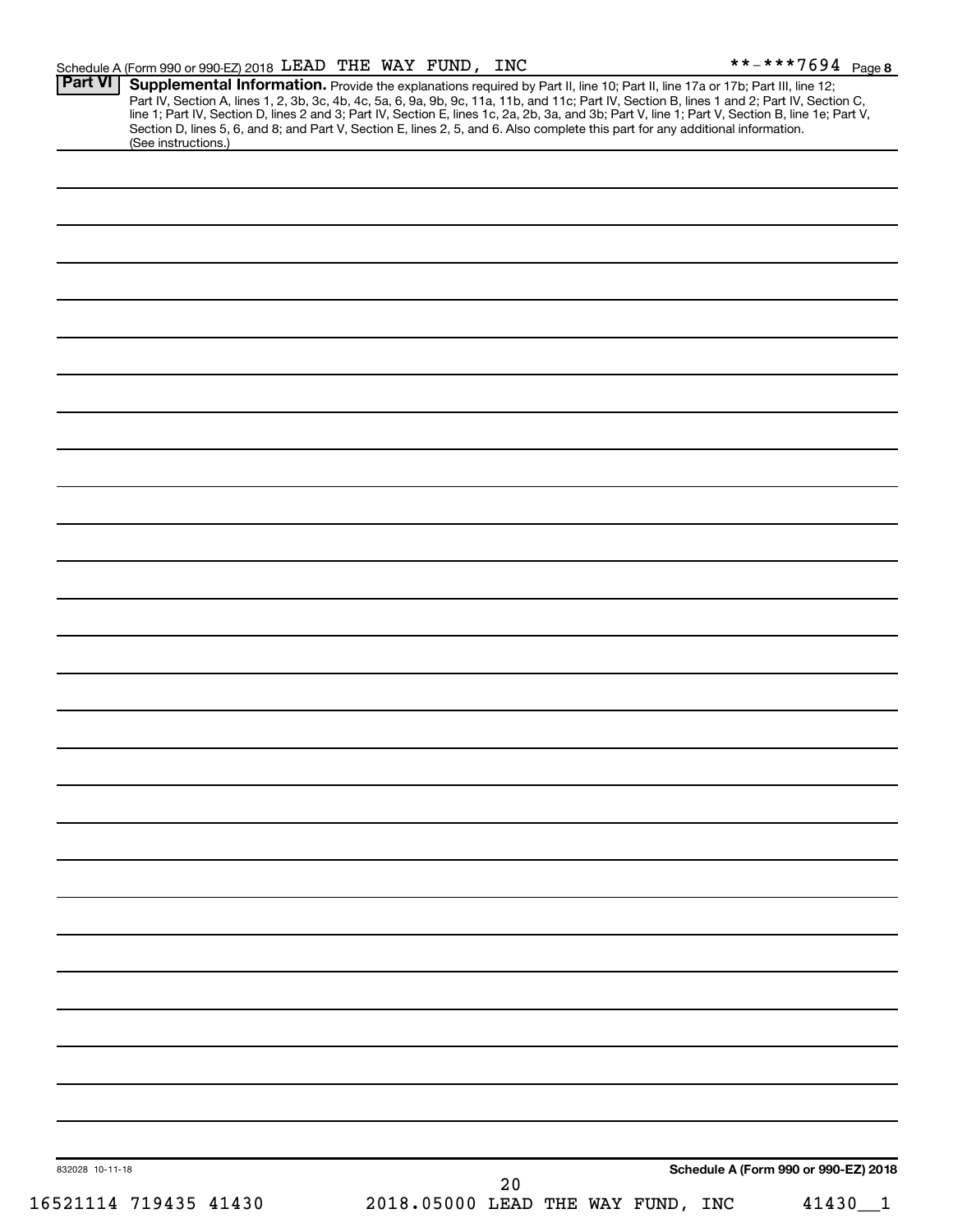## Part VI Supplemental Information.

Provide the explanations required by Part II, line 10; Part II, line 17a or 17b; Part III, line 12; Part IV, Section A, lines 1, 2, 3b, 3c, 4b, 4c, 5a, 6, 9a, 9b, 9c, 11a, 11b, and 11c; Part IV, Section B, lines 1 and 2; Part IV, Section C, line 1; Part IV, Section D, lines 2 and 3; Part IV, Section E, lines 1c, 2a, 2b, 3a, and 3b; Part V, line 1; Part V, Section B, line 1e; Part V, Section D, lines 5, 6, and 8; and Part V, Section E, lines 2, 5, and 6. Also complete this part for any additional information. (See instructions.)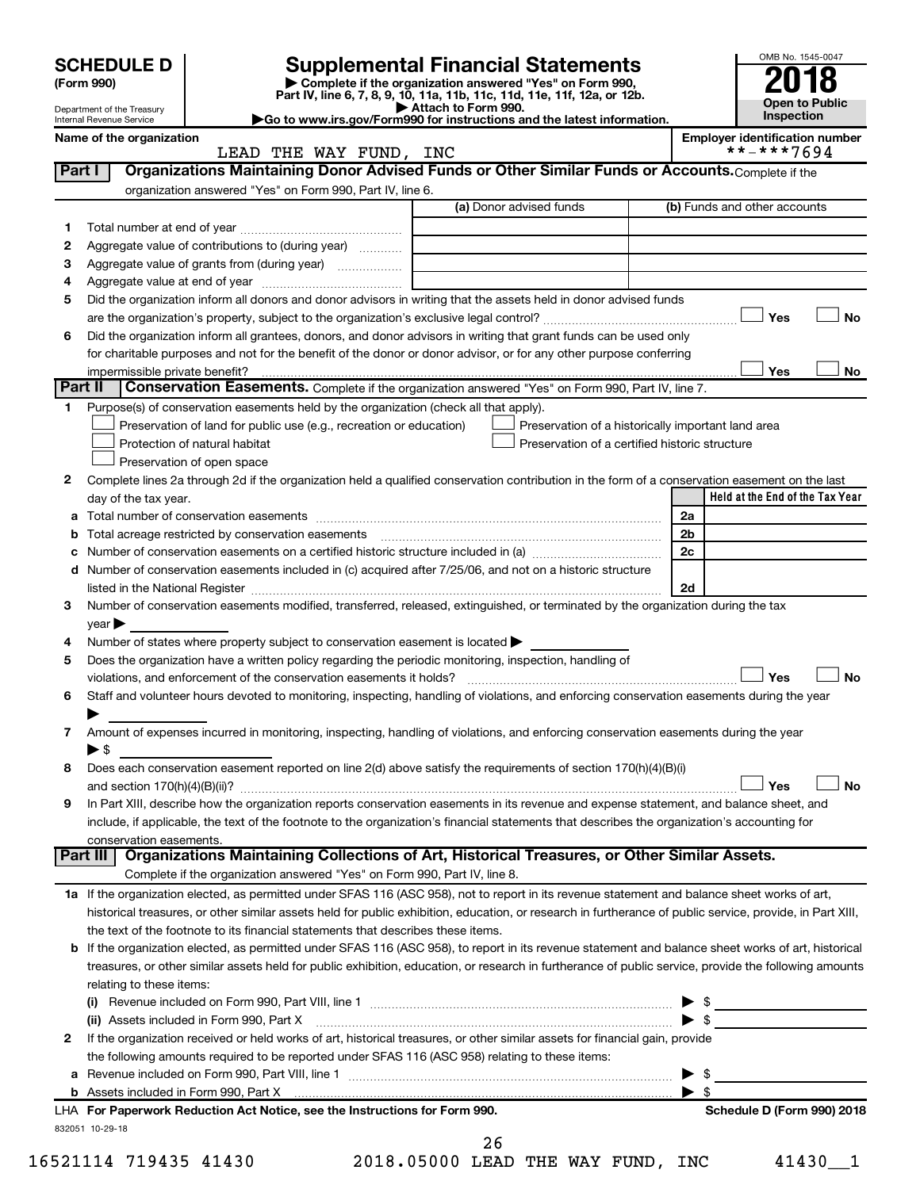# SCHEDULE D (Form 990)

Department of the Treasury
Internal Revenue Service

## Supplemental Financial Statements

▶ Complete if the organization answered "Yes" on Form 990, Part IV, line 6, 7, 8, 9, 10, 11a, 11b, 11c, 11d, 11e, 11f, 12a, or 12b.
▶ Attach to Form 990.
▶Go to www.irs.gov/Form990 for instructions and the latest information.

OMB No. 1545-0047
**2018**
**Open to Public Inspection**

**Name of the organization:** LEAD THE WAY FUND, INC

**Employer identification number:** **-***7694

### Part I Organizations Maintaining Donor Advised Funds or Other Similar Funds or Accounts. Complete if the organization answered "Yes" on Form 990, Part IV, line 6.

| | | (a) Donor advised funds | (b) Funds and other accounts |
|---|---|---|---|
| 1 | Total number at end of year | | |
| 2 | Aggregate value of contributions to (during year) | | |
| 3 | Aggregate value of grants from (during year) | | |
| 4 | Aggregate value at end of year | | |

5 Did the organization inform all donors and donor advisors in writing that the assets held in donor advised funds are the organization's property, subject to the organization's exclusive legal control? ☐ Yes ☐ No

6 Did the organization inform all grantees, donors, and donor advisors in writing that grant funds can be used only for charitable purposes and not for the benefit of the donor or donor advisor, or for any other purpose conferring impermissible private benefit? ☐ Yes ☐ No

### Part II Conservation Easements. Complete if the organization answered "Yes" on Form 990, Part IV, line 7.

1 Purpose(s) of conservation easements held by the organization (check all that apply).

- ☐ Preservation of land for public use (e.g., recreation or education)
- ☐ Protection of natural habitat
- ☐ Preservation of open space
- ☐ Preservation of a historically important land area
- ☐ Preservation of a certified historic structure

2 Complete lines 2a through 2d if the organization held a qualified conservation contribution in the form of a conservation easement on the last day of the tax year.

| | | | Held at the End of the Tax Year |
|---|---|---|---|
| a | Total number of conservation easements | 2a | |
| b | Total acreage restricted by conservation easements | 2b | |
| c | Number of conservation easements on a certified historic structure included in (a) | 2c | |
| d | Number of conservation easements included in (c) acquired after 7/25/06, and not on a historic structure listed in the National Register | 2d | |

3 Number of conservation easements modified, transferred, released, extinguished, or terminated by the organization during the tax year ▶

4 Number of states where property subject to conservation easement is located ▶

5 Does the organization have a written policy regarding the periodic monitoring, inspection, handling of violations, and enforcement of the conservation easements it holds? ☐ Yes ☐ No

6 Staff and volunteer hours devoted to monitoring, inspecting, handling of violations, and enforcing conservation easements during the year ▶

7 Amount of expenses incurred in monitoring, inspecting, handling of violations, and enforcing conservation easements during the year ▶ $

8 Does each conservation easement reported on line 2(d) above satisfy the requirements of section 170(h)(4)(B)(i) and section 170(h)(4)(B)(ii)? ☐ Yes ☐ No

9 In Part XIII, describe how the organization reports conservation easements in its revenue and expense statement, and balance sheet, and include, if applicable, the text of the footnote to the organization's financial statements that describes the organization's accounting for conservation easements.

### Part III Organizations Maintaining Collections of Art, Historical Treasures, or Other Similar Assets. Complete if the organization answered "Yes" on Form 990, Part IV, line 8.

1a If the organization elected, as permitted under SFAS 116 (ASC 958), not to report in its revenue statement and balance sheet works of art, historical treasures, or other similar assets held for public exhibition, education, or research in furtherance of public service, provide, in Part XIII, the text of the footnote to its financial statements that describes these items.

b If the organization elected, as permitted under SFAS 116 (ASC 958), to report in its revenue statement and balance sheet works of art, historical treasures, or other similar assets held for public exhibition, education, or research in furtherance of public service, provide the following amounts relating to these items:

(i) Revenue included on Form 990, Part VIII, line 1 ▶ $

(ii) Assets included in Form 990, Part X ▶ $

2 If the organization received or held works of art, historical treasures, or other similar assets for financial gain, provide the following amounts required to be reported under SFAS 116 (ASC 958) relating to these items:

a Revenue included on Form 990, Part VIII, line 1 ▶ $

b Assets included in Form 990, Part X ▶ $

LHA For Paperwork Reduction Act Notice, see the Instructions for Form 990. Schedule D (Form 990) 2018

832051 10-29-18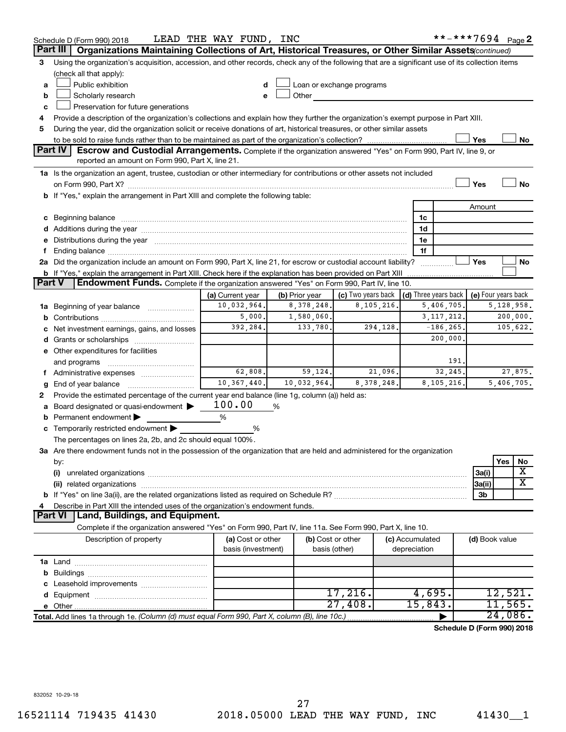Schedule D (Form 990) 2018 LEAD THE WAY FUND, INC **-***7694 Page 2

## Part III Organizations Maintaining Collections of Art, Historical Treasures, or Other Similar Assets (continued)

3 Using the organization's acquisition, accession, and other records, check any of the following that are a significant use of its collection items (check all that apply):

a ☐ Public exhibition
b ☐ Scholarly research
c ☐ Preservation for future generations
d ☐ Loan or exchange programs
e ☐ Other

4 Provide a description of the organization's collections and explain how they further the organization's exempt purpose in Part XIII.

5 During the year, did the organization solicit or receive donations of art, historical treasures, or other similar assets to be sold to raise funds rather than to be maintained as part of the organization's collection? ☐ Yes ☐ No

## Part IV Escrow and Custodial Arrangements.

Complete if the organization answered "Yes" on Form 990, Part IV, line 9, or reported an amount on Form 990, Part X, line 21.

1a Is the organization an agent, trustee, custodian or other intermediary for contributions or other assets not included on Form 990, Part X? ☐ Yes ☐ No

b If "Yes," explain the arrangement in Part XIII and complete the following table:

| | | Amount |
|---|---|---|
| c Beginning balance | 1c | |
| d Additions during the year | 1d | |
| e Distributions during the year | 1e | |
| f Ending balance | 1f | |

2a Did the organization include an amount on Form 990, Part X, line 21, for escrow or custodial account liability? ☐ Yes ☐ No

b If "Yes," explain the arrangement in Part XIII. Check here if the explanation has been provided on Part XIII ☐

## Part V Endowment Funds.

Complete if the organization answered "Yes" on Form 990, Part IV, line 10.

| | (a) Current year | (b) Prior year | (c) Two years back | (d) Three years back | (e) Four years back |
|---|---|---|---|---|---|
| 1a Beginning of year balance | 10,032,964. | 8,378,248. | 8,105,216. | 5,406,705. | 5,128,958. |
| b Contributions | 5,000. | 1,580,060. | | 3,117,212. | 200,000. |
| c Net investment earnings, gains, and losses | 392,284. | 133,780. | 294,128. | -186,265. | 105,622. |
| d Grants or scholarships | | | | 200,000. | |
| e Other expenditures for facilities and programs | | | | 191. | |
| f Administrative expenses | 62,808. | 59,124. | 21,096. | 32,245. | 27,875. |
| g End of year balance | 10,367,440. | 10,032,964. | 8,378,248. | 8,105,216. | 5,406,705. |

2 Provide the estimated percentage of the current year end balance (line 1g, column (a)) held as:

a Board designated or quasi-endowment ▶ 100.00 %
b Permanent endowment ▶ %
c Temporarily restricted endowment ▶ %

The percentages on lines 2a, 2b, and 2c should equal 100%.

3a Are there endowment funds not in the possession of the organization that are held and administered for the organization by:

| | | Yes | No |
|---|---|---|---|
| (i) unrelated organizations | 3a(i) | | X |
| (ii) related organizations | 3a(ii) | | X |
| b If "Yes" on line 3a(ii), are the related organizations listed as required on Schedule R? | 3b | | |

4 Describe in Part XIII the intended uses of the organization's endowment funds.

## Part VI Land, Buildings, and Equipment.

Complete if the organization answered "Yes" on Form 990, Part IV, line 11a. See Form 990, Part X, line 10.

| Description of property | (a) Cost or other basis (investment) | (b) Cost or other basis (other) | (c) Accumulated depreciation | (d) Book value |
|---|---|---|---|---|
| 1a Land | | | | |
| b Buildings | | | | |
| c Leasehold improvements | | | | |
| d Equipment | | 17,216. | 4,695. | 12,521. |
| e Other | | 27,408. | 15,843. | 11,565. |
| Total. Add lines 1a through 1e. (Column (d) must equal Form 990, Part X, column (B), line 10c.) ▶ | | | | 24,086. |

Schedule D (Form 990) 2018

832052 10-29-18

16521114 719435 41430 2018.05000 LEAD THE WAY FUND, INC 41430__1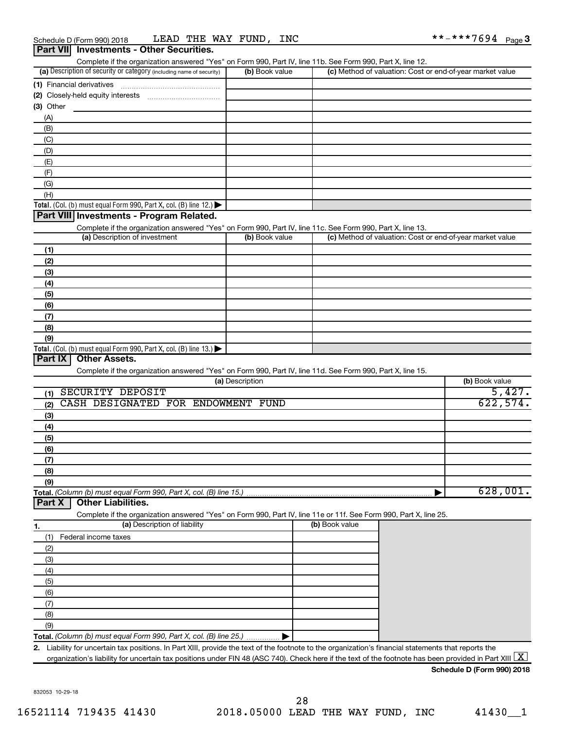Schedule D (Form 990) 2018 LEAD THE WAY FUND, INC **-***7694 Page 3

## Part VII Investments - Other Securities.

Complete if the organization answered "Yes" on Form 990, Part IV, line 11b. See Form 990, Part X, line 12.

| (a) Description of security or category (including name of security) | (b) Book value | (c) Method of valuation: Cost or end-of-year market value |
|---|---|---|
| (1) Financial derivatives | | |
| (2) Closely-held equity interests | | |
| (3) Other | | |
| (A) | | |
| (B) | | |
| (C) | | |
| (D) | | |
| (E) | | |
| (F) | | |
| (G) | | |
| (H) | | |
| **Total.** (Col. (b) must equal Form 990, Part X, col. (B) line 12.) ▶ | | |

## Part VIII Investments - Program Related.

Complete if the organization answered "Yes" on Form 990, Part IV, line 11c. See Form 990, Part X, line 13.

| (a) Description of investment | (b) Book value | (c) Method of valuation: Cost or end-of-year market value |
|---|---|---|
| (1) | | |
| (2) | | |
| (3) | | |
| (4) | | |
| (5) | | |
| (6) | | |
| (7) | | |
| (8) | | |
| (9) | | |
| **Total.** (Col. (b) must equal Form 990, Part X, col. (B) line 13.) ▶ | | |

## Part IX Other Assets.

Complete if the organization answered "Yes" on Form 990, Part IV, line 11d. See Form 990, Part X, line 15.

| (a) Description | (b) Book value |
|---|---|
| (1) SECURITY DEPOSIT | 5,427. |
| (2) CASH DESIGNATED FOR ENDOWMENT FUND | 622,574. |
| (3) | |
| (4) | |
| (5) | |
| (6) | |
| (7) | |
| (8) | |
| (9) | |
| **Total.** *(Column (b) must equal Form 990, Part X, col. (B) line 15.)* ▶ | 628,001. |

## Part X Other Liabilities.

Complete if the organization answered "Yes" on Form 990, Part IV, line 11e or 11f. See Form 990, Part X, line 25.

| 1. (a) Description of liability | (b) Book value |
|---|---|
| (1) Federal income taxes | |
| (2) | |
| (3) | |
| (4) | |
| (5) | |
| (6) | |
| (7) | |
| (8) | |
| (9) | |
| **Total.** *(Column (b) must equal Form 990, Part X, col. (B) line 25.)* ▶ | |

2. Liability for uncertain tax positions. In Part XIII, provide the text of the footnote to the organization's financial statements that reports the organization's liability for uncertain tax positions under FIN 48 (ASC 740). Check here if the text of the footnote has been provided in Part XIII [X]

**Schedule D (Form 990) 2018**

832053 10-29-18

16521114 719435 41430 2018.05000 LEAD THE WAY FUND, INC 41430__1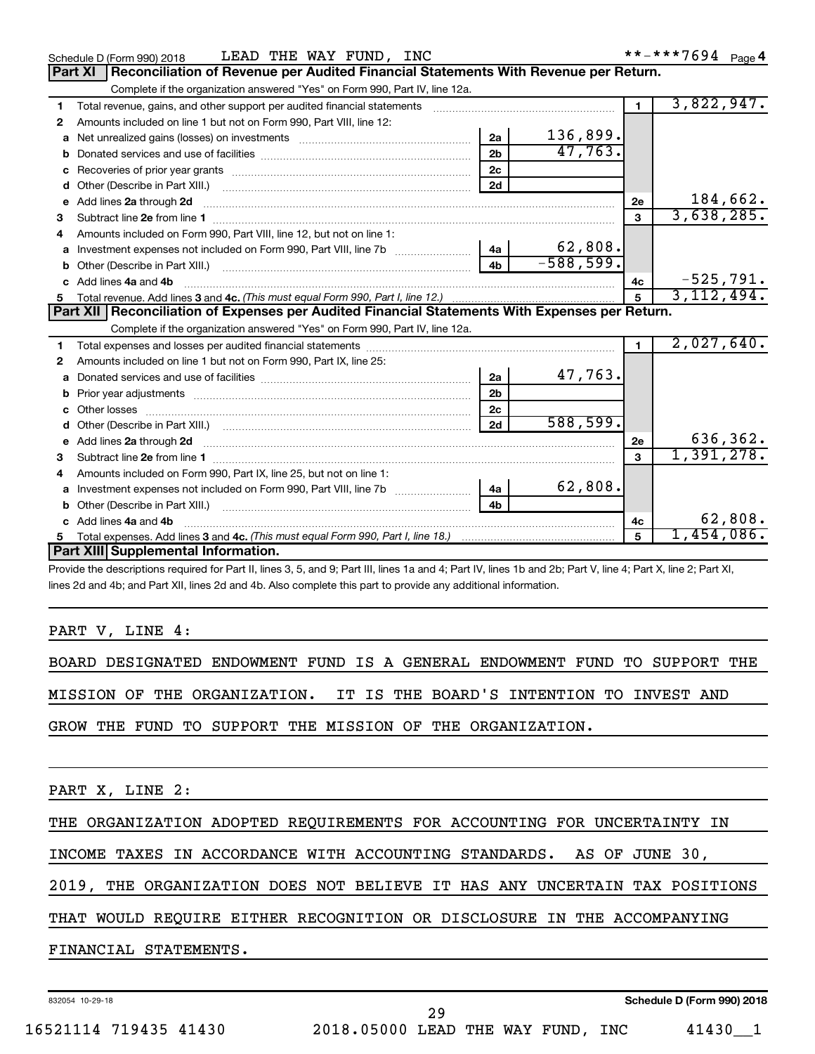Schedule D (Form 990) 2018 LEAD THE WAY FUND, INC **-***7694 Page 4

## Part XI Reconciliation of Revenue per Audited Financial Statements With Revenue per Return.

Complete if the organization answered "Yes" on Form 990, Part IV, line 12a.

| | | | | | |
|---|---|---|---|---|---|
| 1 | Total revenue, gains, and other support per audited financial statements | | | 1 | 3,822,947. |
| 2 | Amounts included on line 1 but not on Form 990, Part VIII, line 12: | | | | |
| a | Net unrealized gains (losses) on investments | 2a | 136,899. | | |
| b | Donated services and use of facilities | 2b | 47,763. | | |
| c | Recoveries of prior year grants | 2c | | | |
| d | Other (Describe in Part XIII.) | 2d | | | |
| e | Add lines 2a through 2d | | | 2e | 184,662. |
| 3 | Subtract line 2e from line 1 | | | 3 | 3,638,285. |
| 4 | Amounts included on Form 990, Part VIII, line 12, but not on line 1: | | | | |
| a | Investment expenses not included on Form 990, Part VIII, line 7b | 4a | 62,808. | | |
| b | Other (Describe in Part XIII.) | 4b | -588,599. | | |
| c | Add lines 4a and 4b | | | 4c | -525,791. |
| 5 | Total revenue. Add lines 3 and 4c. *(This must equal Form 990, Part I, line 12.)* | | | 5 | 3,112,494. |

## Part XII Reconciliation of Expenses per Audited Financial Statements With Expenses per Return.

Complete if the organization answered "Yes" on Form 990, Part IV, line 12a.

| | | | | | |
|---|---|---|---|---|---|
| 1 | Total expenses and losses per audited financial statements | | | 1 | 2,027,640. |
| 2 | Amounts included on line 1 but not on Form 990, Part IX, line 25: | | | | |
| a | Donated services and use of facilities | 2a | 47,763. | | |
| b | Prior year adjustments | 2b | | | |
| c | Other losses | 2c | | | |
| d | Other (Describe in Part XIII.) | 2d | 588,599. | | |
| e | Add lines 2a through 2d | | | 2e | 636,362. |
| 3 | Subtract line 2e from line 1 | | | 3 | 1,391,278. |
| 4 | Amounts included on Form 990, Part IX, line 25, but not on line 1: | | | | |
| a | Investment expenses not included on Form 990, Part VIII, line 7b | 4a | 62,808. | | |
| b | Other (Describe in Part XIII.) | 4b | | | |
| c | Add lines 4a and 4b | | | 4c | 62,808. |
| 5 | Total expenses. Add lines 3 and 4c. *(This must equal Form 990, Part I, line 18.)* | | | 5 | 1,454,086. |

## Part XIII Supplemental Information.

Provide the descriptions required for Part II, lines 3, 5, and 9; Part III, lines 1a and 4; Part IV, lines 1b and 2b; Part V, line 4; Part X, line 2; Part XI, lines 2d and 4b; and Part XII, lines 2d and 4b. Also complete this part to provide any additional information.

PART V, LINE 4:

BOARD DESIGNATED ENDOWMENT FUND IS A GENERAL ENDOWMENT FUND TO SUPPORT THE MISSION OF THE ORGANIZATION. IT IS THE BOARD'S INTENTION TO INVEST AND GROW THE FUND TO SUPPORT THE MISSION OF THE ORGANIZATION.

PART X, LINE 2:

THE ORGANIZATION ADOPTED REQUIREMENTS FOR ACCOUNTING FOR UNCERTAINTY IN INCOME TAXES IN ACCORDANCE WITH ACCOUNTING STANDARDS. AS OF JUNE 30, 2019, THE ORGANIZATION DOES NOT BELIEVE IT HAS ANY UNCERTAIN TAX POSITIONS THAT WOULD REQUIRE EITHER RECOGNITION OR DISCLOSURE IN THE ACCOMPANYING FINANCIAL STATEMENTS.

832054 10-29-18 Schedule D (Form 990) 2018

16521114 719435 41430 2018.05000 LEAD THE WAY FUND, INC 41430__1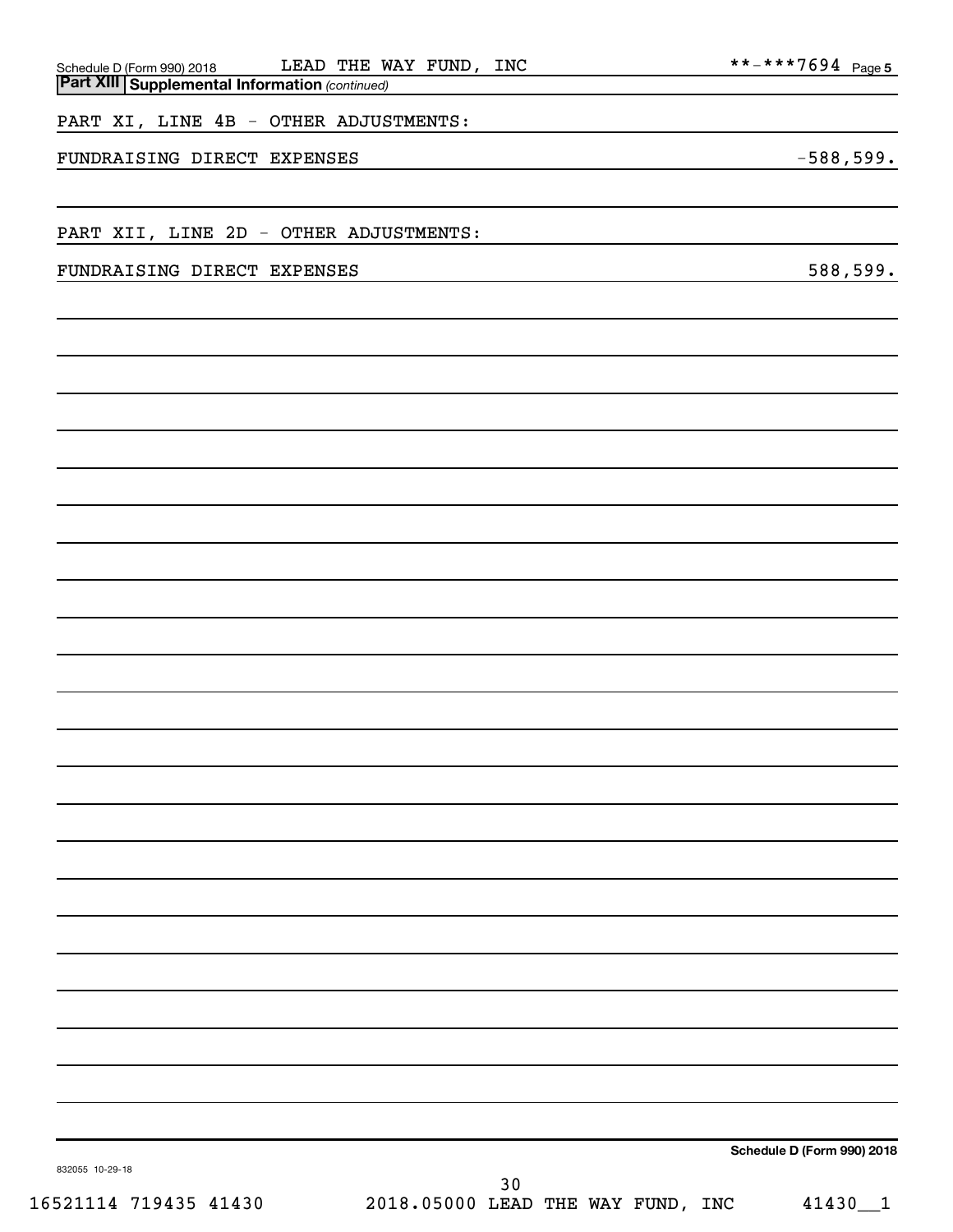Schedule D (Form 990) 2018 LEAD THE WAY FUND, INC **-***7694 Page 5

**Part XIII Supplemental Information** *(continued)*

PART XI, LINE 4B - OTHER ADJUSTMENTS:

| | |
|---|---|
| FUNDRAISING DIRECT EXPENSES | -588,599. |

PART XII, LINE 2D - OTHER ADJUSTMENTS:

| | |
|---|---|
| FUNDRAISING DIRECT EXPENSES | 588,599. |

**Schedule D (Form 990) 2018**

832055 10-29-18

16521114 719435 41430 2018.05000 LEAD THE WAY FUND, INC 41430__1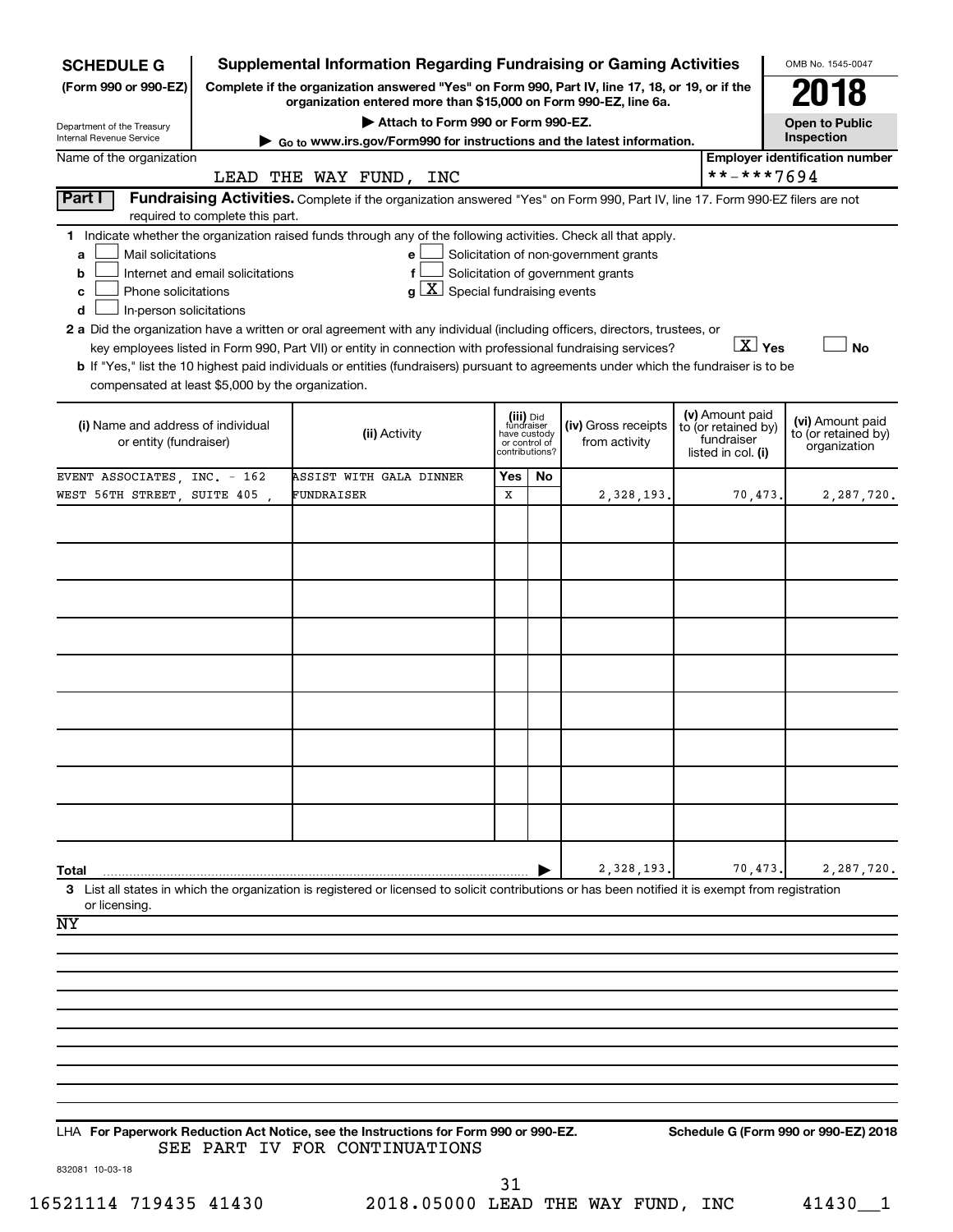**SCHEDULE G (Form 990 or 990-EZ)**

Department of the Treasury
Internal Revenue Service

# Supplemental Information Regarding Fundraising or Gaming Activities

**Complete if the organization answered "Yes" on Form 990, Part IV, line 17, 18, or 19, or if the organization entered more than $15,000 on Form 990-EZ, line 6a.**

▶ Attach to Form 990 or Form 990-EZ.

▶ Go to www.irs.gov/Form990 for instructions and the latest information.

OMB No. 1545-0047

**2018**

**Open to Public Inspection**

Name of the organization: LEAD THE WAY FUND, INC

Employer identification number: **-***7694

**Part I** **Fundraising Activities.** Complete if the organization answered "Yes" on Form 990, Part IV, line 17. Form 990-EZ filers are not required to complete this part.

1 Indicate whether the organization raised funds through any of the following activities. Check all that apply.

- a [ ] Mail solicitations
- b [ ] Internet and email solicitations
- c [ ] Phone solicitations
- d [ ] In-person solicitations
- e [ ] Solicitation of non-government grants
- f [ ] Solicitation of government grants
- g [X] Special fundraising events

2 a Did the organization have a written or oral agreement with any individual (including officers, directors, trustees, or key employees listed in Form 990, Part VII) or entity in connection with professional fundraising services? [X] Yes [ ] No

b If "Yes," list the 10 highest paid individuals or entities (fundraisers) pursuant to agreements under which the fundraiser is to be compensated at least $5,000 by the organization.

| (i) Name and address of individual or entity (fundraiser) | (ii) Activity | (iii) Did fundraiser have custody or control of contributions? Yes | No | (iv) Gross receipts from activity | (v) Amount paid to (or retained by) fundraiser listed in col. (i) | (vi) Amount paid to (or retained by) organization |
|---|---|---|---|---|---|---|
| EVENT ASSOCIATES, INC. - 162 WEST 56TH STREET, SUITE 405 , | ASSIST WITH GALA DINNER FUNDRAISER | X | | 2,328,193. | 70,473. | 2,287,720. |
| | | | | | | |
| | | | | | | |
| | | | | | | |
| | | | | | | |
| | | | | | | |
| | | | | | | |
| | | | | | | |
| | | | | | | |
| | | | | | | |
| **Total** | | | ▶ | 2,328,193. | 70,473. | 2,287,720. |

3 List all states in which the organization is registered or licensed to solicit contributions or has been notified it is exempt from registration or licensing.

NY

LHA **For Paperwork Reduction Act Notice, see the Instructions for Form 990 or 990-EZ.** **Schedule G (Form 990 or 990-EZ) 2018**

SEE PART IV FOR CONTINUATIONS

832081 10-03-18

16521114 719435 41430 2018.05000 LEAD THE WAY FUND, INC 41430__1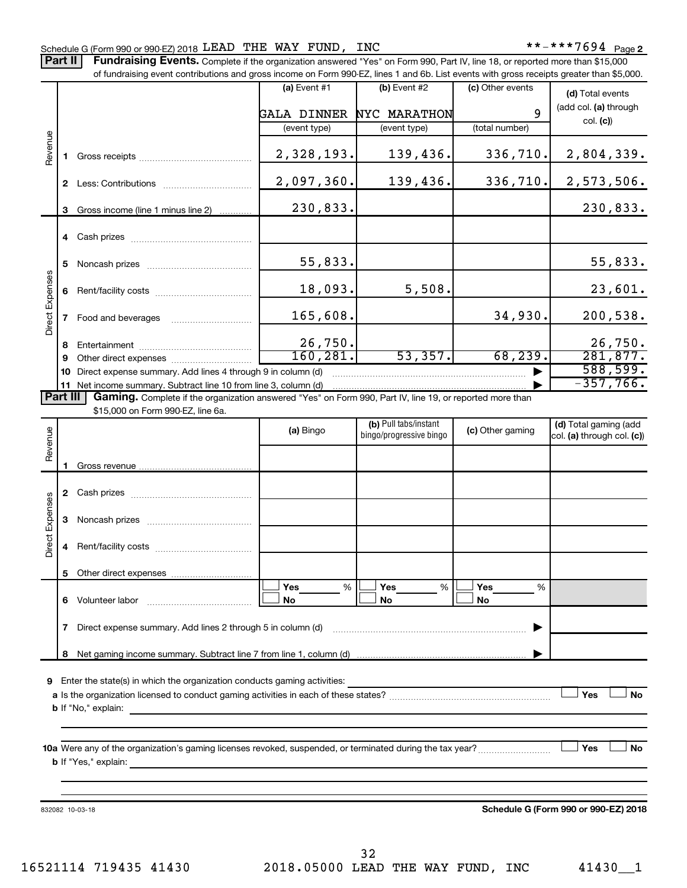Schedule G (Form 990 or 990-EZ) 2018 LEAD THE WAY FUND, INC **-***7694 Page 2

**Part II** **Fundraising Events.** Complete if the organization answered "Yes" on Form 990, Part IV, line 18, or reported more than $15,000 of fundraising event contributions and gross income on Form 990-EZ, lines 1 and 6b. List events with gross receipts greater than $5,000.

| | | (a) Event #1 | (b) Event #2 | (c) Other events | (d) Total events (add col. (a) through col. (c)) |
|---|---|---|---|---|---|
| | | GALA DINNER | NYC MARATHON | 9 | |
| | | (event type) | (event type) | (total number) | |
| Revenue | 1 Gross receipts | 2,328,193. | 139,436. | 336,710. | 2,804,339. |
| | 2 Less: Contributions | 2,097,360. | 139,436. | 336,710. | 2,573,506. |
| | 3 Gross income (line 1 minus line 2) | 230,833. | | | 230,833. |
| Direct Expenses | 4 Cash prizes | | | | |
| | 5 Noncash prizes | 55,833. | | | 55,833. |
| | 6 Rent/facility costs | 18,093. | 5,508. | | 23,601. |
| | 7 Food and beverages | 165,608. | | 34,930. | 200,538. |
| | 8 Entertainment | 26,750. | | | 26,750. |
| | 9 Other direct expenses | 160,281. | 53,357. | 68,239. | 281,877. |
| | 10 Direct expense summary. Add lines 4 through 9 in column (d) | | | | 588,599. |
| | 11 Net income summary. Subtract line 10 from line 3, column (d) | | | | -357,766. |

**Part III** **Gaming.** Complete if the organization answered "Yes" on Form 990, Part IV, line 19, or reported more than $15,000 on Form 990-EZ, line 6a.

| | | (a) Bingo | (b) Pull tabs/instant bingo/progressive bingo | (c) Other gaming | (d) Total gaming (add col. (a) through col. (c)) |
|---|---|---|---|---|---|
| Revenue | 1 Gross revenue | | | | |
| Direct Expenses | 2 Cash prizes | | | | |
| | 3 Noncash prizes | | | | |
| | 4 Rent/facility costs | | | | |
| | 5 Other direct expenses | | | | |
| | 6 Volunteer labor | ☐ Yes ___ % ☐ No | ☐ Yes ___ % ☐ No | ☐ Yes ___ % ☐ No | |
| | 7 Direct expense summary. Add lines 2 through 5 in column (d) | | | | |
| | 8 Net gaming income summary. Subtract line 7 from line 1, column (d) | | | | |

9 Enter the state(s) in which the organization conducts gaming activities:

a Is the organization licensed to conduct gaming activities in each of these states? ☐ Yes ☐ No

b If "No," explain:

10a Were any of the organization's gaming licenses revoked, suspended, or terminated during the tax year? ☐ Yes ☐ No

b If "Yes," explain:

832082 10-03-18 **Schedule G (Form 990 or 990-EZ) 2018**

16521114 719435 41430 2018.05000 LEAD THE WAY FUND, INC 41430__1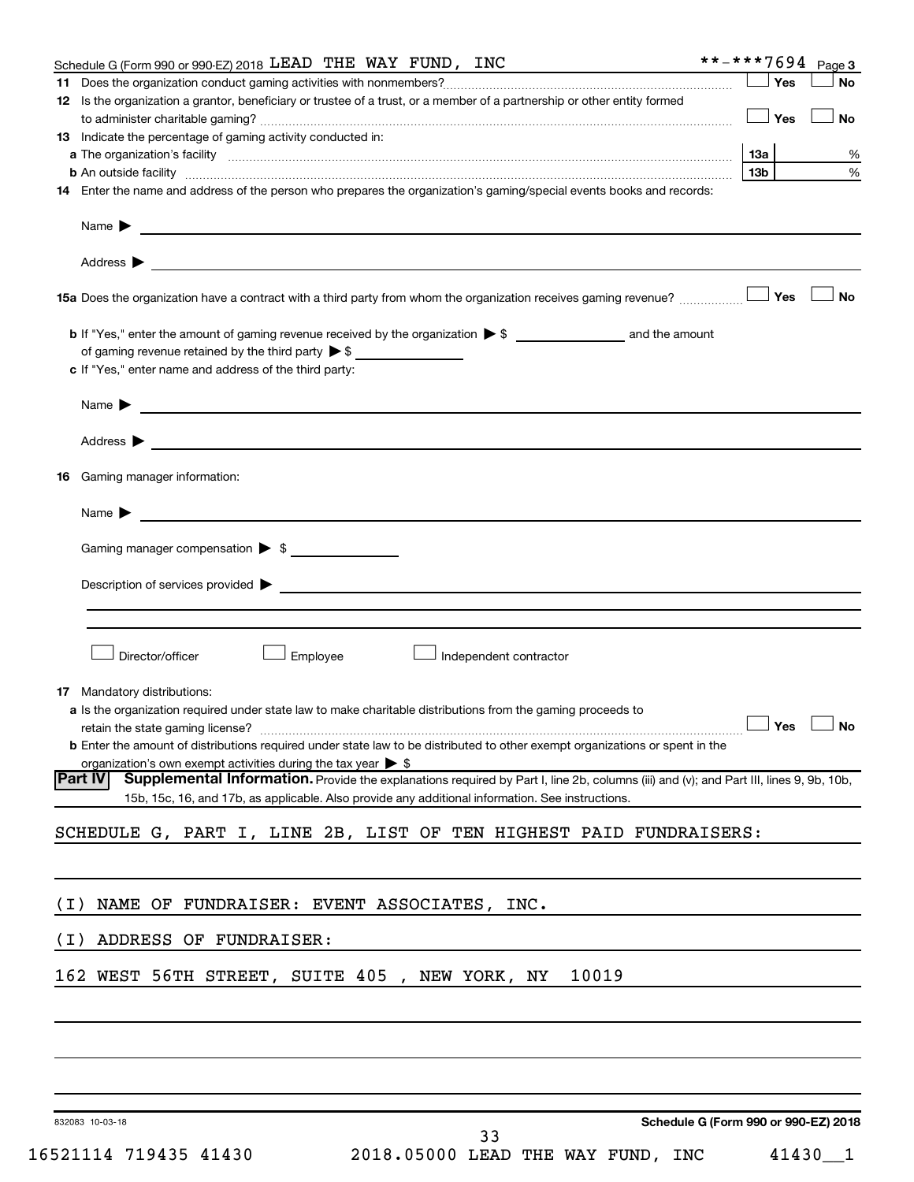Schedule G (Form 990 or 990-EZ) 2018 LEAD THE WAY FUND, INC **-***7694 Page 3

**11** Does the organization conduct gaming activities with nonmembers? ☐ Yes ☐ No

**12** Is the organization a grantor, beneficiary or trustee of a trust, or a member of a partnership or other entity formed to administer charitable gaming? ☐ Yes ☐ No

**13** Indicate the percentage of gaming activity conducted in:

**a** The organization's facility **13a** %

**b** An outside facility **13b** %

**14** Enter the name and address of the person who prepares the organization's gaming/special events books and records:

Name ▶

Address ▶

**15a** Does the organization have a contract with a third party from whom the organization receives gaming revenue? ☐ Yes ☐ No

**b** If "Yes," enter the amount of gaming revenue received by the organization ▶ $ ______ and the amount of gaming revenue retained by the third party ▶ $ ______

**c** If "Yes," enter name and address of the third party:

Name ▶

Address ▶

**16** Gaming manager information:

Name ▶

Gaming manager compensation ▶ $

Description of services provided ▶

☐ Director/officer ☐ Employee ☐ Independent contractor

**17** Mandatory distributions:

**a** Is the organization required under state law to make charitable distributions from the gaming proceeds to retain the state gaming license? ☐ Yes ☐ No

**b** Enter the amount of distributions required under state law to be distributed to other exempt organizations or spent in the organization's own exempt activities during the tax year ▶ $

**Part IV** **Supplemental Information.** Provide the explanations required by Part I, line 2b, columns (iii) and (v); and Part III, lines 9, 9b, 10b, 15b, 15c, 16, and 17b, as applicable. Also provide any additional information. See instructions.

SCHEDULE G, PART I, LINE 2B, LIST OF TEN HIGHEST PAID FUNDRAISERS:

(I) NAME OF FUNDRAISER: EVENT ASSOCIATES, INC.

(I) ADDRESS OF FUNDRAISER:

162 WEST 56TH STREET, SUITE 405 , NEW YORK, NY 10019

832083 10-03-18 **Schedule G (Form 990 or 990-EZ) 2018**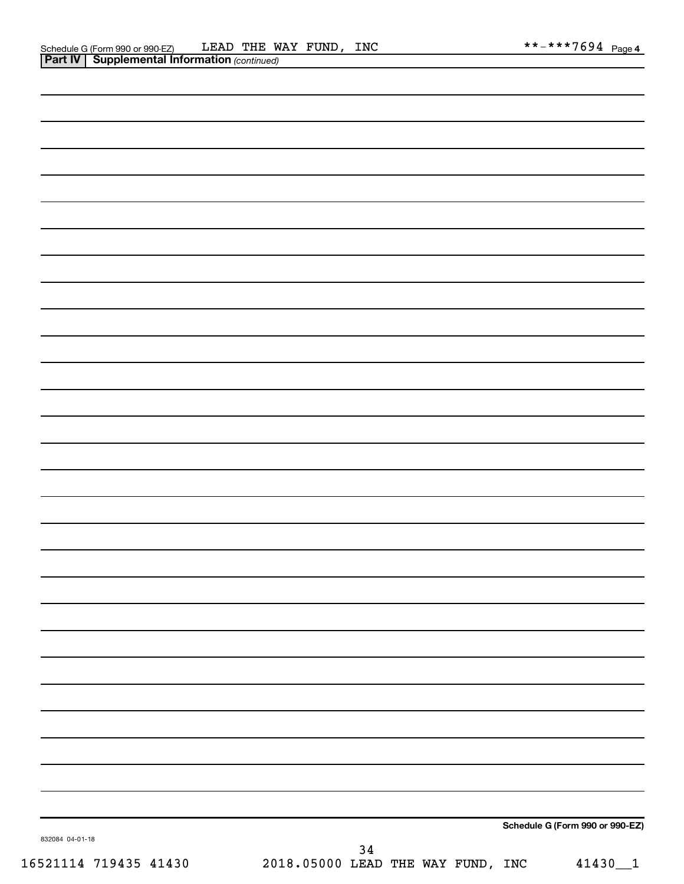Schedule G (Form 990 or 990-EZ) LEAD THE WAY FUND, INC **-***7694 Page 4

**Part IV | Supplemental Information** *(continued)*

**Schedule G (Form 990 or 990-EZ)**

832084 04-01-18

16521114 719435 41430 2018.05000 LEAD THE WAY FUND, INC 41430__1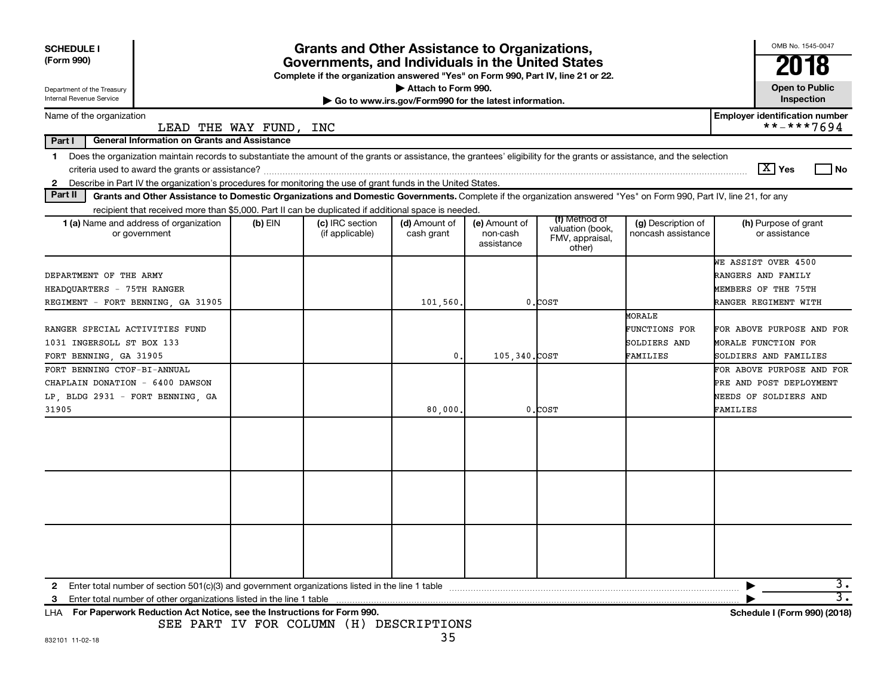**SCHEDULE I (Form 990)**

Department of the Treasury
Internal Revenue Service

# Grants and Other Assistance to Organizations, Governments, and Individuals in the United States

**Complete if the organization answered "Yes" on Form 990, Part IV, line 21 or 22.**

**▶ Attach to Form 990.**

**▶ Go to www.irs.gov/Form990 for the latest information.**

OMB No. 1545-0047

**2018**

**Open to Public Inspection**

Name of the organization: LEAD THE WAY FUND, INC

**Employer identification number** **-***7694

**Part I General Information on Grants and Assistance**

1 Does the organization maintain records to substantiate the amount of the grants or assistance, the grantees' eligibility for the grants or assistance, and the selection criteria used to award the grants or assistance? [X] Yes [ ] No

2 Describe in Part IV the organization's procedures for monitoring the use of grant funds in the United States.

**Part II Grants and Other Assistance to Domestic Organizations and Domestic Governments.** Complete if the organization answered "Yes" on Form 990, Part IV, line 21, for any recipient that received more than $5,000. Part II can be duplicated if additional space is needed.

| 1 (a) Name and address of organization or government | (b) EIN | (c) IRC section (if applicable) | (d) Amount of cash grant | (e) Amount of non-cash assistance | (f) Method of valuation (book, FMV, appraisal, other) | (g) Description of noncash assistance | (h) Purpose of grant or assistance |
|---|---|---|---|---|---|---|---|
| DEPARTMENT OF THE ARMY HEADQUARTERS - 75TH RANGER REGIMENT - FORT BENNING, GA 31905 | | | 101,560. | 0. | COST | | WE ASSIST OVER 4500 RANGERS AND FAMILY MEMBERS OF THE 75TH RANGER REGIMENT WITH |
| RANGER SPECIAL ACTIVITIES FUND 1031 INGERSOLL ST BOX 133 FORT BENNING, GA 31905 | | | 0. | 105,340. | COST | MORALE FUNCTIONS FOR SOLDIERS AND FAMILIES | FOR ABOVE PURPOSE AND FOR MORALE FUNCTION FOR SOLDIERS AND FAMILIES |
| FORT BENNING CTOF-BI-ANNUAL CHAPLAIN DONATION - 6400 DAWSON LP, BLDG 2931 - FORT BENNING, GA 31905 | | | 80,000. | 0. | COST | | FOR ABOVE PURPOSE AND FOR PRE AND POST DEPLOYMENT NEEDS OF SOLDIERS AND FAMILIES |
| | | | | | | | |
| | | | | | | | |
| | | | | | | | |

2 Enter total number of section 501(c)(3) and government organizations listed in the line 1 table ▶ 3.

3 Enter total number of other organizations listed in the line 1 table ▶ 3.

LHA **For Paperwork Reduction Act Notice, see the Instructions for Form 990.** **Schedule I (Form 990) (2018)**

SEE PART IV FOR COLUMN (H) DESCRIPTIONS

832101 11-02-18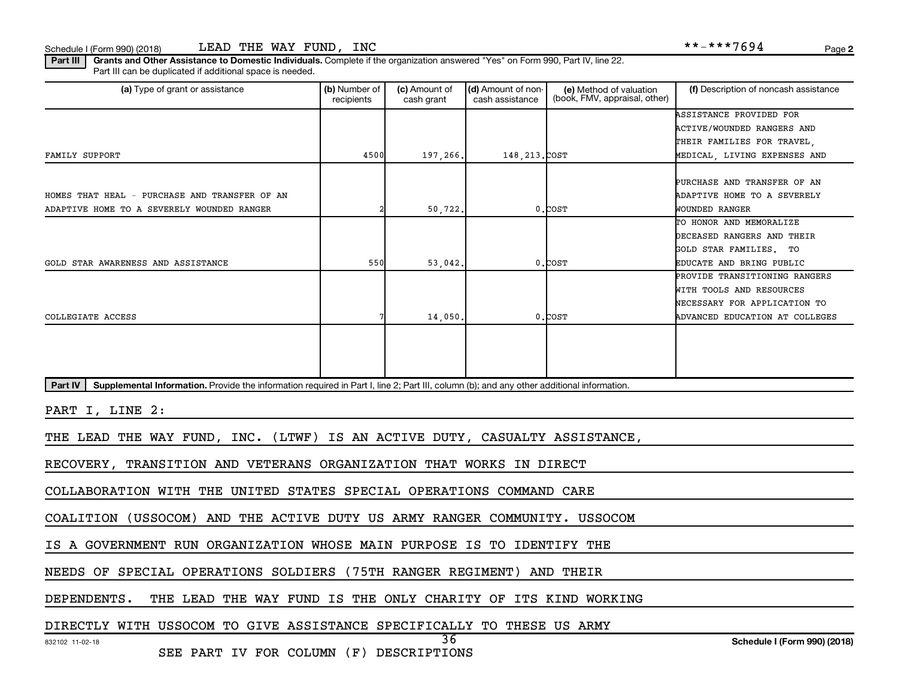Schedule I (Form 990) (2018) LEAD THE WAY FUND, INC **-***7694

**Part III** **Grants and Other Assistance to Domestic Individuals.** Complete if the organization answered "Yes" on Form 990, Part IV, line 22. Part III can be duplicated if additional space is needed.

| (a) Type of grant or assistance | (b) Number of recipients | (c) Amount of cash grant | (d) Amount of non-cash assistance | (e) Method of valuation (book, FMV, appraisal, other) | (f) Description of noncash assistance |
|---|---|---|---|---|---|
| FAMILY SUPPORT | 4500 | 197,266. | 148,213. | COST | ASSISTANCE PROVIDED FOR ACTIVE/WOUNDED RANGERS AND THEIR FAMILIES FOR TRAVEL, MEDICAL, LIVING EXPENSES AND |
| HOMES THAT HEAL - PURCHASE AND TRANSFER OF AN ADAPTIVE HOME TO A SEVERELY WOUNDED RANGER | 2 | 50,722. | 0. | COST | PURCHASE AND TRANSFER OF AN ADAPTIVE HOME TO A SEVERELY WOUNDED RANGER |
| GOLD STAR AWARENESS AND ASSISTANCE | 550 | 53,042. | 0. | COST | TO HONOR AND MEMORALIZE DECEASED RANGERS AND THEIR GOLD STAR FAMILIES. TO EDUCATE AND BRING PUBLIC |
| COLLEGIATE ACCESS | 7 | 14,050. | 0. | COST | PROVIDE TRANSITIONING RANGERS WITH TOOLS AND RESOURCES NECESSARY FOR APPLICATION TO ADVANCED EDUCATION AT COLLEGES |
| | | | | | |

**Part IV** **Supplemental Information.** Provide the information required in Part I, line 2; Part III, column (b); and any other additional information.

PART I, LINE 2:

THE LEAD THE WAY FUND, INC. (LTWF) IS AN ACTIVE DUTY, CASUALTY ASSISTANCE, RECOVERY, TRANSITION AND VETERANS ORGANIZATION THAT WORKS IN DIRECT COLLABORATION WITH THE UNITED STATES SPECIAL OPERATIONS COMMAND CARE COALITION (USSOCOM) AND THE ACTIVE DUTY US ARMY RANGER COMMUNITY. USSOCOM IS A GOVERNMENT RUN ORGANIZATION WHOSE MAIN PURPOSE IS TO IDENTIFY THE NEEDS OF SPECIAL OPERATIONS SOLDIERS (75TH RANGER REGIMENT) AND THEIR DEPENDENTS. THE LEAD THE WAY FUND IS THE ONLY CHARITY OF ITS KIND WORKING DIRECTLY WITH USSOCOM TO GIVE ASSISTANCE SPECIFICALLY TO THESE US ARMY

SEE PART IV FOR COLUMN (F) DESCRIPTIONS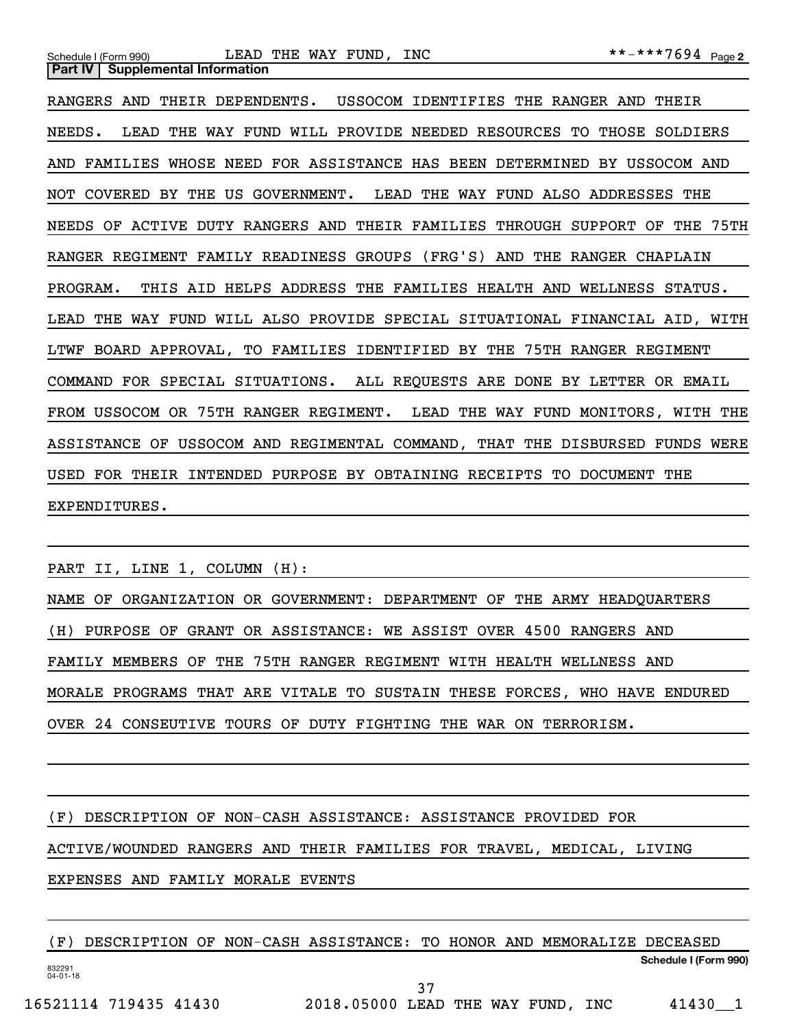**Part IV | Supplemental Information**

RANGERS AND THEIR DEPENDENTS. USSOCOM IDENTIFIES THE RANGER AND THEIR NEEDS. LEAD THE WAY FUND WILL PROVIDE NEEDED RESOURCES TO THOSE SOLDIERS AND FAMILIES WHOSE NEED FOR ASSISTANCE HAS BEEN DETERMINED BY USSOCOM AND NOT COVERED BY THE US GOVERNMENT. LEAD THE WAY FUND ALSO ADDRESSES THE NEEDS OF ACTIVE DUTY RANGERS AND THEIR FAMILIES THROUGH SUPPORT OF THE 75TH RANGER REGIMENT FAMILY READINESS GROUPS (FRG'S) AND THE RANGER CHAPLAIN PROGRAM. THIS AID HELPS ADDRESS THE FAMILIES HEALTH AND WELLNESS STATUS. LEAD THE WAY FUND WILL ALSO PROVIDE SPECIAL SITUATIONAL FINANCIAL AID, WITH LTWF BOARD APPROVAL, TO FAMILIES IDENTIFIED BY THE 75TH RANGER REGIMENT COMMAND FOR SPECIAL SITUATIONS. ALL REQUESTS ARE DONE BY LETTER OR EMAIL FROM USSOCOM OR 75TH RANGER REGIMENT. LEAD THE WAY FUND MONITORS, WITH THE ASSISTANCE OF USSOCOM AND REGIMENTAL COMMAND, THAT THE DISBURSED FUNDS WERE USED FOR THEIR INTENDED PURPOSE BY OBTAINING RECEIPTS TO DOCUMENT THE EXPENDITURES.

PART II, LINE 1, COLUMN (H):

NAME OF ORGANIZATION OR GOVERNMENT: DEPARTMENT OF THE ARMY HEADQUARTERS

(H) PURPOSE OF GRANT OR ASSISTANCE: WE ASSIST OVER 4500 RANGERS AND FAMILY MEMBERS OF THE 75TH RANGER REGIMENT WITH HEALTH WELLNESS AND MORALE PROGRAMS THAT ARE VITALE TO SUSTAIN THESE FORCES, WHO HAVE ENDURED OVER 24 CONSEUTIVE TOURS OF DUTY FIGHTING THE WAR ON TERRORISM.

(F) DESCRIPTION OF NON-CASH ASSISTANCE: ASSISTANCE PROVIDED FOR ACTIVE/WOUNDED RANGERS AND THEIR FAMILIES FOR TRAVEL, MEDICAL, LIVING EXPENSES AND FAMILY MORALE EVENTS

(F) DESCRIPTION OF NON-CASH ASSISTANCE: TO HONOR AND MEMORALIZE DECEASED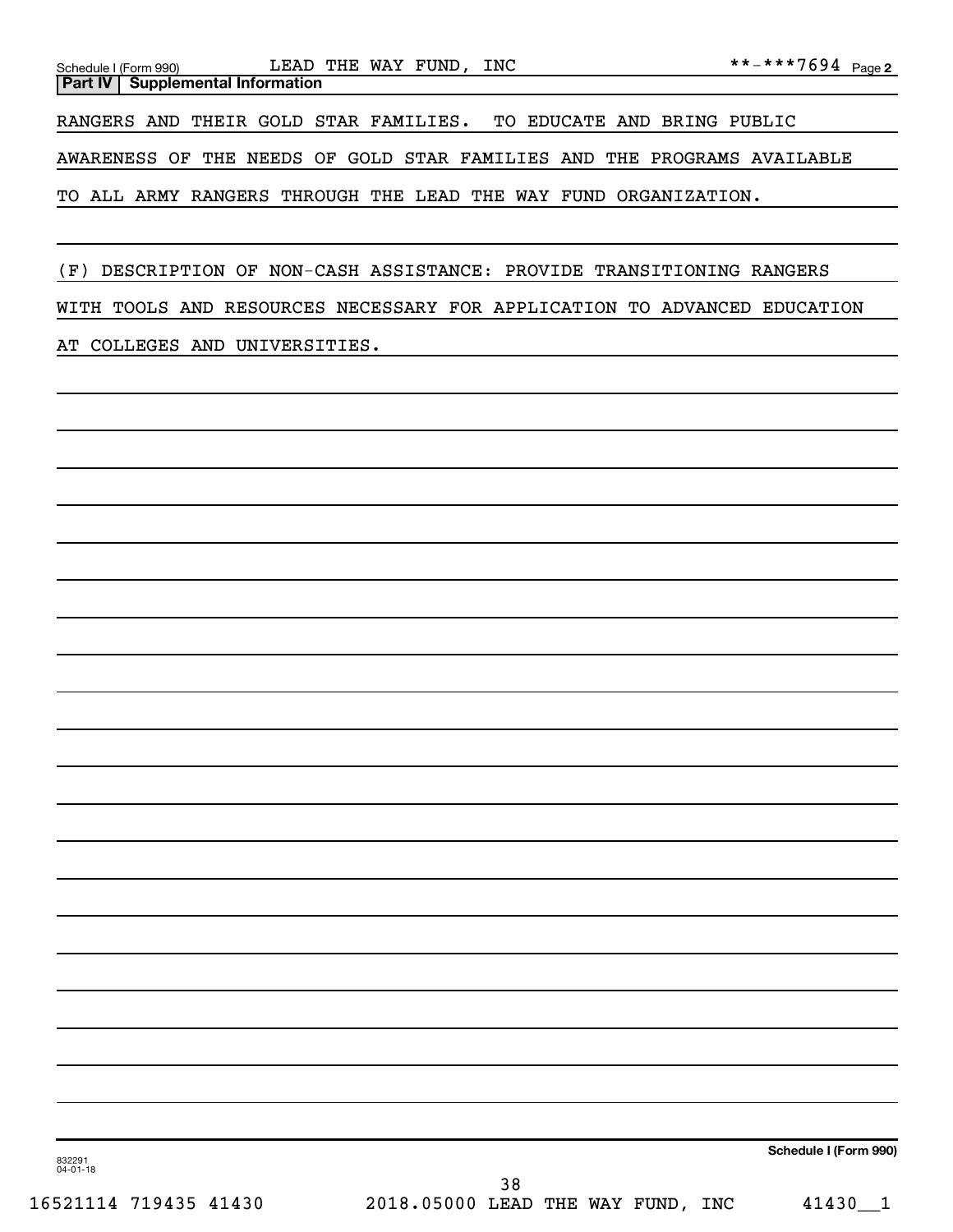Schedule I (Form 990) LEAD THE WAY FUND, INC **-***7694 Page 2

**Part IV | Supplemental Information**

RANGERS AND THEIR GOLD STAR FAMILIES. TO EDUCATE AND BRING PUBLIC AWARENESS OF THE NEEDS OF GOLD STAR FAMILIES AND THE PROGRAMS AVAILABLE TO ALL ARMY RANGERS THROUGH THE LEAD THE WAY FUND ORGANIZATION.

(F) DESCRIPTION OF NON-CASH ASSISTANCE: PROVIDE TRANSITIONING RANGERS WITH TOOLS AND RESOURCES NECESSARY FOR APPLICATION TO ADVANCED EDUCATION AT COLLEGES AND UNIVERSITIES.

832291 04-01-18

**Schedule I (Form 990)**

16521114 719435 41430 2018.05000 LEAD THE WAY FUND, INC 41430__1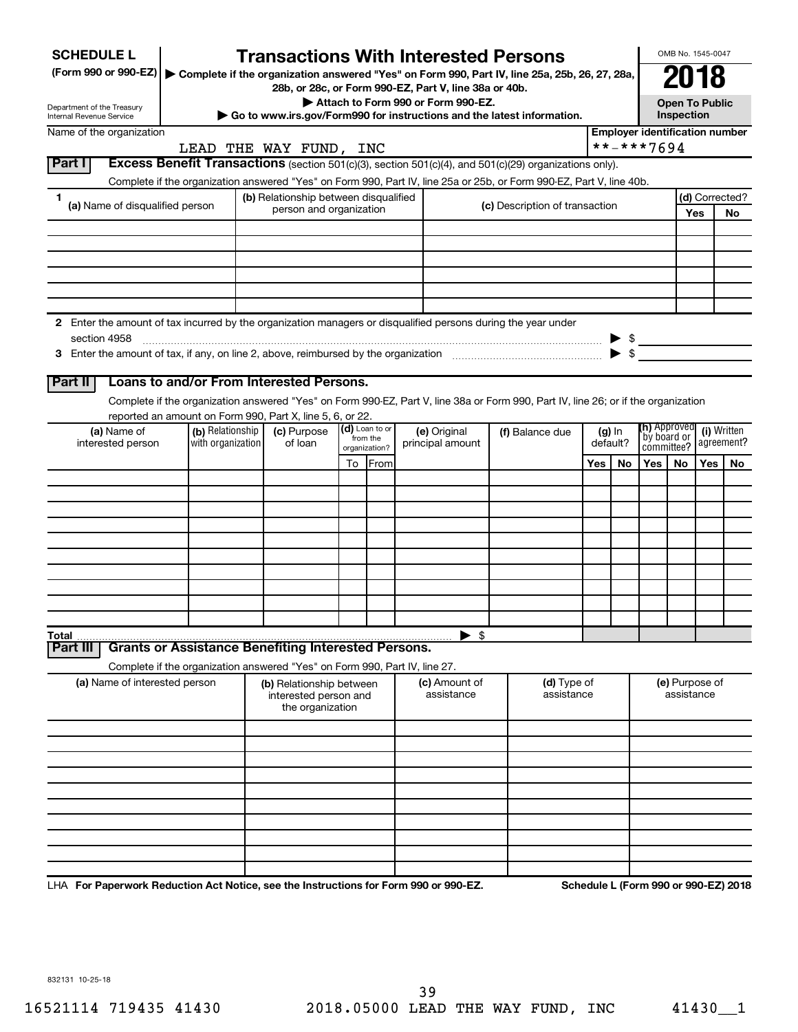**SCHEDULE L**
**(Form 990 or 990-EZ)**

Department of the Treasury
Internal Revenue Service

# Transactions With Interested Persons

▶ Complete if the organization answered "Yes" on Form 990, Part IV, line 25a, 25b, 26, 27, 28a, 28b, or 28c, or Form 990-EZ, Part V, line 38a or 40b.
▶ Attach to Form 990 or Form 990-EZ.
▶ Go to www.irs.gov/Form990 for instructions and the latest information.

OMB No. 1545-0047
**2018**
**Open To Public Inspection**

Name of the organization: LEAD THE WAY FUND, INC

Employer identification number: **-***7694

## Part I Excess Benefit Transactions (section 501(c)(3), section 501(c)(4), and 501(c)(29) organizations only).

Complete if the organization answered "Yes" on Form 990, Part IV, line 25a or 25b, or Form 990-EZ, Part V, line 40b.

| 1 (a) Name of disqualified person | (b) Relationship between disqualified person and organization | (c) Description of transaction | (d) Corrected? Yes | No |
|---|---|---|---|---|
| | | | | |
| | | | | |
| | | | | |
| | | | | |
| | | | | |
| | | | | |

2 Enter the amount of tax incurred by the organization managers or disqualified persons during the year under section 4958 ▶ $

3 Enter the amount of tax, if any, on line 2, above, reimbursed by the organization ▶ $

## Part II Loans to and/or From Interested Persons.

Complete if the organization answered "Yes" on Form 990-EZ, Part V, line 38a or Form 990, Part IV, line 26; or if the organization reported an amount on Form 990, Part X, line 5, 6, or 22.

| (a) Name of interested person | (b) Relationship with organization | (c) Purpose of loan | (d) Loan to or from the organization? To | From | (e) Original principal amount | (f) Balance due | (g) In default? Yes | No | (h) Approved by board or committee? Yes | No | (i) Written agreement? Yes | No |
|---|---|---|---|---|---|---|---|---|---|---|---|---|
| | | | | | | | | | | | | |
| | | | | | | | | | | | | |
| | | | | | | | | | | | | |
| | | | | | | | | | | | | |
| | | | | | | | | | | | | |
| | | | | | | | | | | | | |
| | | | | | | | | | | | | |
| | | | | | | | | | | | | |
| | | | | | | | | | | | | |
| | | | | | | | | | | | | |
| **Total** | | | | | ▶ $ | | | | | | | |

## Part III Grants or Assistance Benefiting Interested Persons.

Complete if the organization answered "Yes" on Form 990, Part IV, line 27.

| (a) Name of interested person | (b) Relationship between interested person and the organization | (c) Amount of assistance | (d) Type of assistance | (e) Purpose of assistance |
|---|---|---|---|---|
| | | | | |
| | | | | |
| | | | | |
| | | | | |
| | | | | |
| | | | | |
| | | | | |
| | | | | |
| | | | | |
| | | | | |

LHA **For Paperwork Reduction Act Notice, see the Instructions for Form 990 or 990-EZ.** **Schedule L (Form 990 or 990-EZ) 2018**

832131 10-25-18

16521114 719435 41430 2018.05000 LEAD THE WAY FUND, INC 41430__1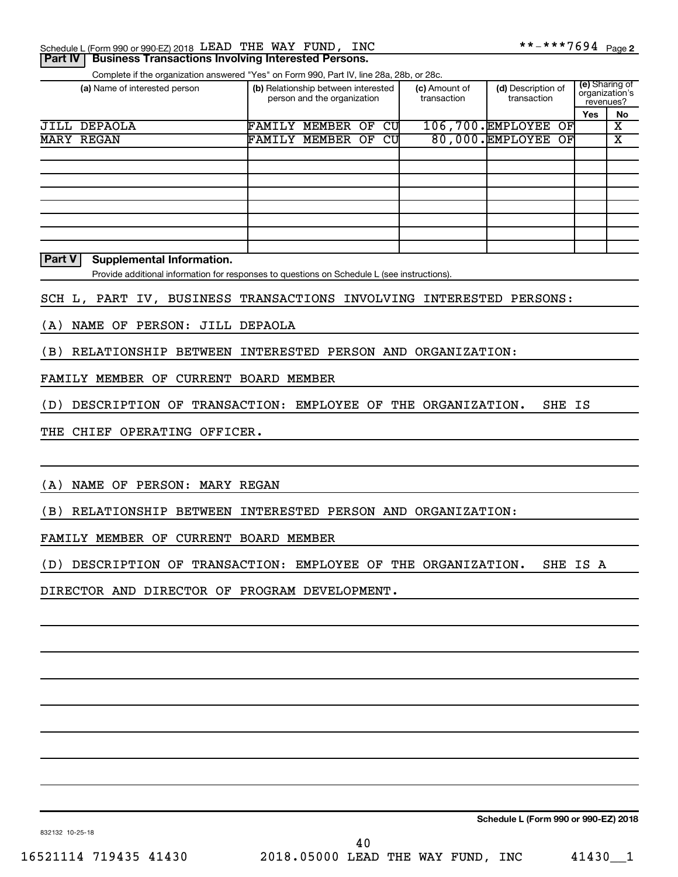Schedule L (Form 990 or 990-EZ) 2018 LEAD THE WAY FUND, INC **-***7694 Page 2

## Part IV Business Transactions Involving Interested Persons.

Complete if the organization answered "Yes" on Form 990, Part IV, line 28a, 28b, or 28c.

| (a) Name of interested person | (b) Relationship between interested person and the organization | (c) Amount of transaction | (d) Description of transaction | (e) Sharing of organization's revenues? Yes | No |
|---|---|---|---|---|---|
| JILL DEPAOLA | FAMILY MEMBER OF CU | 106,700. | EMPLOYEE OF | | X |
| MARY REGAN | FAMILY MEMBER OF CU | 80,000. | EMPLOYEE OF | | X |

## Part V Supplemental Information.

Provide additional information for responses to questions on Schedule L (see instructions).

SCH L, PART IV, BUSINESS TRANSACTIONS INVOLVING INTERESTED PERSONS:

(A) NAME OF PERSON: JILL DEPAOLA

(B) RELATIONSHIP BETWEEN INTERESTED PERSON AND ORGANIZATION:

FAMILY MEMBER OF CURRENT BOARD MEMBER

(D) DESCRIPTION OF TRANSACTION: EMPLOYEE OF THE ORGANIZATION. SHE IS THE CHIEF OPERATING OFFICER.

(A) NAME OF PERSON: MARY REGAN

(B) RELATIONSHIP BETWEEN INTERESTED PERSON AND ORGANIZATION:

FAMILY MEMBER OF CURRENT BOARD MEMBER

(D) DESCRIPTION OF TRANSACTION: EMPLOYEE OF THE ORGANIZATION. SHE IS A DIRECTOR AND DIRECTOR OF PROGRAM DEVELOPMENT.

Schedule L (Form 990 or 990-EZ) 2018

832132 10-25-18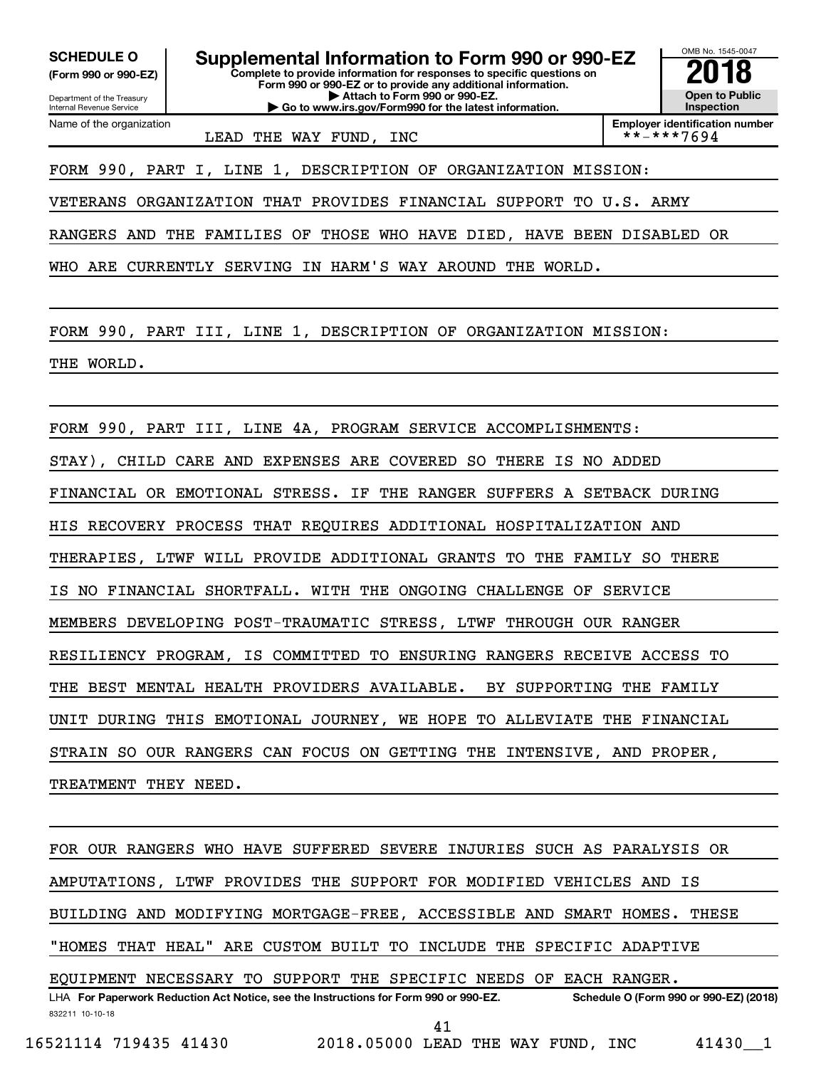**SCHEDULE O (Form 990 or 990-EZ)**

Department of the Treasury
Internal Revenue Service

# Supplemental Information to Form 990 or 990-EZ

**Complete to provide information for responses to specific questions on Form 990 or 990-EZ or to provide any additional information.**
**▶ Attach to Form 990 or 990-EZ.**
**▶ Go to www.irs.gov/Form990 for the latest information.**

OMB No. 1545-0047

**2018**

**Open to Public Inspection**

Name of the organization: LEAD THE WAY FUND, INC

**Employer identification number** **-***7694

FORM 990, PART I, LINE 1, DESCRIPTION OF ORGANIZATION MISSION:

VETERANS ORGANIZATION THAT PROVIDES FINANCIAL SUPPORT TO U.S. ARMY RANGERS AND THE FAMILIES OF THOSE WHO HAVE DIED, HAVE BEEN DISABLED OR WHO ARE CURRENTLY SERVING IN HARM'S WAY AROUND THE WORLD.

FORM 990, PART III, LINE 1, DESCRIPTION OF ORGANIZATION MISSION:

THE WORLD.

FORM 990, PART III, LINE 4A, PROGRAM SERVICE ACCOMPLISHMENTS:

STAY), CHILD CARE AND EXPENSES ARE COVERED SO THERE IS NO ADDED FINANCIAL OR EMOTIONAL STRESS. IF THE RANGER SUFFERS A SETBACK DURING HIS RECOVERY PROCESS THAT REQUIRES ADDITIONAL HOSPITALIZATION AND THERAPIES, LTWF WILL PROVIDE ADDITIONAL GRANTS TO THE FAMILY SO THERE IS NO FINANCIAL SHORTFALL. WITH THE ONGOING CHALLENGE OF SERVICE MEMBERS DEVELOPING POST-TRAUMATIC STRESS, LTWF THROUGH OUR RANGER RESILIENCY PROGRAM, IS COMMITTED TO ENSURING RANGERS RECEIVE ACCESS TO THE BEST MENTAL HEALTH PROVIDERS AVAILABLE. BY SUPPORTING THE FAMILY UNIT DURING THIS EMOTIONAL JOURNEY, WE HOPE TO ALLEVIATE THE FINANCIAL STRAIN SO OUR RANGERS CAN FOCUS ON GETTING THE INTENSIVE, AND PROPER, TREATMENT THEY NEED.

FOR OUR RANGERS WHO HAVE SUFFERED SEVERE INJURIES SUCH AS PARALYSIS OR AMPUTATIONS, LTWF PROVIDES THE SUPPORT FOR MODIFIED VEHICLES AND IS BUILDING AND MODIFYING MORTGAGE-FREE, ACCESSIBLE AND SMART HOMES. THESE "HOMES THAT HEAL" ARE CUSTOM BUILT TO INCLUDE THE SPECIFIC ADAPTIVE EQUIPMENT NECESSARY TO SUPPORT THE SPECIFIC NEEDS OF EACH RANGER.

LHA **For Paperwork Reduction Act Notice, see the Instructions for Form 990 or 990-EZ.** **Schedule O (Form 990 or 990-EZ) (2018)**

832211 10-10-18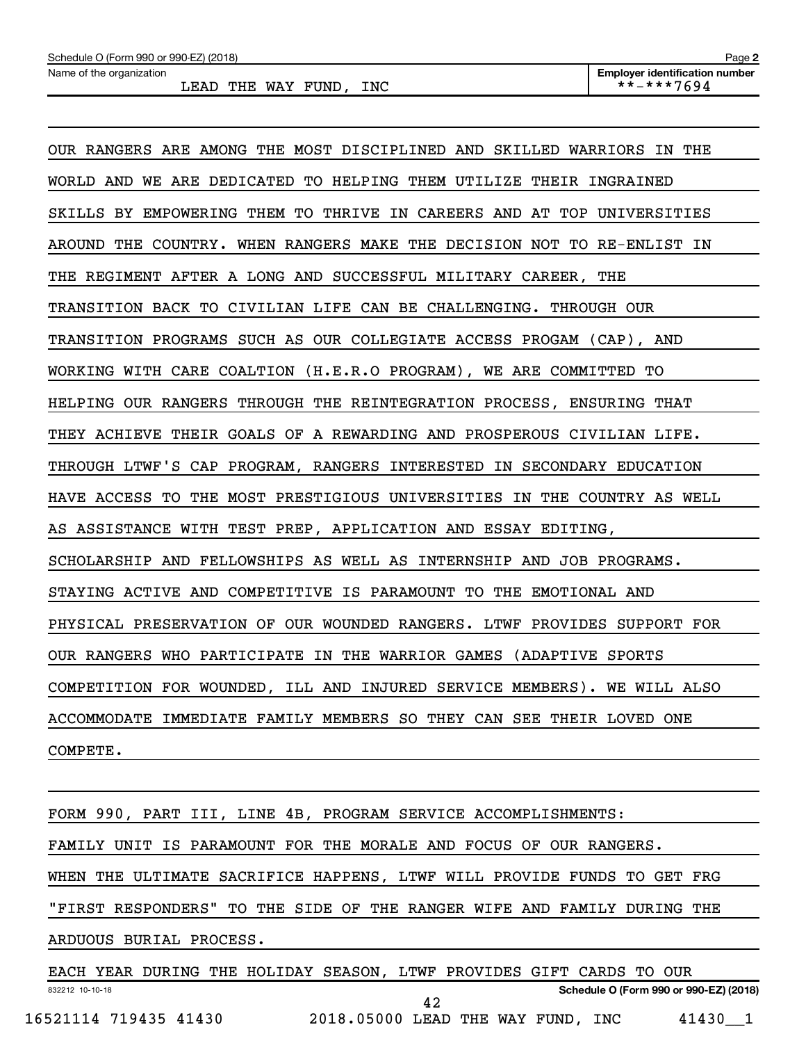OUR RANGERS ARE AMONG THE MOST DISCIPLINED AND SKILLED WARRIORS IN THE WORLD AND WE ARE DEDICATED TO HELPING THEM UTILIZE THEIR INGRAINED SKILLS BY EMPOWERING THEM TO THRIVE IN CAREERS AND AT TOP UNIVERSITIES AROUND THE COUNTRY. WHEN RANGERS MAKE THE DECISION NOT TO RE-ENLIST IN THE REGIMENT AFTER A LONG AND SUCCESSFUL MILITARY CAREER, THE TRANSITION BACK TO CIVILIAN LIFE CAN BE CHALLENGING. THROUGH OUR TRANSITION PROGRAMS SUCH AS OUR COLLEGIATE ACCESS PROGAM (CAP), AND WORKING WITH CARE COALTION (H.E.R.O PROGRAM), WE ARE COMMITTED TO HELPING OUR RANGERS THROUGH THE REINTEGRATION PROCESS, ENSURING THAT THEY ACHIEVE THEIR GOALS OF A REWARDING AND PROSPEROUS CIVILIAN LIFE. THROUGH LTWF'S CAP PROGRAM, RANGERS INTERESTED IN SECONDARY EDUCATION HAVE ACCESS TO THE MOST PRESTIGIOUS UNIVERSITIES IN THE COUNTRY AS WELL AS ASSISTANCE WITH TEST PREP, APPLICATION AND ESSAY EDITING, SCHOLARSHIP AND FELLOWSHIPS AS WELL AS INTERNSHIP AND JOB PROGRAMS. STAYING ACTIVE AND COMPETITIVE IS PARAMOUNT TO THE EMOTIONAL AND PHYSICAL PRESERVATION OF OUR WOUNDED RANGERS. LTWF PROVIDES SUPPORT FOR OUR RANGERS WHO PARTICIPATE IN THE WARRIOR GAMES (ADAPTIVE SPORTS COMPETITION FOR WOUNDED, ILL AND INJURED SERVICE MEMBERS). WE WILL ALSO ACCOMMODATE IMMEDIATE FAMILY MEMBERS SO THEY CAN SEE THEIR LOVED ONE COMPETE.

FORM 990, PART III, LINE 4B, PROGRAM SERVICE ACCOMPLISHMENTS:

FAMILY UNIT IS PARAMOUNT FOR THE MORALE AND FOCUS OF OUR RANGERS. WHEN THE ULTIMATE SACRIFICE HAPPENS, LTWF WILL PROVIDE FUNDS TO GET FRG "FIRST RESPONDERS" TO THE SIDE OF THE RANGER WIFE AND FAMILY DURING THE ARDUOUS BURIAL PROCESS.

EACH YEAR DURING THE HOLIDAY SEASON, LTWF PROVIDES GIFT CARDS TO OUR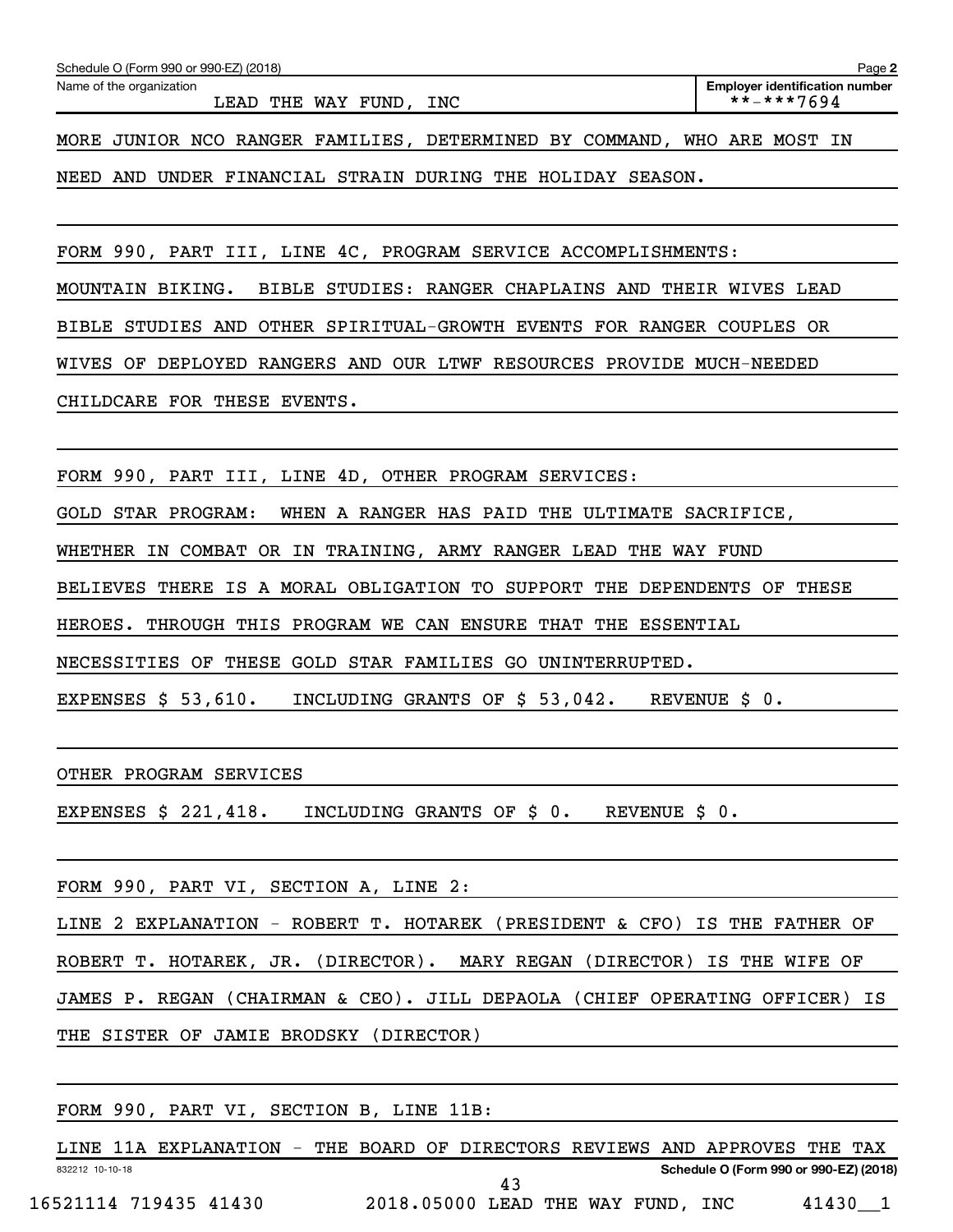Schedule O (Form 990 or 990-EZ) (2018)

Name of the organization: LEAD THE WAY FUND, INC

Employer identification number: **-***7694

MORE JUNIOR NCO RANGER FAMILIES, DETERMINED BY COMMAND, WHO ARE MOST IN NEED AND UNDER FINANCIAL STRAIN DURING THE HOLIDAY SEASON.

FORM 990, PART III, LINE 4C, PROGRAM SERVICE ACCOMPLISHMENTS:

MOUNTAIN BIKING. BIBLE STUDIES: RANGER CHAPLAINS AND THEIR WIVES LEAD BIBLE STUDIES AND OTHER SPIRITUAL-GROWTH EVENTS FOR RANGER COUPLES OR WIVES OF DEPLOYED RANGERS AND OUR LTWF RESOURCES PROVIDE MUCH-NEEDED CHILDCARE FOR THESE EVENTS.

FORM 990, PART III, LINE 4D, OTHER PROGRAM SERVICES:

GOLD STAR PROGRAM: WHEN A RANGER HAS PAID THE ULTIMATE SACRIFICE, WHETHER IN COMBAT OR IN TRAINING, ARMY RANGER LEAD THE WAY FUND BELIEVES THERE IS A MORAL OBLIGATION TO SUPPORT THE DEPENDENTS OF THESE HEROES. THROUGH THIS PROGRAM WE CAN ENSURE THAT THE ESSENTIAL NECESSITIES OF THESE GOLD STAR FAMILIES GO UNINTERRUPTED.

EXPENSES $ 53,610. INCLUDING GRANTS OF $ 53,042. REVENUE $ 0.

OTHER PROGRAM SERVICES

EXPENSES $ 221,418. INCLUDING GRANTS OF $ 0. REVENUE $ 0.

FORM 990, PART VI, SECTION A, LINE 2:

LINE 2 EXPLANATION - ROBERT T. HOTAREK (PRESIDENT & CFO) IS THE FATHER OF ROBERT T. HOTAREK, JR. (DIRECTOR). MARY REGAN (DIRECTOR) IS THE WIFE OF JAMES P. REGAN (CHAIRMAN & CEO). JILL DEPAOLA (CHIEF OPERATING OFFICER) IS THE SISTER OF JAMIE BRODSKY (DIRECTOR)

FORM 990, PART VI, SECTION B, LINE 11B:

LINE 11A EXPLANATION - THE BOARD OF DIRECTORS REVIEWS AND APPROVES THE TAX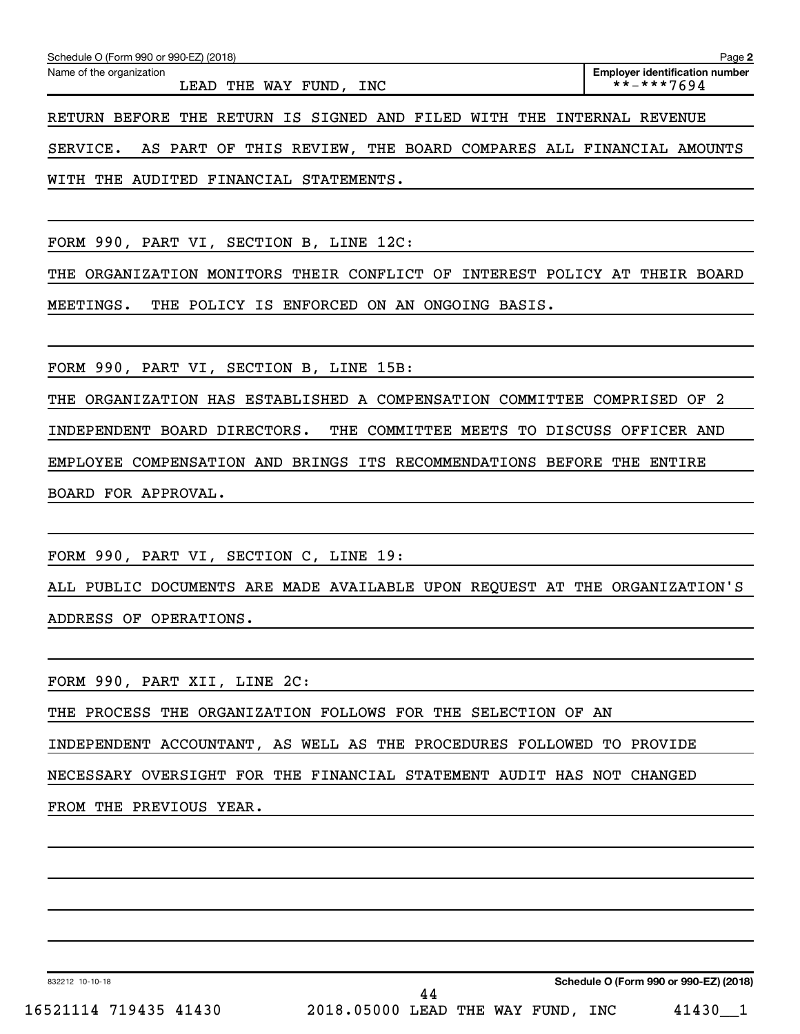Schedule O (Form 990 or 990-EZ) (2018)

Name of the organization: LEAD THE WAY FUND, INC

Employer identification number: **-***7694

RETURN BEFORE THE RETURN IS SIGNED AND FILED WITH THE INTERNAL REVENUE SERVICE. AS PART OF THIS REVIEW, THE BOARD COMPARES ALL FINANCIAL AMOUNTS WITH THE AUDITED FINANCIAL STATEMENTS.

FORM 990, PART VI, SECTION B, LINE 12C:

THE ORGANIZATION MONITORS THEIR CONFLICT OF INTEREST POLICY AT THEIR BOARD MEETINGS. THE POLICY IS ENFORCED ON AN ONGOING BASIS.

FORM 990, PART VI, SECTION B, LINE 15B:

THE ORGANIZATION HAS ESTABLISHED A COMPENSATION COMMITTEE COMPRISED OF 2 INDEPENDENT BOARD DIRECTORS. THE COMMITTEE MEETS TO DISCUSS OFFICER AND EMPLOYEE COMPENSATION AND BRINGS ITS RECOMMENDATIONS BEFORE THE ENTIRE BOARD FOR APPROVAL.

FORM 990, PART VI, SECTION C, LINE 19:

ALL PUBLIC DOCUMENTS ARE MADE AVAILABLE UPON REQUEST AT THE ORGANIZATION'S ADDRESS OF OPERATIONS.

FORM 990, PART XII, LINE 2C:

THE PROCESS THE ORGANIZATION FOLLOWS FOR THE SELECTION OF AN INDEPENDENT ACCOUNTANT, AS WELL AS THE PROCEDURES FOLLOWED TO PROVIDE NECESSARY OVERSIGHT FOR THE FINANCIAL STATEMENT AUDIT HAS NOT CHANGED FROM THE PREVIOUS YEAR.

832212 10-10-18

Schedule O (Form 990 or 990-EZ) (2018)

16521114 719435 41430 2018.05000 LEAD THE WAY FUND, INC 41430__1